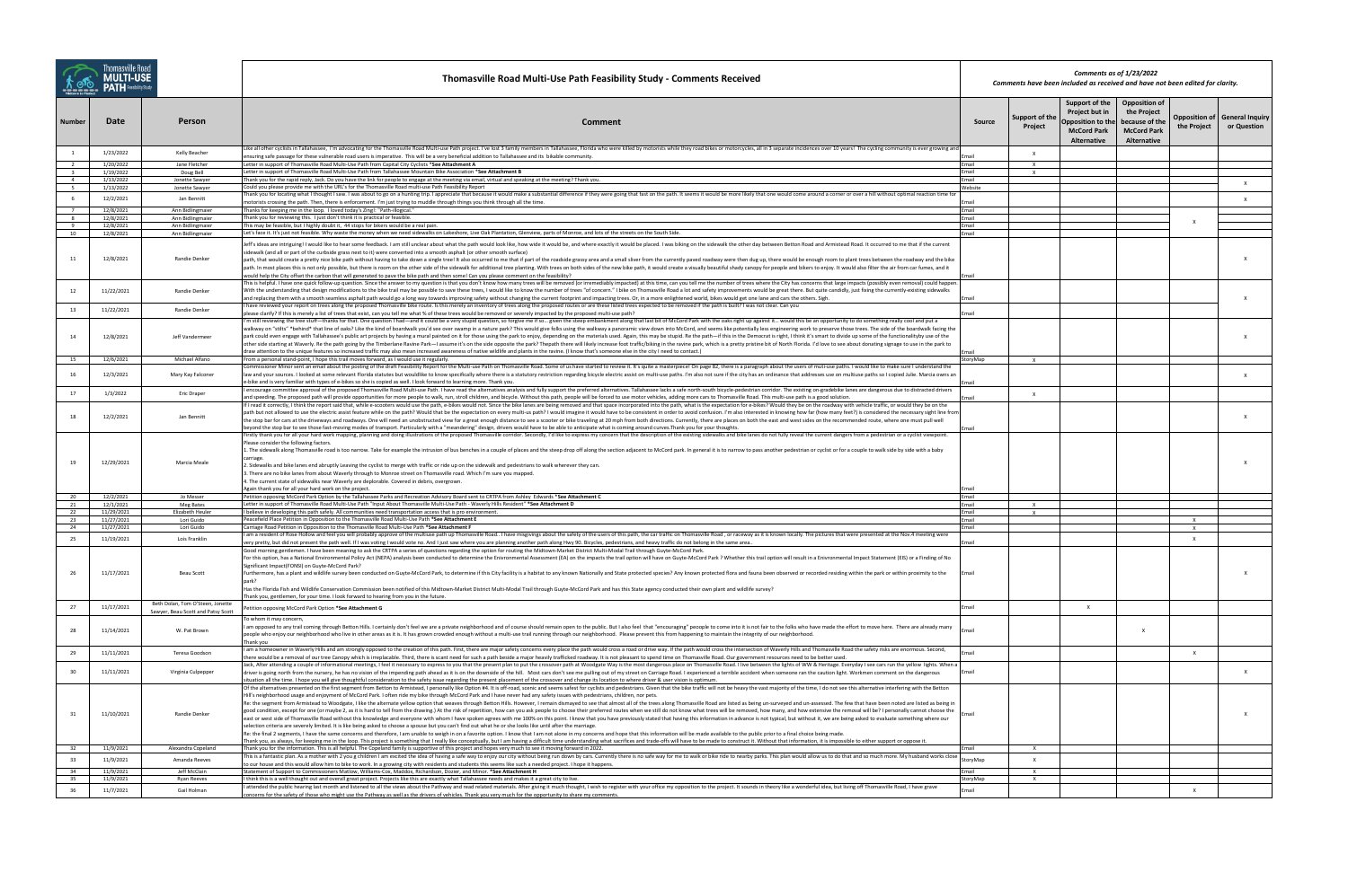Thomasville Road MULTI-USE PATH Feasibility Study

# Thomasville Road Multi-Use Path Feasibility Study - Comments Received

*Comments as of 1/23/2022*

*Comments have been included as received and have not been edited for clarity.*

| Number | Date | Person | Comment | Source | Support of the Project | Support of the Project but in Opposition to the McCord Park Alternative | Opposition of the Project because of the McCord Park Alternative | Opposition of the Project | General Inquiry or Question |
|---|---|---|---|---|---|---|---|---|---|
| 1 | 1/23/2022 | Kelly Beacher | Like all other cyclists in Tallahassee, I'm advocating for the Thomasville Road Multi-use Path project. I've lost 3 family members in Tallahassee, Florida who were killed by motorists while they road bikes or motorcycles, all in 3 separate incidences over 10 years! The cycling community is ever growing and ensuring safe passage for these vulnerable road users is imperative. This will be a very beneficial addition to Tallahassee and its bikable community. | Email | X | | | | |
| 2 | 1/20/2022 | Jane Fletcher | Letter in support of Thomasville Road Multi-Use Path from Capital City Cyclists *See Attachment A | Email | X | | | | |
| 3 | 1/19/2022 | Doug Bell | Letter in support of Thomasville Road Multi-Use Path from Tallahassee Mountain Bike Association *See Attachment B | Email | X | | | | |
| 4 | 1/13/2022 | Jonette Sawyer | Thank you for the rapid reply, Jack. Do you have the link for people to engage at the meeting via email, virtual and speaking at the meeting? Thank you. | Email | | | | | |
| 5 | 1/13/2022 | Jonette Sawyer | Could you please provide me with the URL's for the Thomasville Road multi-use Path Feasibility Report | Website | | | | | X |
| 6 | 12/2/2021 | Jan Bennitt | Thank you for locating what I thought I saw. I was about to go on a hunting trip. I appreciate that because it would make a substantial difference if they were going that fast on the path. It seems it would be more likely that one would come around a corner or over a hill without optimal reaction time for motorists crossing the path. Then, there is enforcement. I'm just trying to muddle through things you think through all the time. | Email | | | | | X |
| 7 | 12/8/2021 | Ann Bidlingmaier | Thanks for keeping me in the loop. I loved today's Zing!: "Path-illogical." | Email | | | | | |
| 8 | 12/8/2021 | Ann Bidlingmaier | Thank you for reviewing this. I just don't think it is practical or feasible. | Email | | | | | |
| 9 | 12/8/2021 | Ann Bidlingmaier | This may be feasible, but I highly doubt it.. 44 stops for bikers would be a real pain. | Email | | | | X | |
| 10 | 12/8/2021 | Ann Bidlingmaier | Let's face it. It's just not feasible. Why waste the money when we need sidewalks on Lakeshore, Live Oak Plantation, Glenview, parts of Monroe, and lots of the streets on the South Side. | Email | | | | | |
| 11 | 12/8/2021 | Randie Denker | Jeff's ideas are intriguing! I would like to hear some feedback. I am still unclear about what the path would look like, how wide it would be, and where exactly it would be placed. I was biking on the sidewalk the other day between Betton Road and Armistead Road. It occurred to me that if the current sidewalk (and all or part of the curbside grass next to it) were converted into a smooth asphalt (or other smooth surface) path, that would create a pretty nice bike path without having to take down a single tree! It also occurred to me that if part of the roadside grassy area and a small sliver from the currently paved roadway were then dug up, there would be enough room to plant trees between the roadway and the bike path. In most places this is not only possible, but there is room on the other side of the sidewalk for additional tree planting. With trees on both sides of the new bike path, it would create a visually beautiful shady canopy for people and bikers to enjoy. It would also filter the air from car fumes, and it would help the City offset the carbon that will generated to pave the bike path and then some! Can you please comment on the feasibility? | Email | | | | | X |
| 12 | 11/22/2021 | Randie Denker | This is helpful. I have one quick follow-up question. Since the answer to my question is that you don't know how many trees will be removed (or immediately impacted) at this time, can you tell me the number of trees where the City has concerns that large impacts (possibly even removal) could happen. With the understanding that design modifications to the bike trail may be possible to save these trees, I would like to know the number of trees "of concern." I bike on Thomasville Road a lot and safety improvements would be great there. But quite candidly, just fixing the currently-existing sidewalks and replacing them with a smooth seamless asphalt path would go a long way towards improving safety without changing the current footprint and impacting trees. Or, in a more enlightened world, bikes would get one lane and cars the others. Sigh. | Email | | | | | X |
| 13 | 11/22/2021 | Randie Denker | I have reviewed your report on trees along the proposed Thomasville bike route. Is this merely an inventory of trees along the proposed routes or are these listed trees expected to be removed if the path is built? I was not clear. Can you please clarify? If this is merely a list of trees that exist, can you tell me what % of these trees would be removed or severely impacted by the proposed multi-use path? | Email | | | | | |
| 14 | 12/8/2021 | Jeff Vandermeer | I'm still reviewing the tree stuff—thanks for that. One question I had—and it could be a very stupid question, so forgive me if so... given the steep embankment along that last bit of McCord Park with the oaks right up against it... would this be an opportunity to do something really cool and put a walkway on "stilts" *behind* that line of oaks? Like the kind of boardwalk you'd see over swamp in a nature park? This would give folks using the walkway a panoramic view down into McCord, and seems like potentially less engineering work to preserve those trees. The side of the boardwalk facing the park could even engage with Tallahassee's public art projects by having a mural painted on it for those using the park to enjoy, depending on the materials used. Again, this may be stupid. Re the path—if this in the Democrat is right, I think it's smart to divide up some of the functionality/use of the other side starting at Waverly. Re the path going by the Timberlane Ravine Park—I assume it's on the side opposite the park? Thepath there will likely increase foot traffic/biking in the ravine park, which is a pretty pristine bit of North Florida. I'd love to see about donating signage to use in the park to draw attention to the unique features so increased traffic may also mean increased awareness of native wildlife and plants in the ravine. (I know that's someone else in the city I need to contact.) | Email | | | | | X |
| 15 | 12/6/2021 | Michael Alfano | From a personal stand-point, I hope this trail moves forward, as I would use it regularly. | StoryMap | X | | | | |
| 16 | 12/3/2021 | Mary Kay Falconer | Commissioner Minor sent an email about the posting of the draft Feasibility Report for the Multi-use Path on Thomasville Road. Some of us have started to review it. It's quite a masterpiece! On page 82, there is a paragraph about the users of multi-use paths. I would like to make sure I understand the law and your sources. I looked at some relevant Florida statutes but wouldlike to know specifically where there is a statutory restriction regarding electric assist on multi-use paths. I'm also not sure if the city has an ordinance that addresses use on multiuse paths so I copied Julie. Marcia owns an e-bike and is very familiar with types of e-bikes so she is copied as well. I look forward to learning more. Thank you. | Email | | | | | X |
| 17 | 1/3/2022 | Eric Draper | I encourage committee approval of the proposed Thomasville Road Multi-use Path. I have read the alternatives analysis and fully support the preferred alternatives. Tallahassee lacks a safe north-south bicycle-pedestrian corridor. The existing on-gradebike lanes are dangerous due to distracted drivers and speeding. The proposed path will provide opportunities for more people to walk, run, stroll children, and bicycle. Without this path, people will be forced to use motor vehicles, adding more cars to Thomasville Road. This multi-use path is a good solution. | Email | X | | | | |
| 18 | 12/2/2021 | Jan Bennitt | If I read it correctly, I think the report said that, while e-scooters would use the path, e-bikes would not. Since the bike lanes are being removed and that space incorporated into the path, what is the expectation for e-bikes? Would they be on the roadway with vehicle traffic, or would they be on the path but not allowed to use the electric assist feature while on the path? Would that be the expectation on every multi-us path? I would imagine it would have to be consistent in order to avoid confusion. I'm also interested in knowing how far (how many feet?) is considered the necessary sight line from the stop bar for cars at the driveways and roadways. One will need an unobstructed view for a great enough distance to see a scooter or bike traveling at 20 mph from both directions. Currently, there are places on both the east and west sides on the recommended route, where one must pull well beyond the stop bar to see those fast-moving modes of transport. Particularly with a "meandering" design, drivers would have to be able to anticipate what is coming around curves.Thank you for your thoughts. | Email | | | | | X |
| 19 | 12/29/2021 | Marcia Meale | Firstly thank you for all your hard work mapping, planning and doing illustrations of the proposed Thomasville corridor. Secondly, I'd like to express my concern that the description of the existing sidewalks and bike lanes do not fully reveal the current dangers from a pedestrian or a cyclist viewpoint. Please consider the following factors. 1. The sidewalk along Thomasville road is too narrow. Take for example the intrusion of bus benches in a couple of places and the steep drop off along the section adjacent to McCord park. In general it is to narrow to pass another pedestrian or cyclist or for a couple to walk side by side with a baby carriage. 2. Sidewalks and bike lanes end abruptly Leaving the cyclist to merge with traffic or ride up on the sidewalk and pedestrians to walk wherever they can. 3. There are no bike lanes from about Waverly through to Monroe street on Thomasville road. Which I'm sure you mapped. 4. The current state of sidewalks near Waverly are deplorable. Covered in debris, overgrown. Again thank you for all your hard work on the project. | Email | | | | | X |
| 20 | 12/2/2021 | Jo Messer | Petition opposing McCord Park Option by the Tallahassee Parks and Recreation Advisory Board sent to CRTPA from Ashley Edwards *See Attachment C | Email | | | | | |
| 21 | 12/1/2021 | Meg Bates | Letter in support of Thomasville Road Multi-Use Path "Input About Thomasville Multi-Use Path - Waverly Hills Resident" *See Attachment D | Email | X | | | | |
| 22 | 11/29/2021 | Elizabeth Heuler | I believe in developing this path safely. All communities need transportation access that is pro environment. | Email | X | | | | |
| 23 | 11/27/2021 | Lori Guido | Peacefield Place Petition in Opposition to the Thomasville Road Multi-Use Path *See Attachment E | Email | | | | X | |
| 24 | 11/27/2021 | Lori Guido | Carriage Road Petition in Opposition to the Thomasville Road Multi-Use Path *See Attachment F | Email | | | | X | |
| 25 | 11/19/2021 | Lois Franklin | I am a resident of Rose Hollow and feel you will probably approve of the multiuse path up Thomasville Road.. I have misgivings about the safety of the users of this path, the car traffic on Thomasville Road , or raceway as it is known locally. The pictures that were presented at the Nov.4 meeting were very pretty, but did not prevent the path well. If I was voting I would vote no. And I just saw where you are planning another path along Hwy 90. Bicycles, pedestrians, and heavy traffic do not belong in the same area.. | Email | | | | X | |
| 26 | 11/17/2021 | Beau Scott | Good morning gentlemen. I have been meaning to ask the CRTPA a series of questions regarding the option for routing the Midtown-Market District Multi-Modal Trail through Guyte-McCord Park. For this option, has a National Environmental Policy Act (NEPA) analysis been conducted to determine the Environmental Assessment (EA) on the impacts the trail option will have on Guyte-McCord Park ? Whether this trail option will result in a Environmental Impact Statement (EIS) or a Finding of No Significant Impact(FONSI) on Guyte-McCord Park? Furthermore, has a plant and wildlife survey been conducted on Guyte-McCord Park, to determine if this City facility is a habitat to any known Nationally and State protected species? Any known protected flora and fauna been observed or recorded residing within the park or within proximity to the park? Has the Florida Fish and Wildlife Conservation Commission been notified of this Midtown-Market District Multi-Modal Trail through Guyte-McCord Park and has this State agency conducted their own plant and wildlife survey? Thank you, gentlemen, for your time. I look forward to hearing from you in the future. | Email | | | | | X |
| 27 | 11/17/2021 | Beth Dolan, Tom D'Steen, Jonette Sawyer, Beau Scott and Patsy Scott | Petition opposing McCord Park Option *See Attachment G | Email | | X | | | |
| 28 | 11/14/2021 | W. Pat Brown | To whom it may concern, I am opposed to any trail coming through Betton Hills. I certainly don't feel we are a private neighborhood and of course should remain open to the public. But I also feel that "encouraging" people to come into it is not fair to the folks who have made the effort to move here. There are already many people who enjoy our neighborhood who live in other areas as it is. It has grown crowded enough without a multi-use trail running through our neighborhood. Please prevent this from happening to maintain the integrity of our neighborhood. Thank you | Email | | | X | | |
| 29 | 11/11/2021 | Teresa Goodson | I am a homeowner in Waverly Hills and am strongly opposed to the creation of this path. First, there are major safety concerns every place the path would cross a road or drive way. If the path would cross the intersection of Waverly Hills and Thomasville Road the safety risks are enormous. Second, there would be a removal of our tree Canopy which is irreplaceable. Third, there is scant need for such a path beside a major heavily trafficked roadway. It is not pleasant to spend time on Thomasville Road. Our government resources need to be better used. | Email | | | | X | |
| 30 | 11/11/2021 | Virginia Culpepper | Jack, After attending a couple of informational meetings, I feel it necessary to express to you that the present plan to put the crossover path at Woodgate Way is the most dangerous place on Thomasville Road. I live between the lights of WW & Heritage. Everyday I see cars run the yellow lights. When a driver is going north from the nursery, he has no vision of the impending path ahead as it is on the downside of the hill. Most cars don't see me pulling out of my street on Carriage Road. I experienced a terrible accident when someone ran the caution light. Workmen comment on the dangerous situation all the time. I hope you will give thoughtful consideration to the safety issue regarding the present placement of the crossover and change its location to where driver & user vision is optimum. | Email | | | | | X |
| 31 | 11/10/2021 | Randie Denker | Of the alternatives presented on the first segment from Betton to Armistead, I personally like Option #4. It is off-road, scenic and seems safest for cyclists and pedestrians. Given that the bike traffic will not be heavy the vast majority of the time, I do not see this alternative interfering with the Betton Hill's neighborhood usage and enjoyment of McCord Park. I often ride my bike through McCord Park and I have never had any safety issues with pedestrians, children, nor pets. Re: the segment from Armistead to Woodgate, I like the alternate yellow option that weaves through Betton Hills. However, I remain dismayed to see that almost all of the trees along Thomasville Road are listed as being un-surveyed and un-assessed. The few that have been noted are listed as being in good condition, except for one (or maybe 2, as it is hard to tell from the drawing.) At the risk of repetition, how can you ask people to choose their preferred routes when we still do not know what trees will be removed, how many, and how extensive the removal will be? I personally cannot choose the east or west side of Thomasville Road without this knowledge and everyone with whom I have spoken agrees with me 100% on this point. I know that you have previously stated that having this information in advance is not typical, but without it, we are being asked to evaluate something where our selection criteria are severely limited. It is like being asked to choose a spouse but you can't find out what he or she looks like until after the marriage. Re: the final 2 segments, I have the same concerns and therefore, I am unable to weigh in on a favorite option. I know that I am not alone in my concerns and hope that this information will be made available to the public prior to a final choice being made. Thank you, as always, for keeping me in the loop. This project is something that I really like conceptually, but I am having a difficult time understanding what sacrifices and trade-offs will have to be made to construct it. Without that information, it is impossible to either support or oppose it. | Email | | | | | X |
| 32 | 11/9/2021 | Alexandra Copeland | Thank you for the information. This is all helpful. The Copeland family is supportive of this project and hopes very much to see it moving forward in 2022. | Email | X | | | | |
| 33 | 11/9/2021 | Amanda Reeves | This is a fantastic plan. As a mother with 2 you g children I am excited the idea of having a safe way to enjoy our city without being run down by cars. Currently there is no safe way for me to walk or bike ride to nearby parks. This plan would allow us to do that and so much more. My husband works close to our house and this would allow him to bike to work. In a growing city with residents and students this seems like such a needed project. I hope it happens. | StoryMap | X | | | | |
| 34 | 11/9/2021 | Jeff McClain | Statement of Support to Commissioners Matlow, Williams-Cox, Maddox, Richardson, Dozier, and Minor. *See Attachment H | Email | X | | | | |
| 35 | 11/9/2021 | Ryan Reeves | I think this is a well thought out and overall great project. Projects like this are exactly what Tallahassee needs and makes it a great city to live. | StoryMap | X | | | | |
| 36 | 11/7/2021 | Gail Holman | I attended the public hearing last month and listened to all the views about the Pathway and read related materials. After giving it much thought, I wish to register with your office my opposition to the project. It sounds in theory like a wonderful idea, but living off Thomasville Road, I have grave concerns for the safety of those who might use the Pathway as well as the drivers of vehicles. Thank you very much for the opportunity to share my comments. | Email | | | | X | |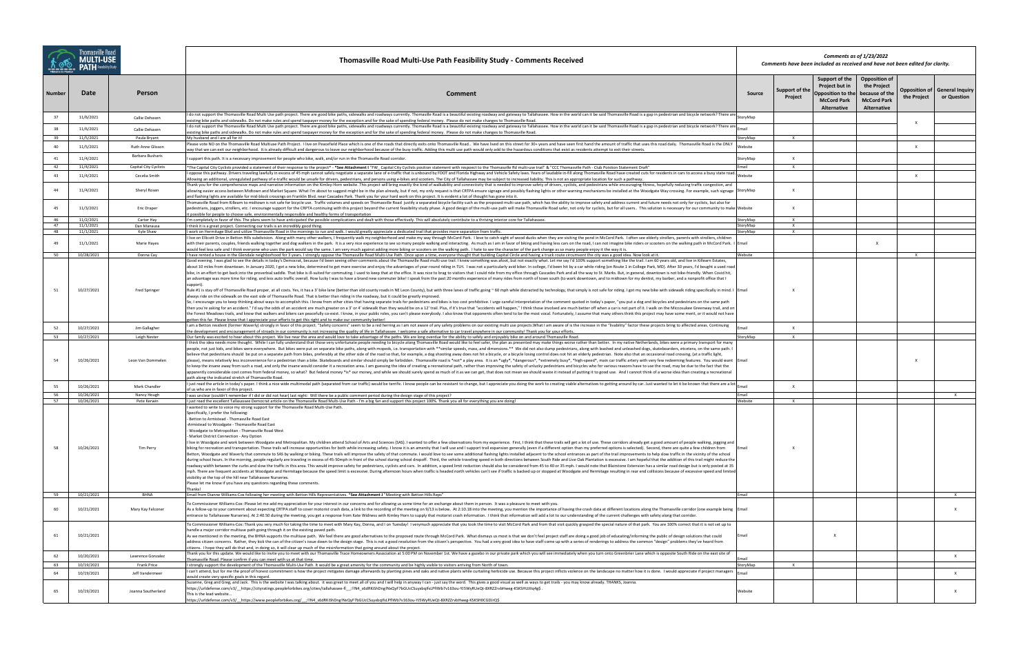# Thomasville Road Multi-Use Path Feasibility Study - Comments Received

*Comments as of 1/23/2022*
*Comments have been included as received and have not been edited for clarity.*

| Number | Date | Person | Comment | Source | Support of the Project | Support of the Project but in Opposition to the McCord Park Alternative | Opposition of the Project because of the McCord Park Alternative | Opposition of the Project | General Inquiry or Question |
|---|---|---|---|---|---|---|---|---|---|
| 37 | 11/6/2021 | Callie Dehaven | I do not support the Thomasville Road Multi Use path project. There are good bike paths, sidewalks and roadways currently. Thomasville Road is a beautiful existing roadway and gateway to Tallahassee. How in the world can it be said Thomasville Road is a gap in pedestrian and bicycle network? There are existing bike paths and sidewalks. Do not make rules and spend taxpayer money for the exception and for the sake of spending federal money. Please do not make changes to Thomasville Road. | StoryMap | | | | X | |
| 38 | 11/6/2021 | Callie Dehaven | I do not support the Thomasville Road Multi Use path project. There are good bike paths, sidewalks and roadways currently. Thomasville Road is a beautiful existing roadway and gateway to Tallahassee. How in the world can it be said Thomasville Road is a gap in pedestrian and bicycle network? There are existing bike paths and sidewalks. Do not make rules and spend taxpayer money for the exception and for the sake of spending federal money. Please do not make changes to Thomasville Road. | Email | | | | | |
| 39 | 11/5/2021 | Paula Bryant | My husband and I are all for it! | StoryMap | X | | | | |
| 40 | 11/5/2021 | Ruth Anne Glisson | Please vote NO on the Thomasville Road Multiuse Path Project . I live on Peacefield Place which is one of the roads that directly exits onto Thomasville Road.. We have lived on this street for 30+ years and have seen first hand the amount of traffic that uses this road daily. Thomasville Road is the ONLY way that we can exit our neighborhood. It is already difficult and dangerous to leave our neighborhood because of the busy traffic. Adding this multi use path would only add to the hazardous conditions that exist as residents attempt to exit their streets. | Website | | | | X | |
| 41 | 11/4/2021 | Barbara Bucharis | I support this path. It is a necessary improvement for people who bike, walk, and/or run in the Thomasville Road corridor. | StoryMap | X | | | | |
| 42 | 11/4/2021 | Capital City Cyclists | "The Capital City Cyclists provided a statement of their response to the project" - **See Attachment I** "FW_ Capital City Cyclists position statement with respect to the Thomasville Rd multi-use trail" & "CCC Thomasville Path - Club Position Statement Draft" | Email | X | | | | |
| 43 | 11/4/2021 | Cecelia Smith | I oppose this pathway. Drivers traveling lawfully in excess of 45 mph cannot safely negotiate a separate lane of e-traffic that is unbound by FDOT and Florida Highway and Vehicle Safety laws. Years of laudable in-fill along Thomasville Road have created cuts for residents in cars to access a busy state road. Allowing an additional, unregulated pathway of e-traffic would be unsafe for drivers, pedestrians, and persons using e-bikes and scooters. The City of Tallahassee may be subject to increased liability. This is not an appropriate location for such a pathway. | Website | | | | X | |
| 44 | 11/4/2021 | Sheryl Rosen | Thank you for the comprehensive maps and narrative information on the Kimley-Horn website. This project will bring exactly the kind of walkability and connectivity that is needed to improve safety of drivers, cyclists, and pedestrians while encouraging fitness, hopefully reducing traffic congestion, and allowing easier access between Midtown and Market Square. What I'm about to suggest might be in the plan already, but if not, my only request is that CRTPA ensure signage and possibly flashing lights or other warning mechanisms be installed at the Woodgate Way crossing. For example, such signage and flashing lights are available for mid-block crossings on Franklin Blvd. near Cascades Park. Thank you for your hard work on this project. It is evident a lot of thought has gone into it. | StoryMap | X | | | | |
| 45 | 11/3/2021 | Eric Draper | Thomasville Road from Killearn to midtown is not safe for bicycle use. Traffic volumes and speeds on Thomasville Road justify a separated bicycle facility such as the proposed multi-use path, which has the ability to improve safety and address current and future needs not only for cyclists, but also for pedestrians, joggers, strollers, etc. I encourage support for the CRPTA continuing with this project beyond the current feasibility study phase. A good design of the multi-use path will make Thomasville Road safer, not only for cyclists, but for all users.. This solution is necessary for our community to make it possible for people to choose safe, environmentally responsible and healthy forms of transportation | Website | X | | | | |
| 46 | 11/2/2021 | Carter Hay | I'm completely in favor of this. The plans seem to have anticipated the possible complications and dealt with those effectively. This will absolutely contribute to a thriving interior core for Tallahassee. | StoryMap | X | | | | |
| 47 | 11/1/2021 | Dan Manausa | I think it is a great project. Connecting our trails is an incredibly good thing. | StoryMap | X | | | | |
| 48 | 11/1/2021 | Kyle Shaw | I work on Hermitage Blvd and utilize Thomasville Road in the mornings to run and walk. I would greatly appreciate a dedicated trail that provides more separation from traffic. | StoryMap | X | | | | |
| 49 | 11/1/2021 | Marie Hayes | I live on Ellicott Drive in Betton Hills subdivision. Along with many other walkers, I frequently walk my neighborhood and make my way through McCord Park. I love to catch sight of wood ducks when they are visiting the pond in McCord Park. I often see elderly citizens, parents with strollers, children with their parents, couples, friends walking together and dog walkers in the park. It is a very nice experience to see so many people walking and interacting. As much as I am in favor of biking and having less cars on the road, I can not imagine bike riders or scooters on the walking path in McCord Park. I would feel less safe and I think everyone who uses the park would say the same. I am very much against adding more biking or scooters on the walking path. I hate to see the character of the park change as so many people enjoy it the way it is. | Email | | | X | | |
| 50 | 10/28/2021 | Donna Cay | I have rented a house in the Glendale neighborhood for 3 years. I strongly oppose the Thomasville Road Multi-Use Path. Once upon a time, everyone thought that building Capital Circle and having a truck route circumvent the city was a good idea. Now look at it. | Website | | | | X | |
| 51 | 10/27/2021 | Fred Springer | Good evening. I was glad to see the details in today's Democrat, because I'd been seeing other comments about the Thomasville Road multi-use trail. I knew something was afoot, but not exactly what. Let me say I'd 100% support something like the trail. I am 60 years old, and live in Killearn Estates, about 10 miles from downtown. In January 2020, I got a new bike, determined to get more exercise and enjoy the advantages of year-round riding in TLH. I was not a particularly avid biker. In college, I'd been hit by a car while riding (on Route 1 in College Park, MD). After 30 years, I'd bought a used road bike, in an effort to get back into the proverbial saddle. That bike is ill-suited for commuting. I used to keep that at the office. It was nice to brag to visitors that I could ride from my office through Cascades Park and all the way to St. Marks. But, in general, downtown is not bike-friendly. When Covid hit, an advantage was more time for riding, and less auto traffic overall. How lucky I was to have a brand new commuter bike! I speak from the past 20 months experience of many rides from north of town south (to work downtown, and to midtown for my dentist, my barber, and a nonprofit office that I support).<br>Rule #1 is stay off of Thomasville Road proper, at all costs. Yes, it has a 3' bike lane (better than old county roads in NE Leon County), but with three lanes of traffic going ~ 60 mph while distracted by technology, that simply is not safe for riding. I got my new bike with sidewalk riding specifically in mind. I always ride on the sidewalk on the east side of Thomasville Road. That is better than riding in the roadway, but it could be greatly improved.<br>So, I encourage you to keep thinking about ways to accomplish this. I know from other cities that having separate trails for pedestrians and bikes is too cost prohibitive. I urge careful interpretation of the comment quoted in today's paper, "you put a dog and bicycles and pedestrians on the same path then you're asking for an accident." I'd say the odds of an accident are much greater on a 3' or 4' sidewalk than they would be on a 12' trail. Plus, if it's true that "accidents will happen," I think those involved are much better off when a car is not part of it. I walk on the Miccosukee Greenway trail, and on the Forest Meadows trails, and know that walkers and bikers can peacefully co-exist. I know, in your public roles, you can't please everybody. I also know that opponents often tend to be the most vocal. Fortunately, I assume that many others think this project may have some merit, or it would not have gotten this far. Please know that I appreciate your efforts to get this right and to make our community better! | Email | X | | | | |
| 52 | 10/27/2021 | Jim Gallagher | I am a Betton resident (former Waverly) strongly in favor of this project. "Safety concerns" seem to be a red herring as I am not aware of any safety problems on our existing multi use projects.What I am aware of is the increase in the "livability" factor these projects bring to affected areas. Continuing the development and encouragement of strouds in our community is not increasing the quality of life in Tallahassee. I welcome a safe alternative to car travel anywhere in our community! Thank you for your efforts. | Email | X | | | | |
| 53 | 10/27/2021 | Leigh Nester | Our family was excited to hear about this project. We live near the area and would love to take advantage of the paths. We are long overdue for the ability to safely and enjoyably bike on and around Thomasville Road. | StoryMap | X | | | | |
| 54 | 10/26/2021 | Leon Van Dommelen | I think the idea needs more thought. While I can fully understand that those very unfortunate people needing to bicycle along Thomasville Road would like to feel safer, the plan as presented may make things worse rather than better. In my native Netherlands, bikes were a primary transport for many people, not just kids, and bikes were everywhere. But bikes were put on separate bike paths, along with mopeds, i.e. transportation with **similar speeds, mass, and dimensions.** We did not also dump pedestrians, along with leashed and unleashed dogs, skateboarders, etcetera, on the same path. I believe that pedestrians should be put on a separate path from bikes, preferably at the other side of the road so that, for example, a dog shooting away does not hit a bicycle, or a bicycle losing control does not hit an elderly pedestrian. Note also that an occasional road crossing, (at a traffic light, please), means relatively less inconvenience for a pedestrian than a bike. Skateboards and similar should simply be forbidden. Thomasville road is *not* a play area. It is an *ugly*, *dangerous*, *extremely busy*, *high-speed*, main car traffic artery with very few redeeming features. You would want to keep the insane away from such a road, and only the insane would consider it a recreation area. I am guessing the idea of creating a recreational path, rather than improving the safety of unlucky pedestrians and bicycles who for various reasons have to use the road, may be due to the fact that the apparently considerable cost comes from federal money, so what? But federal money *is* our money, and while we should surely spend as much of it as we can get, that does not mean we should waste it instead of putting it to good use. And I cannot think of a worse idea than creating a recreational path along the indicated stretch of Thomasville Road. | Email | | | | X | |
| 55 | 10/26/2021 | Mark Chandler | I just read the article in today's paper. I think a nice wide multimodal path (separated from car traffic) would be terrific. I know people can be resistant to change, but I appreciate you doing the work to creating viable alternatives to getting around by car. Just wanted to let it be known that there are a lot of us who are in favor of this project. | Email | X | | | | |
| 56 | 10/26/2021 | Nancy Hough | I was unclear (couldn't remember if I did or did not hear) last night: Will there be a public comment period during the design stage of this project? | Email | | | | | X |
| 57 | 10/26/2021 | Pete Kerwin | I just read the excellent Tallahassee Democrat article on the Thomasville Road Multi-Use Path - I'm a big fan and support this project 100%. Thank you all for everything you are doing! | Website | X | | | | |
| 58 | 10/26/2021 | Tim Perry | I wanted to write to voice my strong support for the Thomasville Road Multi-Use Path.<br>Specifically, I prefer the following:<br>- Betton to Armistead - Thomasville Road East<br>-Armistead to Woodgate - Thomasville Road East<br>- Woodgate to Metropolitan - Thomasville Road West<br>- Market District Connection - Any Option<br>I live in Woodgate and work between Woodgate and Metropolitan. My children attend School of Arts and Sciences (SAS). I wanted to offer a few observations from my experience. First, I think that these trails will get a lot of use. These corridors already get a good amount of people walking, jogging and biking for recreation and transportation. These trails will increase opportunities for both while increasing safety. I know it is an amenity that I will use and I support trail expansion generally (even if a different option than my preferred options is selected). Second, there are quite a few children from Betton, Woodgate and Waverly that commute to SAS by walking or biking. These trails will improve the safety of that commute. I would love to see some additional flashing lights installed adjacent to the school entrances as part of the trail improvements to help slow traffic in the vicinity of the school during school hours. In the morning, people regularly are traveling in excess of 45-50mph in front of the school during school dropoff. Third, the vehicle traveling speed in both directions between South Ride and Live Oak Plantation is excessive. I am hopeful that the addition of this trail might reduce the roadway width between the curbs and slow the traffic in this area. This would improve safety for pedestrians, cyclists and cars. In addition, a speed limit reduction should also be considered from 45 to 40 or 35 mph. I would note that Blairstone Extension has a similar road design but is only posted at 35 mph. There are frequent accidents at Woodgate and Hermitage because the speed limit is excessive. During afternoon hours when traffic is headed north vehicles can't see if traffic is backed up or stopped at Woodgate and Hermitage resulting in rear end collisions because of excessive speed and limited visibility at the top of the hill near Tallahassee Nurseries.<br>Please let me know if you have any questions regarding these comments.<br>Thanks! | Email | X | | | | |
| 59 | 10/21/2021 | BHNA | Email from Dianne Williams-Cox following her meeting with Betton Hills Representatives. **See Attachment J** "Meeting with Betton Hills Reps" | Email | | | | | X |
| 60 | 10/21/2021 | Mary Kay Falconer | To Commissioner Williams-Cox: Please let me add my appreciation for your interest in our concerns and for allowing us some time for an exchange about them in person. It was a pleasure to meet with you.<br>As a follow-up to your comment about expecting CRTPA staff to cover motorist crash data, a link to the recording of the meeting on 9/13 is below. At 2:10.18 into the meeting, you mention the importance of having the crash data at different locations along the Thomasville corridor (one example being entrance to Tallahassee Nurseries). At 2:40.50 during the meeting, you get a response from Kate Widness with Kimley Horn to supply that motorist crash information. I think that information will add a lot to our understanding of the current challenges with safety along that corridor. | Email | | | | | X |
| 61 | 10/21/2021 | | To Commissioner Williams-Cox: Thank you very much for taking the time to meet with Mary Kay, Donna, and I on Tuesday! I very much appreciate that you took the time to visit McCord Park and from that visit quickly grasped the special nature of that park. You are 100% correct that it is not set up to handle a major corridor multiuse path going through it on the existing paved path.<br>As we mentioned in the meeting, the BHNA supports the multiuse path. We feel there are good alternatives to the proposed route through McCord Park. What dismays us most is that we don't feel project staff are doing a good job of educating/informing the public of design solutions that could address citizen concerns. Rather, they kick the can of the citizen's issue down to the design stage. This is not a good resolution from the citizen's perspective. You had a very good idea to have staff come up with a series of renderings to address the common "design" problems they've heard from citizens. I hope they will do that and, in doing so, it will clear up much of the misinformation that going around about the project. | Email | | X | | | |
| 62 | 10/20/2021 | Lawrence Gonzalez | Thank you for this update. We would like to invite you to meet with our Thomasville Trace Homeowners Association at 5:00 PM on November 1st. We have a gazebo in our private park which you will see immediately when you turn onto Greenbriar Lane which is opposite South Ride on the east side of Thomasville Road. Please confirm if you can meet with us at that time. | Email | | | | | X |
| 63 | 10/19/2021 | Frank Price | I strongly support the development of the Thomasville Multi-Use Path. It would be a great amenity for the community and be highly visible to visitors arriving from North of town. | StoryMap | X | | | | |
| 64 | 10/19/2021 | Jeff Vandermeer | I can't attend, but for me the proof of honest commitment is how the project mitigates damage afterwards by planting pines and oaks and native plants while curtailing herbicide use. Because this project inflicts violence on the landscape no matter how it is done. I would appreciate if project managers would create very specific goals in this regard. | Email | | | | | X |
| 65 | 10/19/2021 | Joanna Southerland | Suzanne, Greg and Greg, and Jack. This is the website I was talking about. it was great to meet all of you and I will help in anyway I can - just say the word. This gives a good visual as well as ways to get trails - you may know already. THANKS, Joanna.<br>https://urldefense.com/v3/__https://cityratings.peopleforbikes.org/cities/tallahassee-fl__;!!N4_s6dRKi5hDng!NxQyF7bGUcCSuyxbqfisLPINVb7v1G3ou-YJ5WyRUeQt-BXRZ2rvbHweg-KSKSHUJIIq4gS .<br>This is the lead website...<br>https://urldefense.com/v3/__https://www.peopleforbikes.org/__;!!N4_s6dRK i5hDng!NxQyF7bGUcCSuyxbqfisLPINVb7v1G3ou-YJ5WyRUeQt-BXRZ2rvbHweg-KSKSHIDCGDJrQ$ | Website | | | | | X |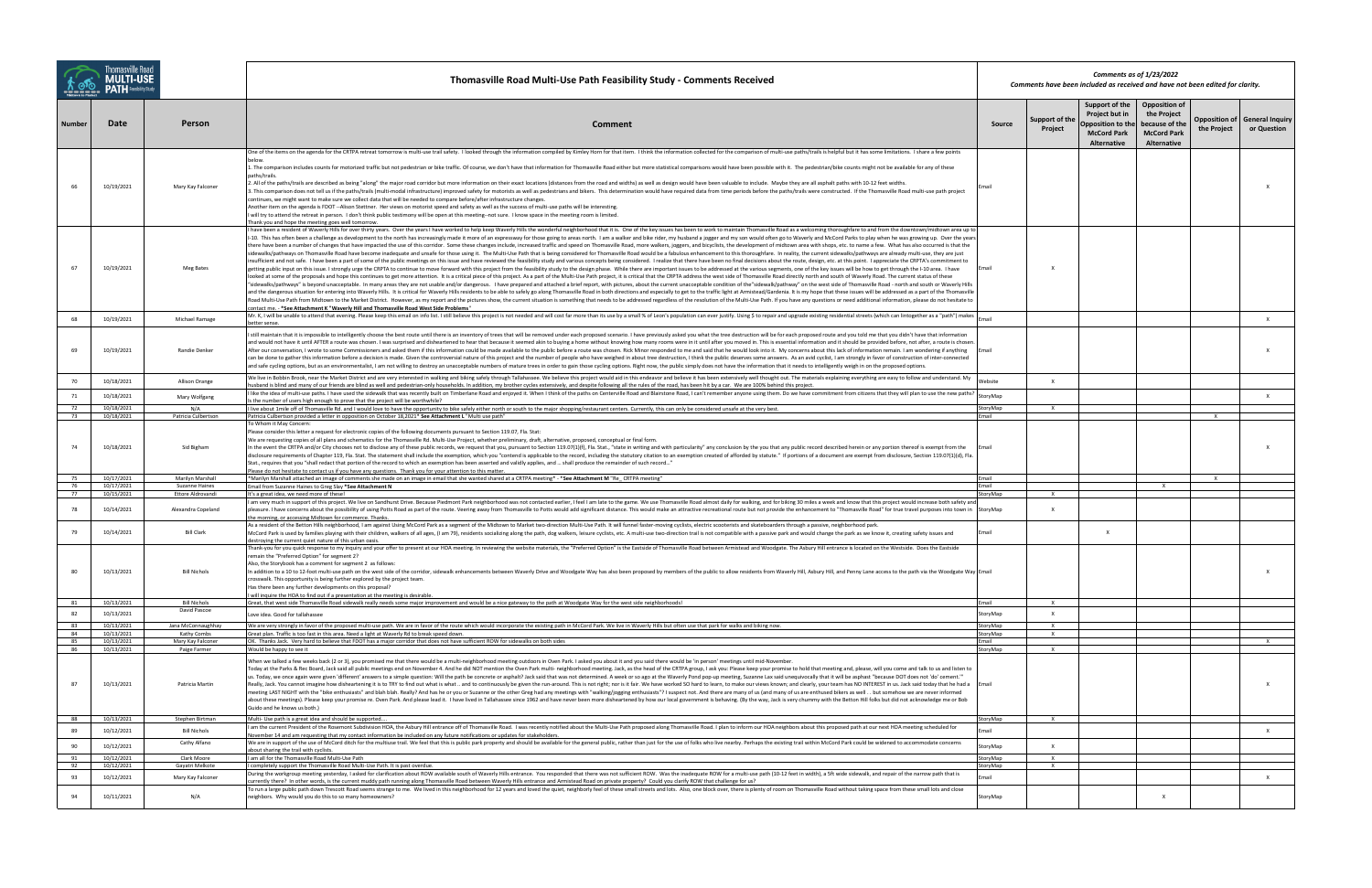# Thomasville Road Multi-Use Path Feasibility Study - Comments Received

*Comments as of 1/23/2022*
*Comments have been included as received and have not been edited for clarity.*

| Number | Date | Person | Comment | Source | Support of the Project | Support of the Project but in Opposition to the McCord Park Alternative | Opposition of the Project because of the McCord Park Alternative | Opposition of the Project | General Inquiry or Question |
|---|---|---|---|---|---|---|---|---|---|
| 66 | 10/19/2021 | Mary Kay Falconer | One of the items on the agenda for the CRTPA retreat tomorrow is multi-use trail safety. I looked through the information compiled by Kimley Horn for that item. I think the information collected for the comparison of multi-use paths/trails is helpful but it has some limitations. I share a few points below.<br>1. The comparison includes counts for motorized traffic but not pedestrian or bike traffic. Of course, we don't have that information for Thomasville Road either but more statistical comparisons would have been possible with it. The pedestrian/bike counts might not be available for any of these paths/trails.<br>2. All of the paths/trails are described as being "along" the major road corridor but more information on their exact locations (distances from the road and widths) as well as design would have been valuable to include. Maybe they are all asphalt paths with 10-12 feet widths.<br>3. This comparison does not tell us if the paths/trails (multi-modal infrastructure) improved safety for motorists as well as pedestrians and bikers. This determination would have required data from time periods before the paths/trails were constructed. If the Thomasville Road multi-use path project continues, we might want to make sure we collect data that will be needed to compare before/after infrastructure changes.<br>Another item on the agenda is FDOT --Alison Stettner. Her views on motorist speed and safety as well as the success of multi-use paths will be interesting.<br>I will try to attend the retreat in person. I don't think public testimony will be open at this meeting--not sure. I know space in the meeting room is limited.<br>Thank you and hope the meeting goes well tomorrow. | Email | | | | | X |
| 67 | 10/19/2021 | Meg Bates | I have been a resident of Waverly Hills for over thirty years. Over the years I have worked to help keep Waverly Hills the wonderful neighborhood that it is. One of the key issues has been to work to maintain Thomasville Road as a welcoming thoroughfare to and from the downtown/midtown area up to I-10. This has often been a challenge as development to the north has increasingly made it more of an expressway for those going to areas north. I am a walker and bike rider, my husband a jogger and my son would often go to Waverly and McCord Parks to play when he was growing up. Over the years there have been a number of changes that have impacted the use of this corridor. Some these changes include, increased traffic and speed on Thomasville Road, more walkers, joggers, and bicyclists, the development of midtown area with shops, etc. to name a few. What has also occurred is that the sidewalks/pathways on Thomasville Road have become inadequate and unsafe for those using it. The Multi-Use Path that is being considered for Thomasville Road would be a fabulous enhancement to this thoroughfare. In reality, the current sidewalks/pathways are already multi-use, they are just insufficient and not safe. I have been a part of some of the public meetings on this issue and have reviewed the feasibility study and various concepts being considered. I realize that there have been no final decisions about the route, design, etc. at this point. I appreciate the CRTPA's commitment to getting public input on this issue. I strongly urge the CRTPA to continue to move forward with this project from the feasibility study to the design phase. While there are important issues to be addressed at the various segments, one of the key issues will be how to get through the I-10 area. I have looked at some of the proposals and hope this continues to get more attention. It is a critical piece of this project. As a part of the Multi-Use Path project, it is critical that the CRPTA address the west side of Thomasville Road directly north and south of Waverly Road. The current status of these "sidewalks/pathways" is beyond unacceptable. In many areas they are not usable and/or dangerous. I have prepared and attached a brief report, with pictures, about the current unacceptable condition of the"sidewalk/pathway" on the west side of Thomasville Road - north and south or Waverly Hills and the dangerous situation for entering into Waverly Hills. It is critical for Waverly Hills residents to be able to safely go along Thomasville Road in both directions and especially to get to the traffic light at Armistead/Gardenia. It is my hope that these issues will be addressed as a part of the Thomasville Road Multi-Use Path from Midtown to the Market District. However, as my report and the pictures show, the current situation is something that needs to be addressed regardless of the resolution of the Multi-Use Path. If you have any questions or need additional information, please do not hesitate to contact me. - **\*See Attachment K "Waverly Hill and Thomasville Road West Side Problems"** | Email | X | | | | |
| 68 | 10/19/2021 | Michael Ramage | Mr. K, I will be unable to attend that evening. Please keep this email on info list. I still believe this project is not needed and will cost far more than its use by a small % of Leon's population can ever justify. Using $ to repair and upgrade existing residential streets (which can limitgether as a "path") makes better sense. | Email | | | | | X |
| 69 | 10/19/2021 | Randie Denker | I still maintain that it is impossible to intelligently choose the best route until there is an inventory of trees that will be removed under each proposed scenario. I have previously asked you what the tree destruction will be for each proposed route and you told me that you didn't have that information and would not have it until AFTER a route was chosen. I was surprised and disheartened to hear that because it seemed akin to buying a home without knowing how many rooms were in it until after you moved in. This is essential information and it should be provided before, not after, a route is chosen. After our conversation, I wrote to some Commissioners and asked them if this information could be made available to the public before a route was chosen. Rick Minor responded to me and said that he would look into it. My concerns about this lack of information remain. I am wondering if anything can be done to gather this information before a decision is made. Given the controversial nature of this project and the number of people who have weighed in about tree destruction, I think the public deserves some answers. As an avid cyclist, I am strongly in favor of construction of inter-connected and safe cycling options, but as an environmentalist, I am not willing to destroy an unacceptable numbers of mature trees in order to gain those cycling options. Right now, the public simply does not have the information that it needs to intelligently weigh in on the proposed options. | Email | | | | | X |
| 70 | 10/18/2021 | Allison Orange | We live in Bobbin Brook, near the Market District and are very interested in walking and biking safely through Tallahassee. We believe this project would aid in this endeavor and believe it has been extensively well thought out. The materials explaining everything are easy to follow and understand. My husband is blind and many of our friends are blind as well and pedestrian-only households. In addition, my brother cycles extensively, and despite following all the rules of the road, has been hit by a car. We are 100% behind this project. | Website | X | | | | |
| 71 | 10/18/2021 | Mary Wolfgang | I like the idea of multi-use paths. I have used the sidewalk that was recently built on Timberlane Road and enjoyed it. When I think of the paths on Centerville Road and Blairstone Road, I can't remember anyone using them. Do we have commitment from citizens that they will plan to use the new paths? Is the number of users high enough to prove that the project will be worthwhile? | StoryMap | | | | | X |
| 72 | 10/18/2021 | N/A | I live about 1mile off of Thomasville Rd. and I would love to have the opportunity to bike safely either north or south to the major shopping/restaurant centers. Currently, this can only be considered unsafe at the very best. | StoryMap | X | | | | |
| 73 | 10/18/2021 | Patricia Culbertson | Patricia Culbertson provided a letter in opposition on October 18,2021 **\* See Attachment L** "Multi-use path" | Email | | | | X | |
| 74 | 10/18/2021 | Sid Bigham | To Whom it May Concern:<br>Please consider this letter a request for electronic copies of the following documents pursuant to Section 119.07, Fla. Stat:<br>We are requesting copies of all plans and schematics for the Thomasville Rd. Multi-Use Project, whether preliminary, draft, alternative, proposed, conceptual or final form.<br>In the event the CRTPA and/or City chooses not to disclose any of these public records, we request that you, pursuant to Section 119.07(1)(f), Fla. Stat., "state in writing and with particularity" any conclusion by the you that any public record described herein or any portion thereof is exempt from the disclosure requirements of Chapter 119, Fla. Stat. The statement shall include the exemption, which you "contend is applicable to the record, including the statutory citation to an exemption created of afforded by statute." If portions of a document are exempt from disclosure, Section 119.07(1)(d), Fla. Stat., requires that you "shall redact that portion of the record to which an exemption has been asserted and validly applies, and ... shall produce the remainder of such record..."<br>Please do not hesitate to contact us if you have any questions. Thank you for your attention to this matter. | Email | | | | | X |
| 75 | 10/17/2021 | Marilyn Marshall | \*Marilyn Marshall attached an image of comments she made on an image in email that she wanted shared at a CRTPA meeting\* - **\*See Attachment M** "Re_ CRTPA meeting" | Email | | | | X | |
| 76 | 10/17/2021 | Suzanne Haines | Email from Suzanne Haines to Greg Slay **\*See Attachment N** | Email | | | X | | |
| 77 | 10/15/2021 | Ettore Aldrovandi | It's a great idea, we need more of these! | StoryMap | X | | | | |
| 78 | 10/14/2021 | Alexandra Copeland | I am very much in support of this project. We live on Sandhurst Drive. Because Piedmont Park neighborhood was not contacted earlier, I feel I am late to the game. We use Thomasville Road almost daily for walking, and for biking 30 miles a week and know that this project would increase both safety and pleasure. I have concerns about the possibility of using Potts Road as part of the route. Veering away from Thomasville to Potts would add significant distance. This would make an attractive recreational route but not provide the enhancement to "Thomasville Road" for true travel purposes into town in the morning, or accessing Midtown for commerce. Thanks. | StoryMap | X | | | | |
| 79 | 10/14/2021 | Bill Clark | As a resident of the Betton Hills neighborhood, I am against Using McCord Park as a segment of the Midtown to Market two-direction Multi-Use Path. It will funnel faster-moving cyclists, electric scooterists and skateboarders through a passive, neighborhood park. McCord Park is used by families playing with their children, walkers of all ages, (I am 79), residents socializing along the path, dog walkers, leisure cyclists, etc. A multi-use two-direction trail is not compatible with a passive park and would change the park as we know it, creating safety issues and destroying the current quiet nature of this urban oasis. | Email | | X | | | |
| 80 | 10/13/2021 | Bill Nichols | Thank-you for you quick response to my inquiry and your offer to present at our HOA meeting. In reviewing the website materials, the "Preferred Option" is the Eastside of Thomasville Road between Armistead and Woodgate. The Asbury Hill entrance is located on the Westside. Does the Eastside remain the "Preferred Option" for segment 2?<br>Also, the Storybook has a comment for segment 2 as follows:<br>In addition to a 10 to 12-foot multi-use path on the west side of the corridor, sidewalk enhancements between Waverly Drive and Woodgate Way has also been proposed by members of the public to allow residents from Waverly Hill, Asbury Hill, and Penny Lane access to the path via the Woodgate Way crosswalk. This opportunity is being further explored by the project team.<br>Has there been any further developments on this proposal?<br>I will inquire the HOA to find out if a presentation at the meeting is desirable. | Email | | | | | X |
| 81 | 10/13/2021 | Bill Nichols | Great, that west side Thomasville Road sidewalk really needs some major improvement and would be a nice gateway to the path at Woodgate Way for the west side neighborhoods! | Email | X | | | | |
| 82 | 10/13/2021 | David Pascoe | Love idea. Good for tallahassee | StoryMap | X | | | | |
| 83 | 10/13/2021 | Jana McConnaughhay | We are very strongly in favor of the proposed multi-use path. We are in favor of the route which would incorporate the existing path in McCord Park. We live in Waverly Hills but often use that park for walks and biking now. | StoryMap | X | | | | |
| 84 | 10/13/2021 | Kathy Combs | Great plan. Traffic is too fast in this area. Need a light at Waverly Rd to break speed down. | StoryMap | X | | | | |
| 85 | 10/13/2021 | Mary Kay Falconer | OK. Thanks Jack. Very hard to believe that FDOT has a major corridor that does not have sufficient ROW for sidewalks on both sides | Email | | | | | X |
| 86 | 10/13/2021 | Paige Farmer | Would be happy to see it | StoryMap | X | | | | |
| 87 | 10/13/2021 | Patricia Martin | When we talked a few weeks back [2 or 3], you promised me that there would be a multi-neighborhood meeting outdoors in Oven Park. I asked you about it and you said there would be 'in person' meetings until mid-November.<br>Today at the Parks & Rec Board, Jack said all public meetings end on November 4. And he did NOT mention the Oven Park multi- neighborhood meeting. Jack, as the head of the CRTPA group, I ask you: Please keep your promise to hold that meeting and, please, will you come and talk to us and listen to us. Today, we once again were given 'different' answers to a simple question: Will the path be concrete or asphalt? Jack said that was not determined. A week or so ago at the Waverly Pond pop-up meeting, Suzanne Lax said unequivocally that it will be asphalt "because DOT does not 'do' cement.'" Really, Jack. You cannot imagine how disheartening it is to TRY to find out what is what .. and to continuously be given the run-around. This is not right; nor is it fair. We have worked SO hard to learn, to make our views known; and clearly, your team has NO INTEREST in us. Jack said today that he had a meeting LAST NIGHT with the "bike enthusiasts" and blah blah. Really? And has he or you or Suzanne or the other Greg had any meetings with "walking/jogging enthusiasts"? I suspect not. And there are many of us (and many of us are enthused bikers as well .. but somehow we are never informed about these meetings). Please keep your promise re. Oven Park. And please lead it. I have lived in Tallahassee since 1962 and have never been more disheartened by how our local government is behaving. (By the way, Jack is very chummy with the Betton Hill folks but did not acknowledge me or Bob Guido and he knows us both.) | Email | | | | | X |
| 88 | 10/13/2021 | Stephen Birtman | Multi- Use path is a great idea and should be supported.... | StoryMap | X | | | | |
| 89 | 10/12/2021 | Bill Nichols | I am the current President of the Rosemont Subdivision HOA, the Asbury Hill entrance off of Thomasville Road. I was recently notified about the Multi-Use Path proposed along Thomasville Road. I plan to inform our HOA neighbors about this proposed path at our next HOA meeting scheduled for November 14 and am requesting that my contact information be included on any future notifications or updates for stakeholders. | Email | | | | | X |
| 90 | 10/12/2021 | Cathy Alfano | We are in support of the use of McCord ditch for the multiuse trail. We feel that this is public park property and should be available for the general public, rather than just for the use of folks who live nearby. Perhaps the existing trail within McCord Park could be widened to accommodate concerns about sharing the trail with cyclists. | StoryMap | X | | | | |
| 91 | 10/12/2021 | Clark Moore | I am all for the Thomasville Road Multi-Use Path | StoryMap | X | | | | |
| 92 | 10/12/2021 | Gayatri Melkote | I completely support the Thomasville Road Multi-Use Path. It is past overdue. | StoryMap | X | | | | |
| 93 | 10/12/2021 | Mary Kay Falconer | During the workgroup meeting yesterday, I asked for clarification about ROW available south of Waverly Hills entrance. You responded that there was not sufficient ROW. Was the inadequate ROW for a multi-use path (10-12 feet in width), a 5ft wide sidewalk, and repair of the narrow path that is currently there? In other words, is the current muddy path running along Thomasville Road between Waverly Hills entrance and Armistead Road on private property? Could you clarify ROW that challenge for us? | Email | | | | | X |
| 94 | 10/11/2021 | N/A | To run a large public path down Trescott Road seems strange to me. We lived in this neighborhood for 12 years and loved the quiet, neighborly feel of these small streets and lots. Also, one block over, there is plenty of room on Thomasville Road without taking space from these small lots and close neighbors. Why would you do this to so many homeowners? | StoryMap | | | X | | |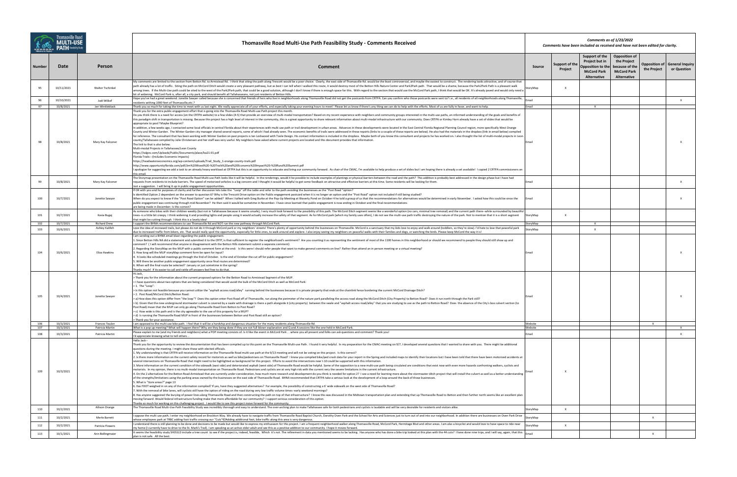# Thomasville Road Multi-Use Path Feasibility Study - Comments Received

*Comments as of 1/23/2022*
*Comments have been included as received and have not been edited for clarity.*

| Number | Date | Person | Comment | Source | Support of the Project | Support of the Project but in Opposition to the McCord Park Alternative | Opposition of the Project because of the McCord Park Alternative | Opposition of the Project | General Inquiry or Question |
|---|---|---|---|---|---|---|---|---|---|
| 95 | 10/11/2021 | Walter Tschinkel | My comments are limited to the section from Betton Rd. to Armistead Rd. I think that siting the path along Trescott would be a poor choice. Clearly, the east side of Thomasville Rd. would be the least controversial, and maybe the easiest to construct. The rendering looks attractive, and of course that path already has a lot of traffic. Siting the path on McCord Ditch would create a very pleasant pathway, but as best I can tell when I walked this route, it would destroy most of the Betton Hills Nature Center and Park2Park path. That would be a shame, because the Park2Park Path is a pleasant walk among trees. If the Multi-Use path could be sited to the west of the Park2Park path, that could be a good solution, although I don't know if there is enough space for this. With regard to the section that would use the McCord Park path, I think that would be OK. It's already paved and would only need a bit of widening. McCord Park is, after all, a city park, and should benefit all Tallahasseans, not just residents of Betton Hills. | StoryMap | X | | | | |
| 96 | 10/10/2021 | Jodi Wilkof | Hope you've had a great weekend. Jonette Sawyer called because she is concerned that friends of hers who live in neighborhoods along Thomasville Road did not get the postcards from CRTPA. Can you confirm who those postcards were sent to? I.e., all residents of all neighborhoods along Thomasville, residents withing 1000 feet of Thomasville,etc.? | Email | | | | | X |
| 97 | 10/8/2021 | Jeri Winkleblack | Thank you so much for taking the time to meet with us last night. We really appreciate all of your efforts, and especially taking your evening hours to meet! Please let us know if there's any thing we can do to help with the efforts. Most of us are fully in favor, and want to help. | Email | | X | | | |
| 98 | 10/8/2021 | Mary Kay Falconer | Thank you for the extra public engagement effort that is going into the Thomasville Road Multi-use Path project this month.<br>Do you think there is a need for access (on the CRTPA website) to a few slides (4-5) that provide an overview of multi-modal transportation? Based on my recent experience with neighbors and community groups interested in the multi-use paths, an informed understanding of the goals and benefits of this paradigm shift in transportation is missing. Because this project has a high level of interest in the community, this is a great opportunity to share relevant information about multi-modal infrastructure with our community. Does CRTPA or Kimley Horn already have a set of slides that would be appropriate to post? Maybe Blueprint?<br>In addition, a few weeks ago, I contacted some local officials in central Florida about their experiences with multi-use path or trail development in urban areas. Advances in these developments were located in the East Central Florida Regional Planning Council region, more specifically West Orange County and Winter Garden. The Winter Garden city manager shared several reports, some of which I had already seen. The economic benefits of trails were addressed in these reports (links to a couple of these reports are below). He also had the materials in the dropbox (link in email below) compiled for reference. The consultant that has been working with Winter Garden on past projects is Ian Lockwood with Toole Design. His contact information is included in the dropbox. Maybe both of you know this consultant and projects he has worked on. I also thought the list of multi-modal projects in Leon county/Tallahassee compiled by Julie Christensen and her staff was very useful. My neighbors have asked where current projects are located and this document provides that information.<br>The link to that is also below.<br>Multi-modal Projects in Tallahassee/Leon County<br>https://talgov.com/Uploads/Public/Documents/place/ba21-01.pdf<br>Florida Trails---(includes Economic Impacts)<br>https://headwatersceconomics.org/wp-content/uploads/Trail_Study_1-orange-county-trails.pdf<br>http://www.opportunityflorida.com/pdf/Jim%20Wood%20-%20Trails%20and%20Economic%20Impact%20-%20Rural%20Summit.pdf<br>I apologize for suggesting we add a task to an already heavy workload at CRTPA but this is an opportunity to educate and bring our community forward. As chair of the CMAC, I'm available to help produce a set of slides but I am hoping there is already a set available! I copied 2 CRTPA commissioners on this email. | Email | | | | | X |
| 99 | 10/8/2021 | Mary Kay Falconer | The Storymap presentation on the Thomasville Road Multi-use Path looks like it will be helpful. In the renderings, would it be possible to include examples of plantings or physical barriers between the road and the path? This addition is probably best addressed in the design phase but I have had requests from residents to include barriers. The speed of motorized vehicles is a big concern and I thought it would be helpful to get some feedback on attractive and effective barriers at this time. Some residents will be looking for them.<br>Just a suggestion. I will bring it up in public engagement opportunities. | Email | | | | | X |
| 100 | 10/7/2021 | Jonette Sawyer | If OK with you and for purposes of clarity and further discussion lets take the "Loop" off the table and refer to the path avoiding the businesses as the "Post Road "option?<br>Is identified Option 2 dependent on the answer to question 6? Why is the Trescott Drive option on the Public engagement postcard when it is no longer an option and the "Post Road" option not included if still being studied?<br>When do you expect to know if the "Post Road Option" can be added? When I talked with Greg Burke at the Pop-Up Meeting at Waverly Pond on October 4 he told a group of us that the recommendations for alternatives would be determined in early November. I asked how this could be since the public engagement was continuing through mid-November? He then said it would be sometime in November. I have since learned that public engagement is now ending in October and the final recommendations are being made in December. Is this correct? | Email | | | | | X |
| 101 | 10/7/2021 | Kasia Bugaj | As someone who bikes with their children weekly (but not in Tallahassee because it seems unsafe), I very much look forward to the possibility of this path. The McCord Ditch segment seems like a wonderful option (no cars, minimal tree removal) and the current path there--while surrounded by beautiful trees--is a little bit creepy. I think widening it and providing lights and people using it would actually increase the safety of that segment. As for McCord park (which my family uses often), I do not see the multi-use path traffic destroying the nature of the park. Not to mention that it is a short segment that might be cutting through. I think this is a lovely idea! | StoryMap | X | | | | |
| 102 | 10/7/2021 | Richard Drew | I support the BHNA recommendations to use Thomasville Rd and NOT run the new pathway through McCord Park. | StoryMap | | X | | | |
| 103 | 10/6/2021 | Ashley Kalifeh | Love the idea of increased trails, but please do not do it through McCord park or my neighbors' streets! There's plenty of opportunity behind the businesses on Thomasville. McCord is a sanctuary that my kids love to enjoy and walk around (toddlers, so they're slow). I'd hate to lose that peaceful park due to increased traffic from bikers, etc. That would really spoil the opportunity, especially for little ones, to walk around and explore. I also enjoy seeing my neighbors on peaceful walks with their families and dogs, or watching the birds. Please keep McCord the way it is! | StoryMap | | X | | | |
| 104 | 10/6/2021 | Eliza Hawkins | I am sending out a BHNA email blast regarding the public engagement.<br>1. Since Betton Hills NA did a statement and submitted it to the CRTP, is that sufficient to register the neighborhood's sentiment? Are you counting it as representing the sentiment of most of the 1100 homes in this neighborhood or should we recommend to people they should still show up and comment? (I will recommend that anyone in disagreement with the Betton Hills statement submit a separate comment)<br>2. Regarding the StoryMap on the MUP with a public comment form at the end: Is this were I should refer people that want to make general comments on line? Rather than attend an in person meeting or a virtual meeting?<br>3. How long will the MUP storyMap comment form be open for input?<br>4. It looks like scheduled meetings go through the End of October. Is the end of October the cut off for public engagement?<br>5. Will there be another public engagement opportunity once final routes are determined?<br>6. When will the final route be selected? January or just sometime in the spring?<br>Thanks much! If its easier to call and rattle off answers feel free to do that. | Email | | | | | X |
| 105 | 10/4/2021 | Jonette Sawyer | Hi Jack,<br>> Thank you for the information about the current proposed options for the Betton Road to Armistead Segment of the MUP.<br>> I have questions about two options that are being considered that would avoid the bulk of the McCord Ditch as well as McCord Park:<br>> 1. The "Loop":<br>> Is this option not feasible because you cannot utilize the "asphalt access road/alley" running behind the businesses because it is private property that ends at the chainlink fence bordering the current McCord Drainage Ditch?<br>> 2. Post Road/McCord Ditch/Betton Road:<br>> a) How does this option differ from "the loop"? Does this option enter Post Road off of Thomasville, run along the perimeter of the nature park paralleling the access road along the McCord Ditch (City Property) to Betton Road? Does it run north through the Park still?<br>> b) Given that the new underground stormwater culvert is covered by a swale with drainage is there a path alongside it (city property) between the swale and "asphalt access road/alley" that you are studying to use as the path to Betton Road? Does the absence of the City's box culvert section (to Post Road) mean that the MUP can only go along Thomasville Road from Betton to Post Road?<br>> c) How wide is this path and is the city agreeable to the use of this property for a MUP?<br>> d) Is running the Thomasville Road MUP in front of the businesses between Betton and Post Road still an option?<br>> Thank you for your assistance. | Email | | | | | X |
| 106 | 10/3/2021 | Frances Toulon | I am opposed to the multi use bike path. I feel that it will be a hardship and dangerous situation for the many residents along Thomasville Rd. | Website | | | | X | |
| 107 | 10/3/2021 | Patricia Martin | What is a pop up meeting? What will happen there? Why are they being done if they are not full-blown explanation and Q and A sessions like the one held in McCord Park. | Website | | | | | X |
| 108 | 10/3/2021 | Patricia Martin | Please explain to me (and my friends and neighbors) what a POP meeting consists of. Is it like the event in McCord Park . . where you all present and folks can ask questions and comment? Thank you!<br>I'd appreciate knowing what to tell others… | Email | | | | | X |
| 109 | 10/3/2021 | | Hello Jack--<br>Thank you for the opportunity to review the documentation that has been compiled up to this point on the Thomasville Multi-use Path. I found it very helpful. In my preparation for the CMAC meeting on 9/7, I developed several questions that I wanted to share with you. There might be additional questions during the meeting. I might share these with elected officials.<br>1. My understanding is that CRTPA will receive information on the Thomasville Road multi-use path at the 9/13 meeting and will not be voting on this project. Is this correct?<br>2. Is there more information on the current safety record for motorists as well as bike/pedestrians on Thomasville Road? I know you compiled bike/ped crash data for your report in the Spring and included maps to identify their locations but I have been told that there have been motorized accidents at several intersections on Thomasville Road that might need to be highlighted as background for this project. Efforts to avoid the intersections near I-10 could be supported with this information.<br>3. More information on the current condition of the sidewalk (east side) and deteriorated asphalt (west side) of Thomasville Road would be helpful. Some of the opposition to a new multi-use path being circulated are conditions that exist now with even more hazards confronting walkers, cyclists and motorists. In my opinion, there is no multi-modal transportation on Thomasville Road. Pedestrians and cyclists are at very high risk with the current very the severe limitations in the current infrastructure.<br>4. On the 2 alternatives for the Betton Road-Armistead that are currently under consideration, how much more research and development do you think is needed for option 2? I see a need for learning more about the stormwater ditch project that will install the culvert as well as a better understanding of the strengths/limitations using the parking areas owned by the businesses on the east side of Thomasville Road. BHNA recommended that CRTPA take a serious look at the development of a loop around the back of those businesses.<br>5. What is "Gore areas?" page 13<br>6. Has FDOT weighed in on any of the information compiled? If yes, have they suggested alternatives? For example, the possibility of constructing a 6' wide sidewalk on the west side of Thomasville Road?<br>7. With the removal of bike lanes, will cyclists still have the option of riding on the road during very low traffic volume times--early weekend mornings?<br>8. Has anyone suggested the burying of power lines along Thomasville Road and then constructing the path on top of that infrastructure? I know this was discussed in the Midtown transportation plan and extending that up Thomasville Road to Betton and then further north seems like an excellent plan moving forward. Would federal infrastructure funding make that more affordable for our community? I support serious consideration of this option.<br>Thanks so much for working on this challenging project. I would like to see this project move forward for the community. | Email | X | | | | |
| 110 | 10/2/2021 | Allison Orange | The Thomasville Road Multi-Use Path Feasibility Study was incredibly thorough and easy to understand. The over-arching plan to make Tallahassee safe for both pedestrians and cyclists is laudable and will be very desirable for residents and visitors alike. | StoryMap | X | | | | |
| 111 | 10/2/2021 | Merle Barrett | I oppose the multi use path. I enter my neighborhood on Brockton Way. We already have to navigate traffic from Thomasville Road Baptist Church, Dorothy Oven Park and the School for Arts and Sciences just to turn out of and into our neighborhood. In addition there are businesses on Oven Park Drive whose employees park at TRBC adding foot traffic crossing our "Cutz"€Adding additional foot, bike traffic along this area is very dangerous. | StoryMap | | | | X | |
| 112 | 10/2/2021 | Patricia Flowers | I understand there is still planning to be done and decisions to be made but would like to express my enthusiasm for this project. I am a frequent neighborhood walker along Thomasville Road, McCord Park, Hermitage Blvd and other areas. I am also a bicyclist and would love to have space to ride near my home (I currently have to drive to the St. Mark's Trail). I am speaking as an active older adult and see this as a positive addition to our community. I hope it moves forward. | StoryMap | X | | | | |
| 113 | 10/1/2021 | Ann Bidlingmaier | It seems the feasibility study SHOULD include a tree count to see if the project is, indeed, feasible, Which it's not. The refinement in data you mentioned seems to be lacking. Has anyone who has done a bike trip looked at this plan with the 44 cuts? I have done nine trips, and I will say, again, that this plan is not safe. All the best. | Email | | | | X | |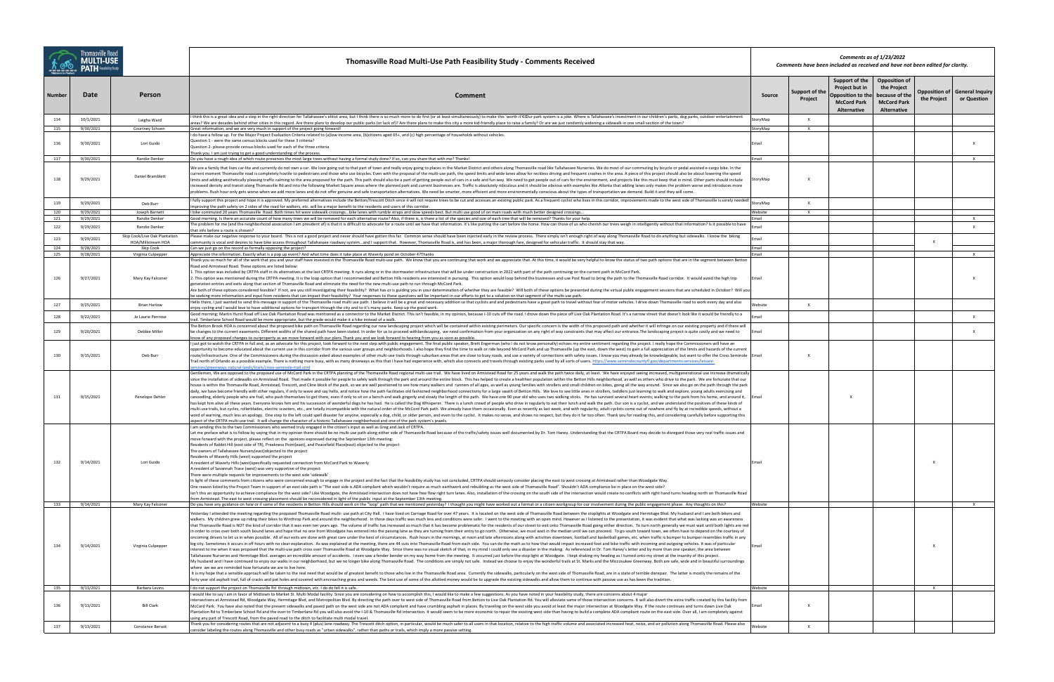# Thomasville Road Multi-Use Path Feasibility Study - Comments Received

*Comments as of 1/23/2022*
*Comments have been included as received and have not been edited for clarity.*

| Number | Date | Person | Comment | Source | Support of the Project | Support of the Project but in Opposition to the McCord Park Alternative | Opposition of the Project because of the McCord Park Alternative | Opposition of the Project | General Inquiry or Question |
|---|---|---|---|---|---|---|---|---|---|
| 114 | 10/1/2021 | Leigha Ward | I think this is a great idea and a step in the right direction for Tallahassee's elitist area, but I think there is so much more to do first (or at least simultaneously) to make this 'worth it'ÐŸour park system is a joke. Where is Tallahassee's investment in our children's parks, dog parks, outdoor entertainment areas? We are decades behind other cities in this regard. Are there plans to develop our public parks (or lack of)? Are there plans to make this city a more kid-friendly place to raise a family? Or are we just randomly widening a sidewalk in one small section of the town? | StoryMap | X | | | | |
| 115 | 9/30/2021 | Courtney Schoen | Great information, and we are very much in support of the project going forward! | StoryMap | X | | | | |
| 116 | 9/30/2021 | Lori Guido | I do have a follow up. For the Major Project Evaluation Criteria related to (a)low income area, (b)citizens aged 65+, and (c) high percentage of households without vehicles.<br>Question 1 - were the same census blocks used for these 3 criteria?<br>Question 2- please provide census blocks used for each of the three criteria<br>Thank you. I am just trying to get a good understanding of the process. | Email | | | | | X |
| 117 | 9/30/2021 | Randie Denker | Do you have a rough idea of which route preserves the most large trees without having a formal study done? If so, can you share that with me? Thanks! | Email | | | | | X |
| 118 | 9/29/2021 | Daniel Bramblett | We are a family that lives car-lite and currently do not own a car. We love going out to that part of town and really enjoy going to places in the Market District and others along Thomasville road like Tallahassee Nurseries. We do most of our commuting by bicycle or pedal assisted e-cargo bike. In the current moment Thomasville road is completely hostile to pedestrians and those who use bicycles. Even with the proposal of the multi-use path, the speed limits and wide lanes allow for reckless driving and frequent crashes in the area. A piece of this project should also be about lowering the speed limits and adding aesthetically pleasing traffic calming to the area proposed for the path. This path should also be a part of getting people out of cars in a safe and fun way. We need to get people out of cars for the environment, and projects like this must keep that in mind. Other parts should include increased density and transit along Thomasville Rd and into the following Market Square areas where the planned park and current businesses are. Traffic is absolutely ridiculous and it should be obvious with examples like Atlanta that adding lanes only makes the problem worse and introduces more problems. Rush hour only gets worse when we add more lanes and do not offer genuine and safe transportation alternatives. We need be smarter, more efficient and more environmentally conscious about the types of transportation we demand. Build it and they will come. | StoryMap | X | | | | |
| 119 | 9/29/2021 | Deb Burr | I fully support this project and hope it is approved. My preferred alternatives include the Betton/Trescott Ditch since it will not require trees to be cut and accesses an existing public park. As a frequent cyclist who lives in this corridor, improvements made to the west side of Thomasville is sorely needed! Improving the path safety on 2 sides of the road for walkers, etc. will be a major benefit to the residents and users of this corridor. | StoryMap | X | | | | |
| 120 | 9/29/2021 | Joseph Barnett | I bike commuted 20 years Thomasville Road. Both times hit were sidewalk crossings...bike lanes with rumble straps and slow speeds best. But multi use good uf on main roads with much better designed crossings... | Website | X | | | | |
| 121 | 9/29/2021 | Randie Denker | Good morning. Is there an accurate count of how many trees we will be removed for each alternative route? Also, if there is, is there a list of the species and size of each tree that will be removed? Thanks for your help. | Email | | | | | X |
| 122 | 9/29/2021 | Randie Denker | The problem for me (and the neighborhood association I am president of) is that it is difficult to advocate for a route until we have that information. It's like putting the cart before the horse. How can those of us who cherish our trees weigh in intelligently without that information? Is it possible to have that info before a route is chosen? | Email | | | | | X |
| 123 | 9/29/2021 | Skip Cook/Live Oak Plantation HOA/Millstream HOA | Please make our negative response to your board. This is not a good project and never should have gotten this far. Common sense should have been injected early in the review process. There simply isn't enough right of way along Thomasville Road to do anything but sidewalks. I know the biking community is vocal and desires to have bike access throughout Tallahassee roadway system...and I support that. However, Thomasville Road is, and has been, a major through fare, designed for vehicular traffic. It should stay that way. | Email | | | X | | |
| 124 | 9/28/2021 | Skip Cook | Can we just go on the record as formally opposing the project? | Email | | | | | |
| 125 | 9/28/2021 | Virginia Culpepper | Appreciate the information. Exactly what is a pop up event? And what time does it take place at Waverly pond on October 4?Thanks | Email | | | | | X |
| 126 | 9/27/2021 | Mary Kay Falconer | Thank you so much for all of the work that you and your staff have invested in the Thomasville Road multi-use path. We know that you are continuing that work and we appreciate that. At this time, it would be very helpful to know the status of two path options that are in the segment between Betton Road and Armistead Road. These options are listed below:<br>1. This option was included by CRTPA staff in its alternatives at the last CRTPA meeting. It runs along or in the stormwater infrastructure that will be under construction in 2022 with part of the path continuing on the current path in McCord Park.<br>2. This option was mentioned during the CRTPA meeting. It is the loop option that I recommended and Betton Hills residents are interested in pursuing. This option would loop behind the businesses and use Post Road to bring the path to the Thomasville Road corridor. It would avoid the high trip generation entries and exits along that section of Thomasville Road and eliminate the need for the new multi-use path to run through McCord Park.<br>Are both of these options considered feasible? If not, are you still investigating their feasibility? What has or is guiding you in your determination of whether they are feasible? Will both of these options be presented during the virtual public engagement sessions that are scheduled in October? Will you be seeking more information and input from residents that can impact their feasibility? Your responses to these questions will be important in our efforts to get to a solution on that segment of the multi-use path. | Email | | | | | X |
| 127 | 9/25/2021 | Brian Harlow | Hello there, I just wanted to send this message in support of the Thomasville road multi use path. I believe it will be a great and necessary addition so that cyclists and and pedestrians have a great path to travel without fear of motor vehicles. I drive down Thomasville road to work every day and also enjoy cycling and I would love to have additional options for transport through the city and to it's many parks. Keep up the good work. | Website | X | | | | |
| 128 | 9/22/2021 | Jo Laurie Penrose | Good morning. Martin Hurst Road off Live Oak Plantation Road was mentioned as a connector to the Market District. This isn't feasible, in my opinion, because I-10 cuts off the road. I drove down the piece off Live Oak Plantation Road. It's a narrow street that doesn't look like it would be friendly to a trail. Timberlane School Road would be more appropriate, but the grade would make it a hike instead of a walk. | Email | | | | | X |
| 129 | 9/20/2021 | Debbie Miller | The Betton Brook HOA is concerned about the proposed bike path on Thomasville Road regarding our new landscaping project which will be contained within existing perimeters. Our specific concern is the width of this proposed path and whether it will infringe on our existing property and if there will be changes to the current easements. Different widths of the shared path have been stated. In order for us to proceed withlandscaping, we need confirmation from your organization on any right of way constraints that may affect our entrance.The landscaping project is quite costly and we need to know of any proposed changes to ourproperty as we move forward with our plans.Thank you and we look forward to hearing from you as soon as possible. | Email | | | | | X |
| 130 | 9/15/2021 | Deb Burr | I just got to watch the CRTPA in full and, as an advocate for this project, look forward to the next step with public engagement. The final public speaker, Brett Engerman (who I do not know personally) echoes my entire sentiment regarding the project. I really hope the Commissioners will have an opportunity to become educated about the current use in this corridor from the various user groups and neighborhoods. I also hope they find the time to walk or ride beyond McCord Park and up Thomasville (up the east, down the west) to gain a full appreciation of the limits and hazards of the current route/infrastructure. One of the Commissioners during the discussion asked about examples of other multi-use trails through suburban areas that are close to busy roads, and use a variety of connections with safety issues. I know you may already be knowledgeable, but want to offer the Cross Seminole Trail north of Orlando as a possible example. There is nothing more busy, with as many driveways as this that I have had experience with, which also connects and travels through existing parks used by all sorts of users. https://www.seminolecountyfl.gov/departments-services/leisure-services/greenways-natural-lands/trails/cross-seminole-trail.stml | Email | X | | | | |
| 131 | 9/15/2021 | Penelope Oehler | Gentlemen, We are opposed to the proposed use of McCord Park in the CRTPA planning of the Thomasville Road regional multi-use trail. We have lived on Armistead Road for 25 years and walk the path twice daily, at least. We have enjoyed seeing increased, multigenerational use increase dramatically since the installation of sidewalks on Armistead Road. That made it possible for people to safely walk through the park and around the entire block. This has helped to create a healthier population within the Betton Hills neighborhood, as well as others who drive to the park. We are fortunate that our house is within the Thomasville Road, Armistead, Trescott, and Cline block of the park, so we are well positioned to see how many walkers and runners of all ages, as well as young families with strollers and small children on bikes, going all the way around. Since we also go on the path through the park daily, we have become friendly with other regulars, if only to wave and say hello, and notice how the path facilitates old fashioned neighborhood connectivity for a large swath of Betton Hills. We love to see little ones in strollers, toddlers just learning to walk and explore, young adults exercising and canoodling, elderly people who are frail, who push themselves to get there, even if only to sit on a bench and walk gingerly and slowly the length of the path. We have one 90 year old who uses two walking sticks. He has survived several heart events; walking to the park from his home, and around it, has kept him alive all these years. Everyone knows him and his succession of wonderful dogs he has had. He is called the Dog Whisperer. There is a lunch crowd of people who drive in regularly to eat their lunch and walk the path. Our son is a cyclist, and we understand the positives of these kinds of multi-use trails, but cycles, rollerblades, electric scooters, etc., are totally incompatible with the natural order of McCord Park path. We already have them occasionally. Even as recently as last week, and with regularity, adult cyclists come out of nowhere and fly by at incredible speeds, without a word of warning, much less an apology. One step to the left could spell disaster for anyone, especially a dog, child, or older person, and even to the cyclist. It makes no sense, and shows no respect, but they do it far too often. Thank you for reading this, and considering carefully before supporting this aspect of the CRTPA multi-use trail. It will change the character of a historic Tallahassee neighborhood and one of the park system's jewels. | Email | | | X | | |
| 132 | 9/14/2021 | Lori Guido | I am sending this to the two Commissioners who seemed truly engaged in the citizen's input as well as Greg and Jack of CRTPA.<br>Let me preface what is to follow by saying that in my opinion there should be no multi-use path along either side of Thomasville Road because of the traffic/safety issues well documented by Dr. Tom Haney. Understanding that the CRTPA Board may decide to disregard those very real traffic issues and move forward with the project, please reflect on the opinions expressed during the September 13th meeting:<br>Residents of Rabbit Hill (east side of TR), Preakness Point(east), and Peacefield Place(east) objected to the project<br>The owners of Tallahassee Nursery(east)objected to the project<br>Residents of Waverly Hills (west) supported the project<br>A resident of Waverly Hills (west)specifically requested connection from McCord Park to Waverly<br>A resident of Savannah Trace (west) was supportive of the project<br>There were multiple requests for improvements to the west side 'sidewalk'<br>In light of these comments from citizens who were concerned enough to engage in the project and the fact that the feasibility study has not concluded, CRTPA should seriously consider placing the east to west crossing at Armistead rather than Woodgate Way.<br>One reason listed by the Project Team in support of an east side path is "The east side is ADA compliant which wouldn't require as much earthwork and rebuilding as the west side of Thomasville Road". Shouldn't ADA compliance be in place on the west side?<br>Isn't this an opportunity to achieve compliance for the west side? Like Woodgate, the Armistead intersection does not have free flow right turn lanes. Also, installation of the crossing on the south side of the intersection would create no conflicts with right hand turns heading north on Thomasville Road from Armistead. The east to west crossing placement should be reconsidered in light of the public input at the September 13th meeting. | Email | | | | X | |
| 133 | 9/14/2021 | Mary Kay Falconer | Do you have any guidance on how or if some of the residents in Betton Hills should work on the "loop" path that we mentioned yesterday? I thought you might have worked out a format or a citizen workgroup for our involvement during the public engagement phase. Any thoughts on this? | Website | | | | | X |
| 134 | 9/14/2021 | Virginia Culpepper | Yesterday I attended the meeting regarding the proposed Thomasville Road multi- use path at City Hall. I have lived on Carriage Road for over 47 years. It is located on the west side of Thomasville Road between the stoplights at Woodgate and Hermitage Blvd. My husband and I are both bikers and walkers. My children grew up riding their bikes to Winthrop Park and around the neighborhood. In those days traffic was much less and conditions were safer. I went to the meeting with an open mind. However as I listened to the presentation, it was evident that what was lacking was an awareness that Thomasville Road is NOT the kind of corridor that it was even ten years ago. The volume of traffic has increased so much that it has become problematic for the residents of our street to exit onto Thomasville Road going either direction. To turn north generally we must wait until both lights are red in order to cross over both south bound lanes and hope that no one from Woodgate has entered into the passing lane as they are turning from their entry to go north. Otherwise, we must wait in the median until we can proceed. To go south toward town, we often have to depend on the courtesy of oncoming drivers to let us in when possible. All of our exits are done with great care under the best of circumstances. Rush hours in the mornings, at noon and late afternoons along with activities downtown, football and basketball games, etc. when traffic is bumper to bumper resembles traffic in any big city. Sometimes it occurs in off hours with no clear explanation. As was explained at the meeting, there are 44 cuts into Thomasville Road from each side. You can do the math as to how that would impact increased foot and bike traffic with incoming and outgoing vehicles. It was of particular interest to me when it was proposed that the multi-use path cross over Thomasville Road at Woodgate Way. Since there was no visual sketch of that, in my mind I could only see a disaster in the making. As referenced in Dr. Tom Haney's letter and by more than one speaker, the area between Tallahassee Nurseries and Hermitage Blvd. averages an incredible amount of accidents. I even saw a fender bender on my way home from the meeting. It occurred just before the stop light at Woodgate. I kept shaking my heading as I turned onto my street at the insanity of this project.<br>My husband and I have continued to enjoy our walks in our neighborhood, but we no longer bike along Thomasville Road. The conditions are simply not safe. Instead we choose to enjoy the wonderful trails at St. Marks and the Miccosukee Greenway. Both are safe, wide and in beautiful surroundings where we we are reminded how fortunate we are to live here.<br>It is my hope that a sensible approach will be taken to the real need that would be of greatest benefit to those who live in the Thomasville Road area. Currently the sidewalks, particularly on the west side of Thomasville Road, are in a state of terrible disrepair. The latter is mostly the remains of the forty year old asphalt trail, full of cracks and pot holes and covered with encroaching grass and weeds. The best use of some of the allotted money would be to upgrade the existing sidewalks and allow them to continue with passive use as has been the tradition. | Email | | | | X | |
| 135 | 9/13/2021 | Barbara Levins | I do not support the project on Thomasville Rd through midtown, etc. I do do fell it is safe. | Website | | | | X | |
| 136 | 9/13/2021 | Bill Clark | I would like to say I am in favor of Midtown to Market St. Multi Modal facility. Since you are considering on how to accomplish this, I would like to make a few suggestions. As you have noted in your feasibility study, there are concerns about 4 major intersections at Armistead Rd, Woodgate Way, Hermitage Blvd, and Metropolitan Blvd. By directing the path over to west side of Thomasville Road from Betton to Live Oak Plantation Rd. You will alleviate some of those intersection concerns. It will also divert the extra traffic created by this facility from McCord Park. You have also noted that the present sidewalks and paved path on the west side are not ADA compliant and have crumbling asphalt in places. By traveling on the west side you avoid at least the major intersection at Woodgate Way. If the route continues and turns down Live Oak Plantation Rd to Timberlane School Rd and the over to Timberlane Rd you will also avoid the I-10 & Thomasville Rd intersection. It would seem to be more economic to repair the existing west side than having to build a complete ADA compliant route on the east side. Over all, I am completely against using any part of Trescott Road, from the paved road to the ditch to facilitate multi modal travel. | Email | X | | | | |
| 137 | 9/13/2021 | Constance Bersok | Thank you for considering routes that are not adjacent to a busy 4 (plus) lane roadway. The Trescott ditch option, in particular, would be much safer to all users in that location, relative to the high traffic volume and associated increased heat, noise, and air pollution along Thomasville Road. Please also consider labeling the routes along Thomasville and other busy roads as "urban sidewalks", rather than paths or trails, which imply a more passive setting. | Website | X | | | | |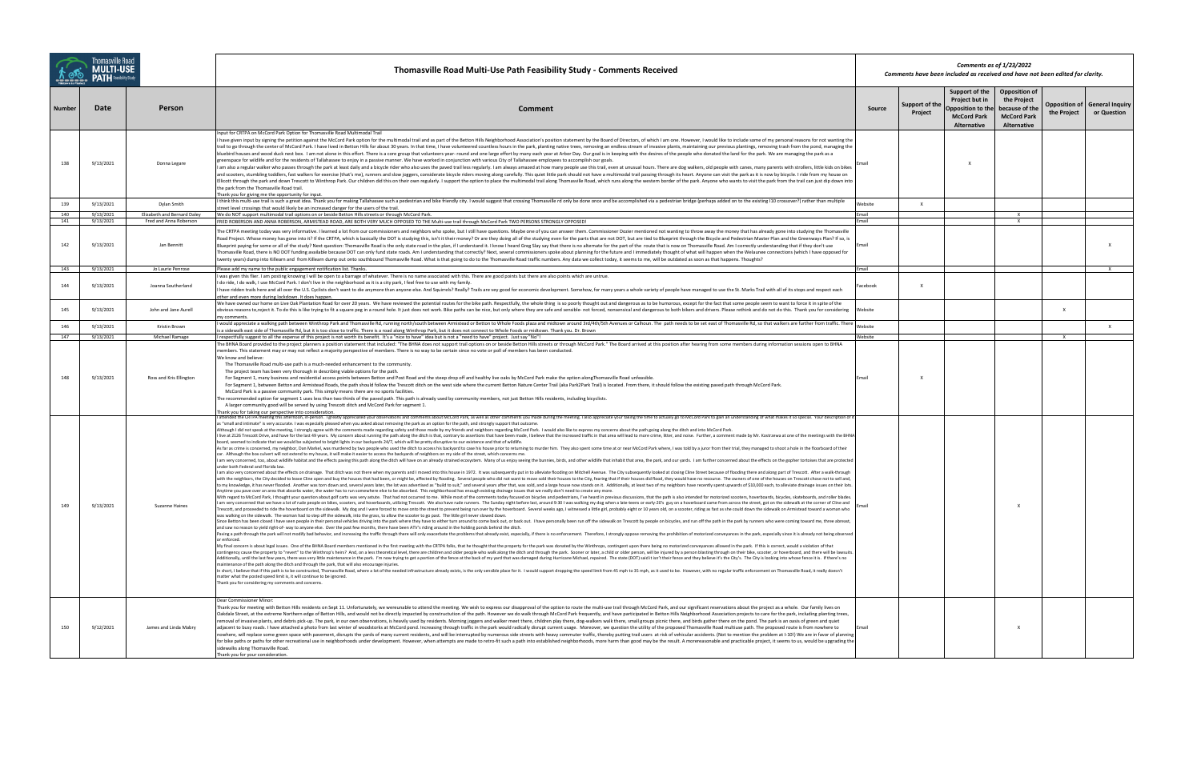# Thomasville Road Multi-Use Path Feasibility Study - Comments Received

*Comments as of 1/23/2022*
*Comments have been included as received and have not been edited for clarity.*

| Number | Date | Person | Comment | Source | Support of the Project | Support of the Project but in Opposition to the McCord Park Alternative | Opposition of the Project because of the McCord Park Alternative | Opposition of the Project | General Inquiry or Question |
|---|---|---|---|---|---|---|---|---|---|
| 138 | 9/13/2021 | Donna Legare | Input for CRTPA on McCord Park Option for Thomasville Road Multimodal Trail<br>I have given input by signing the petition against the McCord Park option for the multimodal trail and as part of the Betton Hills Neighborhood Association's position statement by the Board of Directors, of which I am one. However, I would like to include some of my personal reasons for not wanting the trail to go through the center of McCord Park. I have lived in Betton Hills for about 30 years. In that time, I have volunteered countless hours in the park, planting native trees, removing an endless stream of invasive plants, maintaining our previous plantings, removing trash from the pond, managing the bluebird houses and wood duck nest box. I am not alone in this effort. There is a core group that volunteers year-round and one large effort by many each year at Arbor Day. Our goal is in keeping with the desires of the people who donated the land for the park. We are managing the park as a greenspace for wildlife and for the residents of Tallahassee to enjoy in a passive manner. We have worked in conjunction with various City of Tallahassee employees to accomplish our goals.<br>I am also a regular walker who passes through the park at least daily and a bicycle rider who also uses the paved trail less regularly. I am always amazed at how many people use this trail, even at unusual hours. There are dog walkers, old people with canes, many parents with strollers, little kids on bikes and scooters, stumbling toddlers, fast walkers for exercise (that's me), runners and slow joggers, considerate bicycle riders moving along carefully. This quiet little park should not have a multimodal trail passing through its heart. Anyone can visit the park as it is now by bicycle. I ride from my house on Ellicott through the park and down Trescott to Winthrop Park. Our children did this on their own regularly. I support the option to place the multimodal trail along Thomasville Road, which runs along the western border of the park. Anyone who wants to visit the park from the trail can just dip down into the park from the Thomasville Road trail.<br>Thank you for giving me the opportunity for input. | Email | | X | | | |
| 139 | 9/13/2021 | Dylan Smith | I think this multi-use trail is such a great idea. Thank you for making Tallahassee such a pedestrian and bike friendly city. I would suggest that crossing Thomasville rd only be done once and be accomplished via a pedestrian bridge (perhaps added on to the existing I10 crossover?) rather than multiple street level crossings that would likely be an increased danger for the users of the trail. | Website | X | | | | |
| 140 | 9/13/2021 | Elizabeth and Bernard Daley | We do NOT support multimodal trail options on or beside Betton Hills streets or through McCord Park. | Email | | | X | | |
| 141 | 9/13/2021 | Fred and Anna Roberson | FRED ROBERSON AND ANNA ROBERSON, ARMISTEAD ROAD, ARE BOTH VERY MUCH OPPOSED TO THE Multi-use trail through McCord Park TWO PERSONS STRONGLY OPPOSED! | Email | | | X | | |
| 142 | 9/13/2021 | Jan Bennitt | The CRTPA meeting today was very informative. I learned a lot from our commissioners and neighbors who spoke, but I still have questions. Maybe one of you can answer them. Commissioner Dozier mentioned not wanting to throw away the money that has already gone into studying the Thomasville Road Project. Whose money has gone into it? If the CRTPA, which is basically the DOT is studying this, isn't it their money? Or are they doing all of the studying even for the parts that are not DOT, but are tied to Blueprint through the Bicycle and Pedestrian Master Plan and the Greenways Plan? If so, is Blueprint paying for some or all of the study? Next question: Thomasville Road is the only state road in the plan, if I understand it. I know I heard Greg Slay say that there is no alternate for the part of the route that is now on Thomasville Road. Am I correctly understanding that if they don't use Thomasville Road, there is NO DOT funding available because DOT can only fund state roads. Am I understanding that correctly? Next, several commissioners spoke about planning for the future and I immediately thought of what will happen when the Welaunee connections (which I have opposed for twenty years) dump into Killearn and from Killearn dump out onto southbound Thomasville Road. What is that going to do to the Thomasville Road traffic numbers. Any data we collect today, it seems to me, will be outdated as soon as that happens. Thoughts? | Email | | | | | X |
| 143 | 9/13/2021 | Jo Laurie Penrose | Please add my name to the public engagement notification list. Thanks. | Email | | | | | X |
| 144 | 9/13/2021 | Joanna Southerland | I was given this flier. I am posting knowing I will be open to a barrage of whatever. There is no name associated with this. There are good points but there are also points which are untrue.<br>I do ride, I do walk, I use McCord Park. I don't live in the neighborhood as it is a city park, I feel free to use with my family.<br>I have ridden trails here and all over the U.S. Cyclists don't want to die anymore than anyone else. And Squirrels? Really? Trails are vey good for economic development. Somehow, for many years a whole variety of people have managed to use the St. Marks Trail with all of its stops and respect each other and even more during lockdown. It does happen. | Facebook | X | | | | |
| 145 | 9/13/2021 | John and Jane Aurell | We have owned our home on Live Oak Plantation Road for over 20 years. We have reviewed the potential routes for the bike path. Respectfully, the whole thing is so poorly thought out and dangerous as to be humorous, except for the fact that some people seem to want to force it in spite of the obvious reasons to reject it. To do this is like trying to fit a square peg in a round hole. It just does not work- Bike paths can be nice, but only where they are safe and sensible- not forced, nonsensical and dangerous to both bikers and drivers. Please rethink and do not do this. Thank you for considering my comments. | Website | | | | X | |
| 146 | 9/13/2021 | Kristin Brown | I would appreciate a walking path between Winthrop Park and Thomasville Rd, running north/south between Armistead or Betton to Whole Foods plaza and midtown around 3rd/4th/5th Avenues or Calhoun. The path needs to be set east of Thomasville Rd, so that walkers are further from traffic. There is a sidewalk east side of Thomasville Rd, but it is too close to traffic. There is a road along Winthrop Park, but it does not connect to Whole Foods or midtown. Thank you. Dr. Brown | Website | | | | | X |
| 147 | 9/13/2021 | Michael Ramage | I respectfully suggest to all the expense of this project is not worth its benefit. It's a "nice to have" idea but is not a "need to have" project. Just say "No"! | Website | | | | X | |
| 148 | 9/13/2021 | Ross and Kris Ellington | The BHNA Board provided to the project planners a position statement that included: "The BHNA does not support trail options on or beside Betton Hills streets or through McCord Park." The Board arrived at this position after hearing from some members during information sessions open to BHNA members. This statement may or may not reflect a majority perspective of members. There is no way to be certain since no vote or poll of members has been conducted.<br>We know and believe:<br>The Thomasville Road multi-use path is a much-needed enhancement to the community.<br>The project team has been very thorough in describing viable options for the path.<br>For Segment 1, many business and residential access points between Betton and Post Road and the steep drop off and healthy live oaks by McCord Park make the option alongThomasville Road unfeasible.<br>For Segment 1, between Betton and Armistead Roads, the path should follow the Trescott ditch on the west side where the current Betton Nature Center Trail (aka Park2Park Trail) is located. From there, it should follow the existing paved path through McCord Park.<br>McCord Park is a passive community park. This simply means there are no sports facilities.<br>The recommended option for segment 1 uses less than two thirds of the paved path. This path is already used by community members, not just Betton Hills residents, including bicyclists.<br>A larger community good will be served by using Trescott ditch and McCord Park for segment 1.<br>Thank you for taking our perspective into consideration. | Email | X | | | | |
| 149 | 9/13/2021 | Suzanne Haines | I attended the CRTPA meeting this afternoon, in-person. I greatly appreciated your observations and comments about McCord Park, as well as other comments you made during the meeting. I also appreciate your taking the time to actually go to McCord Park to gain an understanding of what makes it so special. Your description of it as "small and intimate" is very accurate. I was especially pleased when you asked about removing the park as an option for the path, and strongly support that outcome.<br>Although I did not speak at the meeting, I strongly agree with the comments made regarding safety and those made by my friends and neighbors regarding McCord Park. I would also like to express my concerns about the path going along the ditch and into McCord Park.<br>I live at 2126 Trescott Drive, and have for the last 49 years. My concerns about running the path along the ditch is that, contrary to assertions that have been made, I believe that the increased traffic in that area will lead to more crime, litter, and noise. Further, a comment made by Mr. Kostrzewa at one of the meetings with the BHNA board, seemed to indicate that we would be subjected to bright lights in our backyards 24/7, which will be pretty disruptive to our existence and that of wildlife.<br>As far as crime is concerned, my neighbor, Dan Merkel, was murdered by two people who used the ditch to access his backyard to case his house prior to returning to murder him. They also spent some time at or near McCord Park where, I was told by a juror from their trial, they managed to shoot a hole in the floorboard of their car. Although the box culvert will not extend to my house, it will make it easier to access the backyards of neighbors on my side of the street, which concerns me.<br>I am very concerned, too, about wildlife habitat and the effects paving this path along the ditch will have on an already strained ecosystem. Many of us enjoy seeing the bunnies, birds, and other wildlife that inhabit that area, the park, and our yards. I am further concerned about the effects on the gopher tortoises that are protected under both Federal and Florida law.<br>I am also very concerned about the effects on drainage. That ditch was not there when my parents and I moved into this house in 1972. It was subsequently put in to alleviate flooding on Mitchell Avenue. The City subsequently looked at closing Cline Street because of flooding there and along part of Trescott. After a walk-through with the neighbors, the City decided to leave Cline open and buy the houses that had been, or might be, affected by flooding. Several people who did not want to move sold their houses to the City, fearing that if their houses did flood, they would have no recourse. The owners of one of the houses on Trescott chose not to sell and, to my knowledge, it has never flooded. Another was torn down and, several years later, the lot was advertised as "build to suit," and several years after that, was sold, and a large house now stands on it. Additionally, at least two of my neighbors have recently spent upwards of $10,000 each, to alleviate drainage issues on their lots. Anytime you pave over an area that absorbs water, the water has to run somewhere else to be absorbed. This neighborhood has enough existing drainage issues that we really don't need to create any more.<br>With regard to McCord Park, I thought your question about golf carts was very astute. That had not occurred to me. While most of the comments today focused on bicycles and pedestrians, I've heard in previous discussions, that the path is also intended for motorized scooters, hoverboards, bicycles, skateboards, and roller blades. I am very concerned that we have a lot of rude people on bikes, scooters, and hoverboards, utilizing Trescott. We also have rude runners. The Sunday night before last, around 9:30 I was walking my dog when a late-teens or early-20's guy on a hoverboard came from across the street, got on the sidewalk at the corner of Cline and Trescott, and proceeded to ride the hoverboard on the sidewalk. My dog and I were forced to move onto the street to prevent being run over by the hoverboard. Several weeks ago, I witnessed a little girl, probably eight or 10 years old, on a scooter, riding as fast as she could down the sidewalk on Armistead toward a woman who was walking on the sidewalk. The woman had to step off the sidewalk, into the grass, to allow the scooter to go past. The little girl never slowed down.<br>Since Betton has been closed I have seen people in their personal vehicles driving into the park where they have to either turn around to come back out, or back out. I have personally been run off the sidewalk on Trescott by people on bicycles, and run off the path in the park by runners who were coming toward me, three abreast, and saw no reason to yield right-of-way to anyone else. Over the past few months, there have been ATV's riding around in the holding ponds behind the ditch.<br>Paving a path through the park will not modify bad behavior, and increasing the traffic through there will only exacerbate the problems that already exist, especially, if there is no enforcement. Therefore, I strongly oppose removing the prohibition of motorized conveyances in the park, especially since it is already not being observed or enforced.<br>My final concern is about legal issues. One of the BHNA Board members mentioned in the first meeting with the CRTPA folks, that he thought that the property for the park was donated by the Winthrops, contingent upon there being no motorized conveyances allowed in the park. If this is correct, would a violation of that contingency cause the property to "revert" to the Winthrop's heirs? And, on a less theoretical level, there are children and older people who walk along the ditch and through the park. Sooner or later, a child or older person, will be injured by a person blasting through on their bike, scooter, or hoverboard, and there will be lawsuits. Additionally, until the last few years, there was very little maintenance in the park. I'm now trying to get a portion of the fence at the back of my yard that was damaged during Hurricane Michael, repaired. The state (DOT) said it isn't their fence and they believe it's the City's. The City is looking into whose fence it is. If there's no maintenance of the path along the ditch and through the park, that will also encourage injuries.<br>In short, I believe that if this path is to be constructed, Thomasville Road, where a lot of the needed infrastructure already exists, is the only sensible place for it. I would support dropping the speed limit from 45 mph to 35 mph, as it used to be. However, with no regular traffic enforcement on Thomasville Road, it really doesn't matter what the posted speed limit is, it will continue to be ignored.<br>Thank you for considering my comments and concerns. | Email | | | X | | |
| 150 | 9/12/2021 | James and Linda Mabry | Dear Commissioner Minor:<br>Thank you for meeting with Betton Hills residents on Sept 11. Unfortunately, we wereunable to attend the meeting. We wish to express our disapproval of the option to route the multi-use trail through McCord Park, and our significant reservations about the project as a whole. Our family lives on Oakdale Street, at the extreme Northern edge of Betton Hills, and would not be directly impacted by construction of the path. However we do walk through McCord Park frequently, and have participated in Betton Hills Neighborhood Association projects to care for the park, including planting trees, removal of invasive plants, and debris pick-up. The park, in our own observations, is heavily used by residents. Morning joggers and walker meet there, children play there, dog-walkers walk there, small groups picnic there, and birds gather there on the pond. The park is an oasis of green and quiet adjacent to busy roads. I have attached a photo from last winter of woodstorks at McCord pond. Increasing through traffic in the park would radically disrupt current usage. Moreover, we question the utility of the proposed Thomasville Road multiuse path. The proposed route is from nowhere to nowhere, will replace some green space with pavement, disrupts the yards of many current residents, and will be interrupted by numerous side streets with heavy commuter traffic, thereby putting trail users at risk of vehicular accidents. (Not to mention the problem at I-10!) We are in favor of planning for bike paths or paths for other recreational use in neighborhoods under development. However, when attempts are made to retro-fit such a path into established neighborhoods, more harm than good may be the result. A morereasonable and practicable project, it seems to us, would be upgrading the sidewalks along Thomasville Road.<br>Thank you for your consideration. | Email | | | X | | |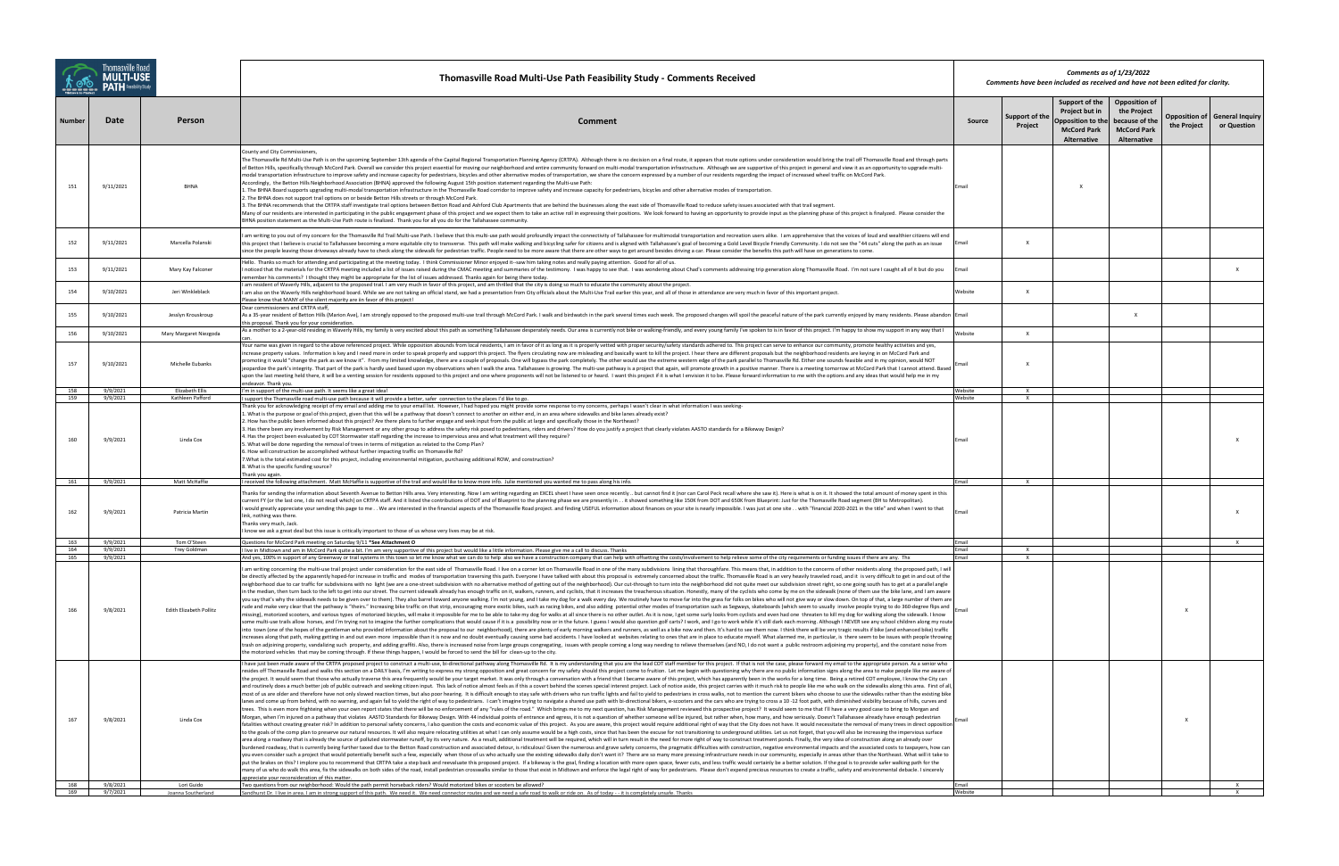# Thomasville Road Multi-Use Path Feasibility Study - Comments Received

*Comments as of 1/23/2022*
*Comments have been included as received and have not been edited for clarity.*

| Number | Date | Person | Comment | Source | Support of the Project | Support of the Project but in Opposition to the McCord Park Alternative | Opposition of the Project because of the McCord Park Alternative | Opposition of the Project | General Inquiry or Question |
|---|---|---|---|---|---|---|---|---|---|
| 151 | 9/11/2021 | BHNA | County and City Commissioners,<br>The Thomasville Rd Multi-Use Path is on the upcoming September 13th agenda of the Capital Regional Transportation Planning Agency (CRTPA). Although there is no decision on a final route, it appears that route options under consideration would bring the trail off Thomasville Road and through parts of Betton Hills, specifically through McCord Park. Overall we consider this project essential for moving our neighborhood and entire community forward on multi-modal transportation infrastructure. Although we are supportive of this project in general and view it as an opportunity to upgrade multi-modal transportation infrastructure to improve safety and increase capacity for pedestrians, bicycles and other alternative modes of transportation, we share the concern expressed by a number of our residents regarding the impact of increased wheel traffic on McCord Park.<br>Accordingly, the Betton Hills Neighborhood Association (BHNA) approved the following August 15th position statement regarding the Multi-use Path:<br>1. The BHNA Board supports upgrading multi-modal transportation infrastructure in the Thomasville Road corridor to improve safety and increase capacity for pedestrians, bicycles and other alternative modes of transportation.<br>2. The BHNA does not support trail options on or beside Betton Hills streets or through McCord Park.<br>3. The BHNA recommends that the CRTPA staff investigate trail options between Betton Road and Ashford Club Apartments that are behind the businesses along the east side of Thomasville Road to reduce safety issues associated with that trail segment.<br>Many of our residents are interested in participating in the public engagement phase of this project and we expect them to take an active roll in expressing their positions. We look forward to having an opportunity to provide input as the planning phase of this project is finalized. Please consider the BHNA position statement as the Multi-Use Path route is finalized. Thank you for all you do for the Tallahassee community. | Email | | X | | | |
| 152 | 9/11/2021 | Marcella Polanski | I am writing to you out of my concern for the Thomasville Rd Trail Multi-use Path. I believe that this multi-use path would profoundly impact the connectivity of Tallahassee for multimodal transportation and recreation users alike. I am apprehensive that the voices of loud and wealthier citizens will end this project that I believe is crucial to Tallahassee becoming a more equitable city to traverse. This path will make walking and bicycling safer for citizens and is aligned with Tallahassee's goal of becoming a Gold Level Bicycle Friendly Community. I do not see the "44 cuts" along the path as an issue since the people leaving those driveways already have to check along the sidewalk for pedestrian traffic. People need to be more aware that there are other ways to get around besides driving a car. Please consider the benefits this path will have on generations to come. | Email | X | | | | |
| 153 | 9/11/2021 | Mary Kay Falconer | Hello. Thanks so much for attending and participating at the meeting today. I think Commissioner Minor enjoyed it--saw him taking notes and really paying attention. Good for all of us.<br>I noticed that the materials for the CRTPA meeting included a list of issues raised during the CMAC meeting and summaries of the testimony. I was happy to see that. I was wondering about Chief's comments addressing trip generation along Thomasville Road. I'm not sure I caught all of it but do you remember his comments? I thought they might be appropriate for the list of issues addressed. Thanks again for being there today. | Email | | | | | X |
| 154 | 9/10/2021 | Jeri Winkleblack | I am resident of Waverly Hills, adjacent to the proposed trail. I am very much in favor of this project, and am thrilled that the city is doing so much to educate the community about the project.<br>I am also on the Waverly Hills neighborhood board. While we are not taking an official stand, we had a presentation from City officials about the Multi-Use Trail earlier this year, and all of those in attendance are very much in favor of this important project.<br>Please know that MANY of the silent majority are in favor of this project! | Website | X | | | | |
| 155 | 9/10/2021 | Jesslyn Krouskroup | Dear commissioners and CRTPA staff,<br>As a 35-year resident of Betton Hills (Marion Ave), I am strongly opposed to the proposed multi-use trail through McCord Park. I walk and birdwatch in the park several times each week. The proposed changes will spoil the peaceful nature of the park currently enjoyed by many residents. Please abandon this proposal. Thank you for your consideration. | Email | | | X | | |
| 156 | 9/10/2021 | Mary Margaret Nazgoda | As a mother to a 2-year-old residing in Waverly Hills, my family is very excited about this path as something Tallahassee desperately needs. Our area is currently not bike or walking-friendly, and every young family I've spoken to is in favor of this project. I'm happy to show my support in any way that I can. | Website | X | | | | |
| 157 | 9/10/2021 | Michelle Eubanks | Your name was given in regard to the above referenced project. While opposition abounds from local residents, I am in favor of it as long as it is properly vetted with proper security/safety standards adhered to. This project can serve to enhance our community, promote healthy activities and yes, increase property values. Information is key and I need more in order to speak properly and support this project. The flyers circulating now are misleading and basically want to kill the project. I hear there are different proposals but the neighborhood residents are keying in on McCord Park and promoting it would "change the park as we know it". From my limited knowledge, there are a couple of proposals. One will bypass the park completely. The other would use the extreme western edge of the park parallel to Thomasville Rd. Either one sounds feasible and in my opinion, would NOT jeopardize the park's integrity. That part of the park is hardly used based upon my observations when I walk the area. Tallahassee is growing. The multi-use pathway is a project that again, will promote growth in a positive manner. There is a meeting tomorrow at McCord Park that I cannot attend. Based upon the last meeting held there, it will be a venting session for residents opposed to this project and one where proponents will not be listened to or heard. I want this project if it is what I envision it to be. Please forward information to me with the options and any ideas that would help me in my endeavor. Thank you. | Email | X | | | | |
| 158 | 9/9/2021 | Elizabeth Ellis | I'm in support of the multi-use path. It seems like a great idea! | Website | X | | | | |
| 159 | 9/9/2021 | Kathleen Pafford | I support the Thomasville road multi-use path because it will provide a better, safer connection to the places I'd like to go. | Website | X | | | | |
| 160 | 9/9/2021 | Linda Cox | Thank you for acknowledging receipt of my email and adding me to your email list. However, I had hoped you might provide some response to my concerns, perhaps I wasn't clear in what information I was seeking-<br>1. What is the purpose or goal of this project, given that this will be a pathway that doesn't connect to another on either end, in an area where sidewalks and bike lanes already exist?<br>2. How has the public been informed about this project? Are there plans to further engage and seek input from the public at large and specifically those in the Northeast?<br>3. Has there been any involvement by Risk Management or any other group to address the safety risk posed to pedestrians, riders and drivers? How do you justify a project that clearly violates AASTO standards for a Bikeway Design?<br>4. Has the project been evaluated by COT Stormwater staff regarding the increase to impervious area and what treatment will they require?<br>5. What will be done regarding the removal of trees in terms of mitigation as related to the Comp Plan?<br>6. How will construction be accomplished without further impacting traffic on Thomasville Rd?<br>7. What is the total estimated cost for this project, including environmental mitigation, purchasing additional ROW, and construction?<br>8. What is the specific funding source?<br>Thank you again. | Email | | | | | X |
| 161 | 9/9/2021 | Matt McHaffie | I received the following attachment. Matt McHaffie is supportive of the trail and would like to know more info. Julie mentioned you wanted me to pass along his info. | Email | X | | | | |
| 162 | 9/9/2021 | Patricia Martin | Thanks for sending the information about Seventh Avenue to Betton Hills area. Very interesting. Now I am writing regarding an EXCEL sheet I have seen once recently .. but cannot find it (nor can Carol Peck recall where she saw it). Here is what is on it. It showed the total amount of money spent in this current FY (or the last one, I do not recall which) on CRTPA staff. And it listed the contributions of DOT and of Blueprint to the planning phase we are presently in . . it showed something like 150K from DOT and 650K from Blueprint: Just for the Thomasville Road segment (BH to Metropolitan).<br>I would greatly appreciate your sending this page to me . . We are interested in the financial aspects of the Thomasville Road project. and finding USEFUL information about finances on your site is nearly impossible. I was just at one site . . with "financial 2020-2021 in the title" and when I went to that link, nothing was there.<br>Thanks very much, Jack.<br>I know we ask a great deal but this issue is critically important to those of us whose very lives may be at risk. | Email | | | | | X |
| 163 | 9/9/2021 | Tom O'Steen | Questions for McCord Park meeting on Saturday 9/11 *See Attachment O | Email | | | | | X |
| 164 | 9/9/2021 | Trey Goldman | I live in Midtown and am in McCord Park quite a bit. I'm am very supportive of this project but would like a little information. Please give me a call to discuss. thanks | Email | X | | | | |
| 165 | 9/9/2021 | | And yes, 100% in support of any Greenway or trail systems in this town so let me know what we can do to help also we have a construction company that can help with offsetting the costs/involvement to help relieve some of the city requirements or funding issues if there are any. Thx | Email | X | | | | |
| 166 | 9/8/2021 | Edith Elizabeth Pollitz | I am writing concerning the multi-use trail project under consideration for the east side of Thomasville Road. I live on a corner lot on Thomasville Road in one of the many subdivisions lining that thoroughfare. This means that, in addition to the concerns of other residents along the proposed path, I will be directly affected by the apparently hoped-for increase in traffic and modes of transportation traversing this path. Everyone I have talked with about this proposal is extremely concerned about the traffic. Thomasville Road is a very heavily traveled road, and it is very difficult to get in and out of the neighborhood due to car traffic for subdivisions with no light (we are a one-street subdivision with no alternative method of getting out of the neighborhood). Our cut-through to turn into the neighborhood did not quite meet our subdivision street right, so one going south has to get at a parallel angle in the median, then turn back to the left to get into our street. The current sidewalk already has enough traffic on it, walkers, runners, and cyclists, that it increases the treacherous situation. Honestly, many of the cyclists who come by me on the sidewalk (none of them use the bike lane, and I am aware you say that's why the sidewalk needs to be given over to them). They also barrel toward anyone walking; I'm not young, and I take my dog for a walk every day. We routinely have to move far into the grass for folks on bikes who will not give way or slow down. On top of that, a large number of them are rude and make very clear that the pathway is "theirs." Increasing bike traffic on that strip, encouraging more exotic bikes, such as racing bikes, and also adding potential other modes of transportation such as Segways, skateboards (which seem to usually involve people trying to do 360-degree flips and missing), motorized scooters, and various types of motorized bicycles, will make it impossible for me to be able to take my dog for walks at all since there is no other outlet. As it is now, I get some surly looks from cyclists and even had one threaten to kill my dog for walking along the sidewalk. I know some multi-use trails allow horses, and I'm trying not to imagine the further complications that would cause if it is a possibility now or in the future. I guess I would also question golf carts? I work, and I go to work while it's still dark each morning. Although I NEVER see any school children along my route into town (one of the hopes of the gentleman who provided information about the proposal to our neighborhood), there are plenty of early morning walkers and runners, as well as a bike now and then. It's hard to see them now. I think there will be very tragic results if bike (and enhanced bike) traffic increases along that path, making getting in and out even more impossible than it is now and no doubt eventually causing some bad accidents. I have looked at websites relating to ones that are in place to educate myself. What alarmed me, in particular, is there seem to be issues with people throwing trash on adjoining property, vandalizing such property, and adding graffiti. Also, there is increased noise from large groups congregating, issues with people coming a long way needing to relieve themselves (and NO, I do not want a public restroom adjoining my property), and the constant noise from the motorized vehicles that may be coming through. If these things happen, I would be forced to send the bill for clean-up to the city. | Email | | | X | | |
| 167 | 9/8/2021 | Linda Cox | I have just been made aware of the CRTPA proposed project to construct a multi-use, bi-directional pathway along Thomasville Rd. It is my understanding that you are the lead COT staff member for this project. If that is not the case, please forward my email to the appropriate person. As a senior who resides off Thomasville Road and walks this section on a DAILY basis, I'm writing to express my strong opposition and great concern for my safety should this project come to fruition. Let me begin with questioning why there are no public information signs along the area to make people like me aware of the project. It would seem that those who actually traverse this area frequently would be your target market. It was only through a conversation with a friend that I became aware of this project, which has apparently been in the works for a long time. Being a retired COT employee, I know the City can and routinely does a much better job of public outreach and seeking citizen input. This lack of notice almost feels as if this a covert behind the scenes special interest project. Lack of notice aside, this project carries with it much risk to people like me who walk on the sidewalks along this area. First of all, most of us are older and therefore have not only slowed reaction times, but also poor hearing. It is difficult enough to stay safe with drivers who run traffic lights and fail to yield to pedestrians in cross walks, not to mention the current bikers who choose to use the sidewalks rather than the existing bike lanes and come up from behind, with no warning, and again fail to yield the right of way to pedestrians. I can't imagine trying to navigate a shared use path with bi-directional bikers, e-scooters and the cars who are trying to cross a 10 -12 foot path, with diminished visibility because of hills, curves and trees. This is even more frightening when your own report states that there will be no enforcement of any "rules of the road." Which brings me to my next question, has Risk Management reviewed this prospective project? It would seem to me that I'll have a very good case to bring to Morgan and Morgan, when I'm injured on a pathway that violates AASTO Standards for Bikeway Design. With 44 individual points of entrance and egress, it is not a question of whether someone will be injured, but rather, when, how many, and how seriously. Doesn't Tallahassee already have enough pedestrian fatalities without creating greater risk? In addition to personal safety concerns, I also question the costs and economic value of this project. As you are aware, this project would require additional right of way that the City does not have. It would necessitate the removal of many trees in direct opposition to the goals of the comp plan to preserve our natural resources. It will also require relocating utilities at what I can only assume would be a high cost, since that has been the excuse for not transitioning to underground utilities. Let us not forget, that you will also be increasing the impervious surface area along a roadway that is already the source of polluted stormwater runoff, by its very nature. As a result, additional treatment will be required, which will in turn result in the need for more right of way to construct treatment ponds. Finally, the very idea of construction along an already over burdened roadway, that is currently being further taxed due to the Betton Road construction and associated detour, is ridiculous! Given the numerous and grave safety concerns, the pragmatic difficulties with construction, negative environmental impacts and the associated costs to taxpayers, how can you even consider such a project that would potentially benefit such a few, especially when those of us who actually use the existing sidewalks daily don't want it? There are so many more pressing infrastructure needs in our community, especially in areas other than the Northeast. What will it take to put the brakes on this? I implore you to recommend that CRTPA take a step back and reevaluate this proposed project. If a bikeway is the goal, finding a location with more open space, fewer cuts, and less traffic would certainly be a better solution. If the goal is to provide safer walking path for the many of us who walk this area, fix the sidewalks on both sides of the road, install pedestrian crosswalks similar to those that exist in Midtown and enforce the legal right of way for pedestrians. Please don't expend precious resources to create a traffic, safety and environmental debacle. I sincerely appreciate your reconsideration of this matter. | Email | | | X | | |
| 168 | 9/8/2021 | Lori Guido | Two questions from our neighborhood: Would the path permit horseback riders? Would motorized bikes or scooters be allowed? | Email | | | | | X |
| 169 | 9/7/2021 | Joanna Southerland | Sandhurst Dr. I live in area. I am in strong support of this path. We need it. We need connector routes and we need a safe road to walk or ride on. As of today - - it is completely unsafe. Thanks | Website | | | | | X |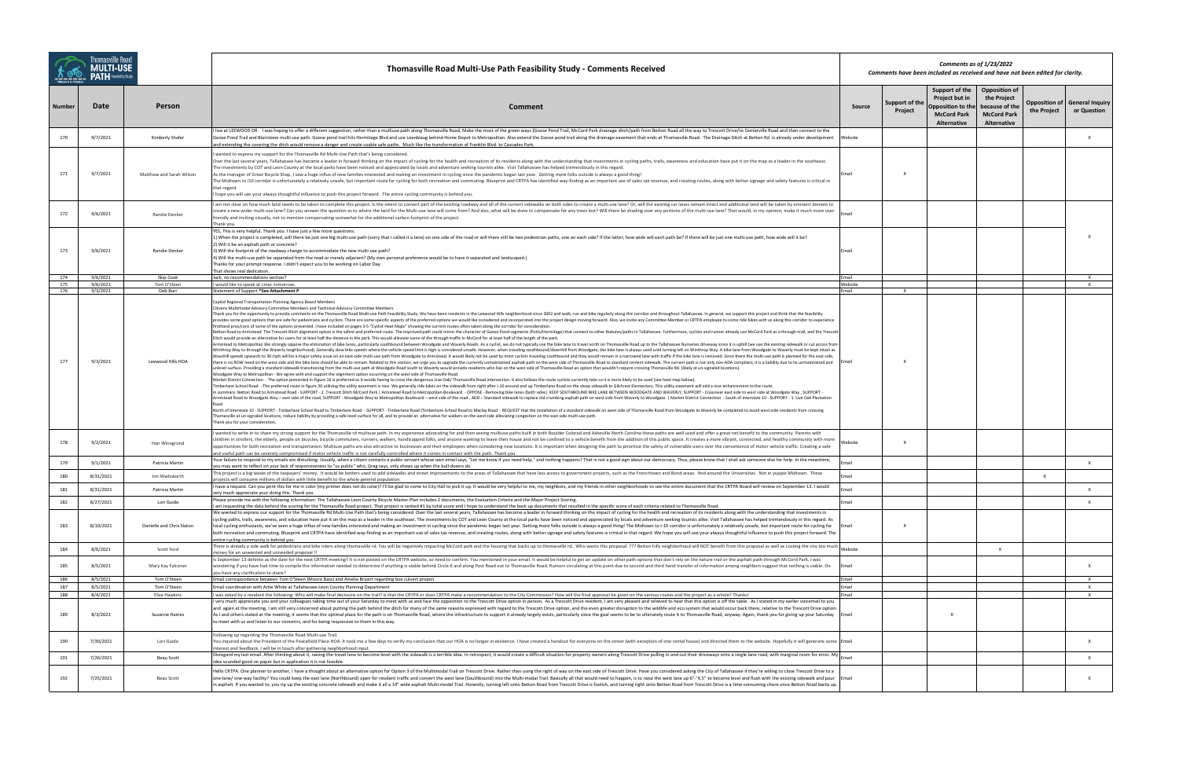# Thomasville Road Multi-Use Path Feasibility Study - Comments Received

*Comments as of 1/23/2022*
*Comments have been included as received and have not been edited for clarity.*

| Number | Date | Person | Comment | Source | Support of the Project | Support of the Project but in Opposition to the McCord Park Alternative | Opposition of the Project because of the McCord Park Alternative | Opposition of the Project | General Inquiry or Question |
|---|---|---|---|---|---|---|---|---|---|
| 170 | 9/7/2021 | Kimberly Shafer | I live at LEEWOOD DR. I was hoping to offer a different suggestion, rather than a mutiluse path along Thomasville Road, Make the most of the green ways (Goose Pond Trail, McCord Park drainage ditch/path from Betton Road all the way to Trescott Drive/to Centerville Road and then connect to the Goose Pond Trail and Blairstone multi-use path. Goose pond trail hits Hermitage Blvd and use Loanblaug behind Home Depot to Metropolitan. Also extend the Goose pond trail along the drainage easement that ends at Thomasville Road. The Drainage Ditch at Betton Rd. is already under development and extending the covering the ditch would remove a danger and create usable safe paths. Much like the transformation of Franklin Blvd. to Cascades Park. | Website | | | | | X |
| 171 | 9/7/2021 | Matthew and Sarah Wilson | I wanted to express my support for the Thomasville Rd Multi-Use Path that's being considered.<br>Over the last several years, Tallahassee has become a leader in forward thinking on the impact of cycling for the health and recreation of its residents along with the understanding that investments in cycling paths, trails, awareness and education have put it on the map as a leader in the southeast. The investments by COT and Leon County at the local parks have been noticed and appreciated by locals and adventure seeking tourists alike. Visit Tallahassee has helped tremendously in this regard.<br>As the manager of Great Bicycle Shop, I saw a huge influx of new families interested and making an investment in cycling since the pandemic began last year. Getting more folks outside is always a good thing!<br>The Midtown to I10 corridor is unfortunately a relatively unsafe, but important route for cycling for both recreation and commuting. Blueprint and CRTPA has identified way-finding as an important use of sales tax revenue, and creating routes, along with better signage and safety features is critical in that regard.<br>I hope you will use your always thoughtful influence to push this project forward. The entire cycling community is behind you. | Email | X | | | | |
| 172 | 9/6/2021 | Randie Denker | I am not clear on how much land needs to be taken to complete this project. Is the intent to convert part of the existing roadway and all of the current sidewalks on both sides to create a multi-use lane? Or, will the existing car lanes remain intact and additional land will be taken by eminent domain to create a new wider multi-use lane? Can you answer the question as to where the land for the Multi-use lane will come from? And also, what will be done to compensate for any trees lost? Will there be shading over any portions of the multi-use lane? That would, in my opinion, make it much more user-friendly and inviting visually, not to mention compensating somewhat for the additional carbon footprint of the project.<br>Thank you. | Email | | | | | |
| 173 | 9/6/2021 | Randie Denker | YES, This is very helpful. Thank you. I have just a few more questions:<br>1) When the project is completed, will there be just one big multi-use path (sorry that I called it a lane) on one side of the road or will there still be two pedestrian paths, one on each side? If the latter, how wide will each path be? If there will be just one multi-use path, how wide will it be?<br>2) Will it be an asphalt path or concrete?<br>3) Will the footprint of the roadway change to accommodate the new multi-use path?<br>4) Will the multi-use path be separated from the road or merely adjacent? (My own personal preference would be to have it separated and landscaped.)<br>Thanks for your prompt response. I didn't expect you to be working on Labor Day.<br>That shows real dedication. | Email | | | | | X |
| 174 | 9/6/2021 | Skip Cook | Jack, no recommendations section? | Email | | | | | X |
| 175 | 9/6/2021 | Tom O'Steen | I would like to speak at cmac tomorrow. | Website | | | | | X |
| 176 | 9/3/2021 | Deb Burr | Statement of Support **See Attachment P** | Email | X | | | | |
| 177 | 9/3/2021 | Leewood Hills HOA | Capital Regional Transportation Planning Agency Board Members<br>Citizens Multimodal Advisory Committee Members and Technical Advisory Committee Members<br>Thank you for the opportunity to provide comments on the Thomasville Road Multi-use Path Feasibility Study. We have been residents in the Leewood Hills neighborhood since 2002 and walk, run and bike regularly along this corridor and throughout Tallahassee. In general, we support this project and think that the feasibility provides some good options that are safe for pedestrians and cyclists. There are some specific aspects of the preferred options we would like considered and incorporated into the project design moving forward. Also, we invite any Committee Member or CRTPA employee to come ride bikes with us along this corridor to experience firsthand pros/cons of some of the options presented. I have included on pages 3-5 "Cyclist Heat Maps" showing the current routes often taken along the corridor for consideration.<br>Betton Road to Armistead The Trescott Ditch alignment option is the safest and preferred route. The improved path could mimic the character of Goose Pond segments (Potts/Hermitage) that connect to other features/paths in Tallahassee. Furthermore, cyclists and runner already use McCord Park as a through-trail, and the Trescott Ditch would provide an alternative for users for at least half the distance in the park. This would alleviate some of the through-traffic in McCord for at least half of the length of the park.<br>Armistead to Metropolitan We strongly oppose the elimination of bike lanes, particularly southbound between Woodgate and Waverly Roads. As a cyclist, we do not typically use the bike lane to travel north on Thomasville Road up to the Tallahassee Nurseries driveway since it is uphill (we use the existing sidewalk or cut across from Winthrop Way to through the Waverly neighborhood). Generally slow bike speeds where the vehicle speed limit is high is considered unsafe. However, when traveling southbound/downhill from Woodgate, the bike lane is always used until turning left on Winthrop Way. A bike lane from Woodgate to Waverly must be kept intact as downhill speeds upwards to 30 mph will be a major safety issue on an east-side multi-use path from Woodgate to Armistead. It would likely not be used by most cyclists traveling southbound and they would remain in a narrowed lane with traffic if the bike lane is removed. Since there the multi-use path is planned for the east side, there is no ROW need on the west side and the bike lane should be able to remain. Related to this section, we urge you to upgrade the currently unmaintained asphalt path on the west side of Thomasville Road to standard cement sidewalk. The current path is not only non-ADA compliant; it is a liability due to its unmaintained and unlevel surface. Providing a standard sidewalk transitioning from the multi-use path at Woodgate Road south to Waverly would provide residents who live on the west side of Thomasville Road an option that wouldn't require crossing Thomasville Rd. (likely at un-signaled locations).<br>Woodgate Way to Metropolitan - We agree with and support the alignment option occurring on the west side of Thomasville Road.<br>Market District Connection - The option presented in Figure 16 is preferred as it avoids having to cross the dangerous Live Oak/ Thomasville Road intersection. It also follows the route cyclists currently take so it is more likely to be used (see heat map below).<br>Timberlane School Road - The preferred route n figure 20 utilizing the utility easement is nice. We generally ride bikes on the sidewalk from right after I-10 around and up Timberlane Road on the steep sidewalk to Gilchrist Elementary. This utility easement will add a nice enhancement to the route.<br>In summary: Betton Road to Armistead Road - SUPPORT - 2. Trescott Ditch McCord Park ( Armistead Road to Metropolitan Boulevard - OPPOSE - Removing bike lanes (both sides) KEEP SOUTHBOUND BIKE LANE BETWEEN WOODGATE AND WAVERLY, SUPPORT - Crossover east side to west side at Woodgate Way , SUPPORT - Armistead Road to Woodgate Way – east side of the road, SUPPORT - Woodgate Way to Metropolitan Boulevard – west side of the road , ADD – Standard sidewalk to replace old crumbing asphalt path on west side from Waverly to Woodgate. ( Market District Connection - South of Interstate 10 - SUPPORT - 1. Live Oak Plantation Road<br>North of Interstate 10 - SUPPORT - Timberlane School Road to Timberlane Road - SUPPORT - Timberlane Road (Timberlane School Road to Maclay Road - REQUEST that the installation of a standard sidewalk on west side of Thomasville Road from Woodgate to Waverly be completed to avoid west-side residents from crossing Thomasville at un-signaled locations, reduce liability by providing a safe level surface for all, and to provide an alternative for walkers on the west side alleviating congestion on the east side multi-use path.<br>Thank you for your consideration, | Email | X | | | | |
| 178 | 9/2/2021 | Han Winogrond | I wanted to write in to share my strong support for the Thomasville rd multiuse path. In my experience advocating for and then seeing multiuse paths built in both Boulder Colorad and Asheville North Carolina these paths are well used and offer a great net benefit to the community. Parents with children in strollers, the elderly, people on bicycles, bicycle commuters, runners, walkers, handicapped folks, and anyone wanting to leave their house and not be confined to a vehicle benefit from the addition of this public space. It creates a more vibrant, connected, and healthy community with more opportunities for both recreation and transportation. Multiuse paths are also attractive to businesses and their employees when considering new locations. It is important when designing the path to prioritize the safety of vulnerable users over the convenience of motor vehicle traffic. Creating a safe and useful path can be severely compromised if motor vehicle traffic is not carefully controlled where it comes in contact with the path. Thank you | Website | X | | | | |
| 179 | 9/1/2021 | Patricia Martin | Your failure to respond to my emails are disturbing. Usually, when a citizen contacts a public servant whose own email says, "Let me know if you need help," and nothing happens? That is not a good sign about our democracy. Thus, please know that I shall ask someone else for help. In the meantime, you may want to reflect on your lack of responsiveness to "us public" who, Greg says, only shows up when the bull-dozers do. | Email | | | | | X |
| 180 | 8/31/2021 | Jim Wadsworth | This project is a big waste of the taxpayers' money. It would be betters used to add sidewalks and street improvements to the areas of Tallahassee that have less access to government projects, such as the Frenchtown and Bond areas. And around the Universities. Not in yuppie Midtown. These projects will consume millions of dollars with little benefit to the whole general population. | Email | | | | X | |
| 181 | 8/31/2021 | Patricia Martin | I have a request. Can you print this for me in color (my printer does not do color)? I'll be glad to come to City Hall to pick it up. It would be very helpful to me, my neighbors, and my friends in other neighborhoods to see the entire document that the CRTPA Board will review on September 13. I would very much appreciate your doing this. Thank you | Email | | | | | X |
| 182 | 8/27/2021 | Lori Guido | Please provide me with the following information: The Tallahassee Leon County Bicycle Master Plan includes 2 documents, the Evaluation Criteria and the Major Project Scoring.<br>I am requesting the data behind the scoring for the Thomasville Road project. That project is ranked #1 by total score and I hope to understand the back up documents that resulted in the specific score of each criteria related to Thomasville Road. | Email | | | | | X |
| 183 | 8/10/2021 | Danielle and Chris Slaton | We wanted to express our support for the Thomasville Rd Multi-Use Path that's being considered. Over the last several years, Tallahassee has become a leader in forward thinking on the impact of cycling for the health and recreation of its residents along with the understanding that investments in cycling paths, trails, awareness, and education have put it on the map as a leader in the southeast. The investments by COT and Leon County at the local parks have been noticed and appreciated by locals and adventure seeking tourists alike. Visit Tallahassee has helped tremendously in this regard. As local cycling enthusiasts, we've seen a huge influx of new families interested and making an investment in cycling since the pandemic began last year. Getting more folks outside is always a good thing! The Midtown to I-10 corridor is unfortunately a relatively unsafe, but important route for cycling for both recreation and commuting. Blueprint and CRTPA have identified way-finding as an important use of sales tax revenue, and creating routes, along with better signage and safety features is critical in that regard. We hope you will use your always thoughtful influence to push this project forward. The entire cycling community is behind you. | Email | X | | | | |
| 184 | 8/6/2021 | Scott Ford | There is already a side walk for pedestrians and bike riders along thomasville rd. You will be negatively impacting McCord park and the housing that backs up to thomasville rd.. Who wants this proposal. ??? Betton hills neighborhood will NOT benefit from this proposal as well as costing the city too much money for an unwanted and unneeded proposal !! | Website | | | X | | |
| 185 | 8/5/2021 | Mary Kay Falconer | Is September 13 definite as the date for the next CRTPA meeting? It is not posted on the CRTPA website, so need to confirm. You mentioned in your email. It would be helpful to get an update on other path options that don't rely on the nature trail or the asphalt path through McCord Park. I was wondering if you have had time to compile the information needed to determine if anything is viable behind Circle K and along Post Road out to Thomasville Road. Rumors circulating at this point due to second and third hand transfer of information among neighbors suggest that nothing is viable. Do you have any clarification to share? | Email | | | | | X |
| 186 | 8/5/2021 | Tom O'Steen | Email correspondence between Tom O'Steen (Moore Bass) and Amelia Bryant regarding box culvert project. | Email | | | | | X |
| 187 | 8/5/2021 | Tom O'Steen | Email coordination with Artie White at Tallahassee-Leon County Planning Department | Email | | | | | X |
| 188 | 8/4/2021 | Eliza Hawkins | I was asked by a resident the following: Who will make final decisions on the trail? Is that the CRTPA or does CRTPA make a recommendation to the City Commission? How will the final approval be given on the various routes and the project as a whole? Thanks! | Email | | | | | X |
| 189 | 8/3/2021 | Suzanne Haines | I very much appreciate you and your colleagues taking time out of your Saturday to meet with us and face the opposition to the Trescott Drive option in person. As a Trescott Drive resident, I am very pleased and relieved to hear that this option is off the table. As I stated in my earlier voicemail to you and again at the meeting, I am still very concerned about putting the path behind the ditch for many of the same reasons expressed with regard to the Trescott Drive option, and the even greater disruption to the wildlife and eco system that would occur back there, relative to the Trescott Drive option. As I and others stated at the meeting, it seems that the optimal place for the path is on Thomasville Road, where the infrastructure to support it already largely exists, particularly since the goal seems to be to ultimately route it to Thomasville Road, anyway. Again, thank you for giving up your Saturday to meet with us and listen to our concerns, and for being responsive to them in this way. | Email | | X | | | |
| 190 | 7/30/2021 | Lori Guido | Following up regarding the Thomasville Road Multi-use Trail.<br>You inquired about the President of the Peacefield Place HOA. It took me a few days to verify my conclusion that our HOA is no longer in existence. I have created a handout for everyone on the street (with exception of one rental house) and directed them to the website. Hopefully it will generate some interest and feedback. I will be in touch after gathering neighborhood input. | Email | | | | | X |
| 191 | 7/26/2021 | Beau Scott | Disregard my last email. After thinking about it, raising the travel lane to become level with the sidewalk is a terrible idea. In retrospect, it would create a difficult situation for property owners along Trescott Drive pulling in and out their driveways onto a single lane road, with marginal room for error. My idea sounded good on paper but in application it is not feasible. | Email | | | | | X |
| 192 | 7/25/2021 | Beau Scott | Hello CRTPA. One planner to another, I have a thought about an alternative option for Option 3 of the Multimodal Trail on Trescott Drive. Rather than using the right of way on the east side of Trescott Drive. Have you considered asking the City of Tallahassee if they're willing to close Trescott Drive to a one-lane/ one-way facility? You could keep the east lane (Northbound) open for resident traffic and convert the west lane (Southbound) into the Multi-modal Trail. Basically all that would need to happen, is to raise the west lane up 6"-"6.5" to become level and flush with the existing sidewalk and pour in asphalt. If you wanted to, you rip up the existing concrete sidewalk and make it all a 14" wide asphalt Multi-modal Trail. Honestly, turning left onto Betton Road from Trescott Drive is foolish, and turning right onto Betton Road from Trescott Drive is a time consuming chore once Betton Road backs up. | Email | | | | | X |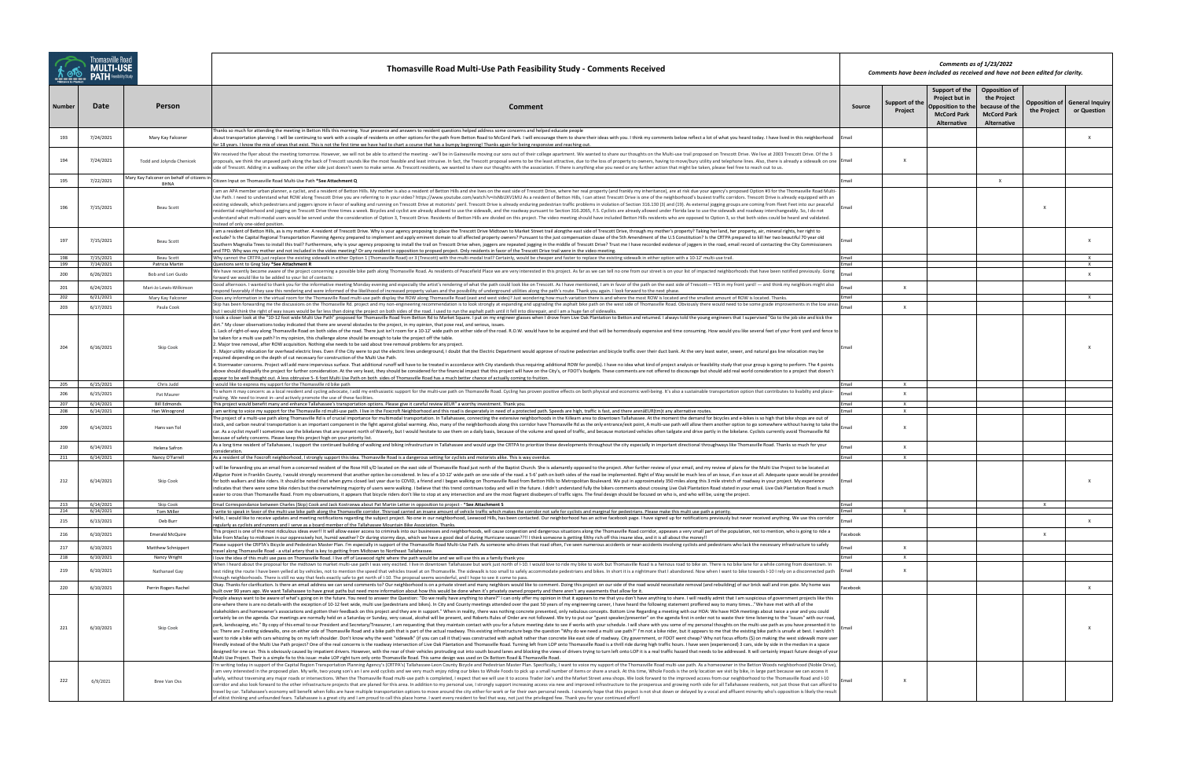# Thomasville Road Multi-Use Path Feasibility Study - Comments Received

*Comments as of 1/23/2022*
*Comments have been included as received and have not been edited for clarity.*

| Number | Date | Person | Comment | Source | Support of the Project | Support of the Project but in Opposition to the McCord Park Alternative | Opposition of the Project because of the McCord Park Alternative | Opposition of the Project | General Inquiry or Question |
|---|---|---|---|---|---|---|---|---|---|
| 193 | 7/24/2021 | Mary Kay Falconer | Thanks so much for attending the meeting in Betton Hills this morning. Your presence and answers to resident questions helped address some concerns and helped educate people about transportation planning. I will be continuing to work with a couple of residents on other options for the path from Betton Road to McCord Park. I will encourage them to share their ideas with you. I think my comments below reflect a lot of what you heard today. I have lived in this neighborhood for 18 years. I know the mix of views that exist. This is not the first time we have had to chart a course that has a bumpy beginning! Thanks again for being responsive and reaching out. | Email | | | | | X |
| 194 | 7/24/2021 | Todd and Jolynda Chenicek | We received the flyer about the meeting tomorrow. However, we will not be able to attend the meeting - we'll be in Gainesville moving our sons out of their college apartment. We wanted to share our thoughts on the Multi-use trail proposed on Trescott Drive. We live at 2003 Trescott Drive. Of the 3 proposals, we think the unpaved path along the back of Trescott sounds like the most feasible and least intrusive. In fact, the Trescott proposal seems to be the least attractive, due to the loss of property to owners, having to move/bury utility and telephone lines. Also, there is already a sidewalk on one side of Trescott. Adding in a walkway on the other side just doesn't seem to make sense. As Trescott residents, we wanted to share our thoughts with the association. If there is anything else you need or any further action that might be taken, please feel free to reach out to us. | Email | X | | | | |
| 195 | 7/22/2021 | Mary Kay Falconer on behalf of citizens in BHNA | Citizen Input on Thomasville Road Multi-Use Path **See Attachment Q** | Email | | | X | | |
| 196 | 7/15/2021 | Beau Scott | I am an APA member urban planner, a cyclist, and a resident of Betton Hills. My mother is also a resident of Betton Hills and she lives on the east side of Trescott Drive, where her real property (and frankly my inheritance), are at risk due your agency's proposed Option #3 for the Thomasville Road Multi-Use Path. I need to understand what ROW along Trescott Drive you are referring to in your video? https://www.youtube.com/watch?v=lshbUXV1NYU As a resident of Betton Hills, I can attest Trescott Drive is one of the neighborhood's busiest traffic corridors. Trescott Drive is already equipped with an existing sidewalk, which pedestrians and joggers ignore in favor of walking and running on Trescott Drive at motorists' peril. Trescott Drive is already enduring pedestrian traffic problems in violation of Section 316.130 (3) and (19). As external jogging groups are coming from Fleet Feet into our peaceful residential neighborhood and jogging on Trescott Drive three times a week. Bicycles and cyclist are already allowed to use the sidewalk, and the roadway pursuant to Section 316.2065, F.S. Cyclists are already allowed under Florida law to use the sidewalk and roadway interchangeably. So, I do not understand what multi-modal users would be served under the consideration of Option 3, Trescott Drive. Residents of Betton Hills are divided on this project. The video meeting should have included Betton Hills residents who are opposed to Option 3, so that both sides could be heard and validated. Instead of only one-sided position. | Email | | | | X | |
| 197 | 7/15/2021 | Beau Scott | I am a resident of Betton Hills, as is my mother. A resident of Trescott Drive. Why is your agency proposing to place the Trescott Drive Midtown to Market Street trail alongthe east side of Trescott Drive, through my mother's property? Taking her land, her property, air, mineral rights, her right to exclude? Is the Capital Regional Transportation Planning Agency prepared to implement and apply eminent domain to all affected property owners? Pursuant to the just compensation clause of the 5th Amendment of the U.S Constitution? Is the CRTPA prepared to kill her two beautiful 70 year old Southern Magnolia Trees to install this trail? Furthermore, why is your agency proposing to install the trail on Trescott Drive when, joggers are repeated jogging in the middle of Trescott Drive? Trust me I have recorded evidence of joggers in the road, email record of contacting the City Commissioners and TPD. Why was my mother and not included in the video meeting? Or any resident in opposition to proposed project. Only residents in favor of the Trescott Drive trail were in the video meeting. | Email | | | | | X |
| 198 | 7/15/2021 | Beau Scott | Why cannot the CRTPA just replace the existing sidewalks in either Option 1 (Thomasville Road) or 3 (Trescott) with the multi-modal trail? Certainly, would be cheaper and faster to replace the existing sidewalk in either option with a 10-12' multi-use trail. | Email | | | | | X |
| 199 | 7/14/2021 | Patricia Martin | Questions sent to Greg Slay **See Attachment R** | Email | | | | | X |
| 200 | 6/26/2021 | Bob and Lori Guido | We have recently become aware of the project concerning a possible bike path along Thomasville Road. As residents of Peacefield Place we are very interested in this project. As far as we can tell no one from our street is on your list of impacted neighborhoods that have been notified previously. Going forward we would like to be added to your list of contacts. | Email | | | | | X |
| 201 | 6/24/2021 | Mari-Jo Lewis-Wilkinson | Good afternoon. I wanted to thank you for the informative meeting Monday evening and especially the artist's rendering of what the path could look like on Trescott. As I have mentioned, I am in favor of the path on the east side of Trescott— YES in my front yard! — and think my neighbors might also respond favorably if they saw this rendering and were informed of the likelihood of increased property values and the possibility of underground utilities along the path's route. Thank you again. I look forward to the next phase. | Email | X | | | | |
| 202 | 6/21/2021 | Mary Kay Falconer | Does any information in the virtual room for the Thomasville Road multi-use path display the ROW along Thomasville Road (east and west sides)? Just wondering how much variation there is and where the most ROW is located and the smallest amount of ROW is located. Thanks. | Email | | | | | X |
| 203 | 6/17/2021 | Paula Cook | Skip has been forwarding me the discussions on the Thomasville Rd. project and my non-engineering recommendation is to look strongly at expanding and upgrading the asphalt bike path on the west side of Thomasville Road. Obviously there would need to be some grade improvements in the low areas but I would think the right of way issues would be far less than doing the project on both sides of the road. I used to run the asphalt path until it fell into disrepair, and I am a huge fan of sidewalks. | Email | X | | | | |
| 204 | 6/16/2021 | Skip Cook | I took a closer look at the "10-12 foot wide Multi Use Path" proposed for Thomasville Road from Betton Rd to Market Square. I put on my engineer glasses when I drove from Live Oak Plantation to Betton and returned. I always told the young engineers that I supervised "Go to the job site and kick the dirt." My closer observations today indicated that there are several obstacles to the project, in my opinion, that pose real, and serious, issues.<br>1. Lack of right-of-way along Thomasville Road on both sides of the road. There just isn't room for a 10-12' wide path on either side of the road. R.O.W. would have to be acquired and that will be horrendously expensive and time consuming. How would you like several feet of your front yard and fence to be taken for a multi use path? In my opinion, this challenge alone should be enough to take the project off the table.<br>2. Major tree removal, after ROW acquisition. Nothing else needs to be said about tree removal problems for any project.<br>3 . Major utility relocation for overhead electric lines. Even if the City were to put the electric lines underground, I doubt that the Electric Department would approve of routine pedestrian and bicycle traffic over their duct bank. At the very least water, sewer, and natural gas line relocation may be required depending on the depth of cut necessary for construction of the Multi Use Path.<br>4. Stormwater concerns. Project will add more impervious surface. That additional runoff will have to be treated in accordance with City standards thus requiring additional ROW for pond(s). I have no idea what kind of project analysis or feasibility study that your group is going to perform. The 4 points above should disqualify the project for further consideration. At the very least, they should be considered for the financial impact that this project will have on the City's, or FDOT's budgets. These comments are not offered to discourage but should add real world consideration to a project that doesn't appear to be well thought out. A less obtrusive 5- 6 foot Multi Use Path on both sides of Thomasville Road has a much better chance of actually coming to fruition. | Email | | | | | X |
| 205 | 6/15/2021 | Chris Judd | I would like to express my support for the Thomasville rd bike path | Email | X | | | | |
| 206 | 6/15/2021 | Pat Maurer | To whom it may concern: as a local resident and cycling advocate, I add my enthusiastic support for the multi-use path on Thomasville Road. Cycling has proven positive effects on both physical and economic well-being. It's also a sustainable transportation option that contributes to livability and place-making. We need to invest in--and actively promote the use of these facilities. | Email | X | | | | |
| 207 | 6/14/2021 | Bill Edmonds | This project would benefit many and enhance Tallahassee's transportation options. Please give it careful review â€‹ a worthy investment. Thank you. | Email | X | | | | |
| 208 | 6/14/2021 | Han Winogrond | I am writing to voice my support for the Thomasville rd multi-use path. I live in the Foxcroft Neighborhood and this road is desperately in need of a protected path. Speeds are high, traffic is fast, and there areâ€‹[m]t any alternative routes. | Email | X | | | | |
| 209 | 6/14/2021 | Hans van Tol | The project of a multi-use path along Thomasville Rd is of crucial importance for multimodal transportation. In Tallahassee, connecting the extensive neighborhoods in the Killearn area to downtown Tallahassee. At the moment the demand for bicycles and e-bikes is so high that bike shops are out of stock, and carbon neutral transportation is an important component in the fight against global warming. Also, many of the neighborhoods along this corridor have Thomasville Rd as the only entrance/exit point. A multi-use path will allow them another option to go somewhere without having to take the car. As a cyclist myself I sometimes use the bikelanes that are present north of Waverly, but I would hesitate to use them on a daily basis, because of the volume and speed of traffic, and because motorized vehicles often tailgate and drive partly in the bikelane. Cyclists currently avoid Thomasville Rd because of safety concerns. Please keep this project high on your priority list. | Email | X | | | | |
| 210 | 6/14/2021 | Helena Safron | As a long time resident of Tallahassee, I support the continued building of walking and biking infrastructure in Tallahassee and would urge the CRTPA to prioritize these developments throughout the city especially in important directional throughways like Thomasville Road. Thanks so much for your consideration. | Email | X | | | | |
| 211 | 6/14/2021 | Nancy O'Farrell | As a resident of the Foxcroft neighborhood, I strongly support this idea. Thomasville Road is a dangerous setting for cyclists and motorists alike. This is way overdue. | Email | X | | | | |
| 212 | 6/14/2021 | Skip Cook | I will be forwarding you an email from a concerned resident of the Rose Hill s/D located on the east side of Thomasville Road just north of the Baptist Church. She is adamantly opposed to the project. After further review of your email, and my review of plans for the Multi Use Project to be located at Alligator Point in Franklin County, I would strongly recommend that another option be considered. In lieu of a 10-12' wide path on one side of the road. a 5-6' path on both sides of the road be implemented. Right of Way would be much less of an issue, if an issue at all. Adequate space would be provided for both walkers and bike riders. It should be noted that when gyms closed last year due to COVID, a friend and I began walking on Thomasville Road from Betton Hills to Metropolitan Boulevard. We put in approximately 350 miles along this 3 mile stretch of roadway in your project. My experience indicates that there were some bike riders but the overwhelming majority of users were walking. I believe that this trend continues today and will in the future. I didn't understand fully the bikers comments about crossing Live Oak Plantation Road stated in your email. Live Oak Plantation Road is much easier to cross than Thomasville Road. From my observations, it appears that bicycle riders don't like to stop at any intersection and are the most flagrant disobeyers of traffic signs. The final design should be focused on who is, and who will be, using the project. | Email | | | | | X |
| 213 | 6/14/2021 | Skip Cook | Email Correspondence between Charles (Skip) Cook and Jack Kostrzewa about Pat Martin Letter in opposition to project - **See Attachment S** | Email | | | | X | |
| 214 | 6/14/2021 | Tom Miller | I write to speak in favor of the multi use bike path along the Thomasville corridor. Thisroad carried an insane amount of vehicle traffic which makes the corridor not safe for cyclists and marginal for pedestrians. Please make this multi use path a priority. | Email | X | | | | |
| 215 | 6/13/2021 | Deb Burr | Hello, I would like to receive updates and meeting notifications regarding the subject project. No one in our neighborhood, Leewood Hills, has been contacted. Our neighborhood has an active facebook page. I have signed up for notifications previously but never received anything. We use this corridor regularly as cyclists and runners and I serve as a board member of the Tallahassee Mountain Bike Association. Thanks. | Email | | | | | X |
| 216 | 6/10/2021 | Emerald McGuire | This project is one of the most ridiculous ideas ever!!! It will allow easier access to criminals into our businesses and neighborhoods, will cause congestion and dangerous situations along the Thomasville Road corridor, appeases a very small part of the population, not to mention, who is going to ride a bike from Maclay to midtown in our oppressively hot, humid weather? Or during stormy days, which we have a good deal of during Hurricane season??!! I think someone is getting filthy rich off this insane idea, and it is all about the money!! | Facebook | | | | X | |
| 217 | 6/10/2021 | Matthew Schnippert | Please support the CRPTA's Bicycle and Pedestrian Master Plan. I'm especially in support of the Thomasville Road Multi-Use Path. As someone who drives that road often, I've seen numerous accidents or near-accidents involving cyclists and pedestrians who lack the necessary infrastructure to safely travel along Thomasville Road - a vital artery that is key to getting from Midtown to Northeast Tallahassee. | Email | X | | | | |
| 218 | 6/10/2021 | Nancy Wright | I love the idea of this multi use pass on Thomasville Road. I live off of Leawood right where the path would be and we will use this as a family thank you | Email | X | | | | |
| 219 | 6/10/2021 | Nathanael Gay | When I heard about the proposal for the midtown to market multi-use path I was very excited. I live in downtown Tallahassee but work just north of I-10. I would love to ride my bike to work but Thomasville Road is a heinous road to bike on. There is no bike lane for a while coming from downtown. In testing the route I have been yelled at by vehicles, not to mention the speed that vehicles travel at on Thomasville. The sidewalk is too small to safely accommodate pedestrians and bikes. In short it is a nightmare that I abandoned. Now when I want to bike towards I-10 I rely on a disconnected path through neighborhoods. There is still no way that feels exactly safe to get north of I-10. The proposal seems wonderful, and I hope to see it come to pass. | Email | X | | | | |
| 220 | 6/10/2021 | Perrin Rogers Rachel | Okay. Thanks for clarification. Is there an email address we can send comments to? Our neighborhood is on a private street and many neighbors would like to comment. Doing this project on our side of the road would necessitate removal (and rebuilding) of our brick wall and iron gate. My home was built over 90 years ago. We want Tallahassee to have great paths but need more information about how this would be done when it's privately owned property and there aren't any easements that allow for it. | Facebook | | | | | X |
| 221 | 6/10/2021 | Skip Cook | People always want to be aware of what's going on in the future. You need to answer the Question: "Do we really have anything to share?" I can only offer my opinion in that it appears to me that you don't have anything to share. I will readily admit that I am suspicious of government projects like this one-where there is are no details-with the exception of 10-12 feet wide, multi use (pedestrians and bikes). In City and County meetings attended over the past 50 years of my engineering career, I have heard the following statement proffered way to many times…"We have met with all of the stakeholders and homeowner's associations and gotten their feedback on this project and they are in support." When in reality, there was nothing concrete presented, only nebulous concepts. Bottom Line Regarding a meeting with our HOA: We have HOA meetings about twice a year and you could certainly be on the agenda. Our meetings are normally held on a Saturday or Sunday, very casual, alcohol will be present, and Roberts Rules of Order are not followed. We try to put our "guest speaker/presenter" on the agenda first in order not to waste their time listening to the "issues" with our road, park, landscaping, etc." By copy of this email to our President and Secretary/Treasurer, I am requesting that they maintain contact with you for a future meeting date to see if works with your schedule. I will share with you some of my personal thoughts on the multi-use path as you have presented it to us: There are 2 exiting sidewalks, one on either side of Thomasville Road and a bike path that is part of the actual roadway. This existing infrastructure begs the question "Why do we need a multi use path?" I'm not a bike rider, but it appears to me that the existing bike path is unsafe at best. I wouldn't want to ride a bike with cars whizzing by on my left shoulder. Don't know why the west "sidewalk" (if you can call it that) was constructed with asphalt rather than concrete 4ea east side of roadway. City government, or FDOT went cheap? Why not focus efforts ($) on making the west sidewalk more user friendly instead of the Multi Use Path project? One of the real concerns is the roadway intersection of Live Oak Plantation and Thomasville Road. Turning left from LOP onto Thomasville Road is a thrill ride during high traffic hours. I have seen (experienced) 3 cars, side by side in the median in a space designed for one car. This is obviously caused by impatient drivers. However, with the rear of their vehicles protruding out into south bound lanes and blocking the views of drivers trying to turn left onto LOP it is a real traffic hazard that needs to be addressed. It will certainly impact future design of your Multi Use Project. There is a simple fix to this issue: make LOP right turn only onto Thomasville Road. This same design was used on Ox Bottom Road & Thomasville Road. | Email | | | | | X |
| 222 | 6/9/2021 | Bree Van Oss | I'm writing today in support of the Capital Region Transportation Planning Agency's [CRTPA's] Tallahassee-Leon County Bicycle and Pedestrian Master Plan. Specifically, I want to voice my support of the Thomasville Road multi-use path. As a homeowner in the Betton Woods neighborhood (Noble Drive), I am very interested in the proposed plan. My wife, two young son's an I are avid cyclists and we very much enjoy riding our bikes to Whole Foods to pick up a small number of items or share a snack. At this time, Whole Foods is the only location we visit by bike, in large part because we can access it safely, without traversing any major roads or intersections. When the Thomasville Road multi-use path is completed, I expect that we will use it to access Trader Joe's and the Market Street area shops. We look forward to the improved access from our neighborhood to the Thomasville Road and I-10 corridor and also look forward to the other infrastructure projects that are planned for this area. In addition to my personal use, I strongly support increasing access via new and improved infrastructure to the prosperous and growing north side for all Tallahassee residents, not just those that can afford to travel by car. Tallahassee's economy will benefit when folks are have multiple transportation options to move around the city either for work or for their own personal needs. I sincerely hope that this project is not shut down or delayed by a vocal and affluent minority who's opposition is likely the result of elitist thinking and unfounded fears. Tallahassee is a great city and I am proud to call this place home. I want every resident to feel that way, not just the privileged few. Thank you for your continued effort! | Email | X | | | | |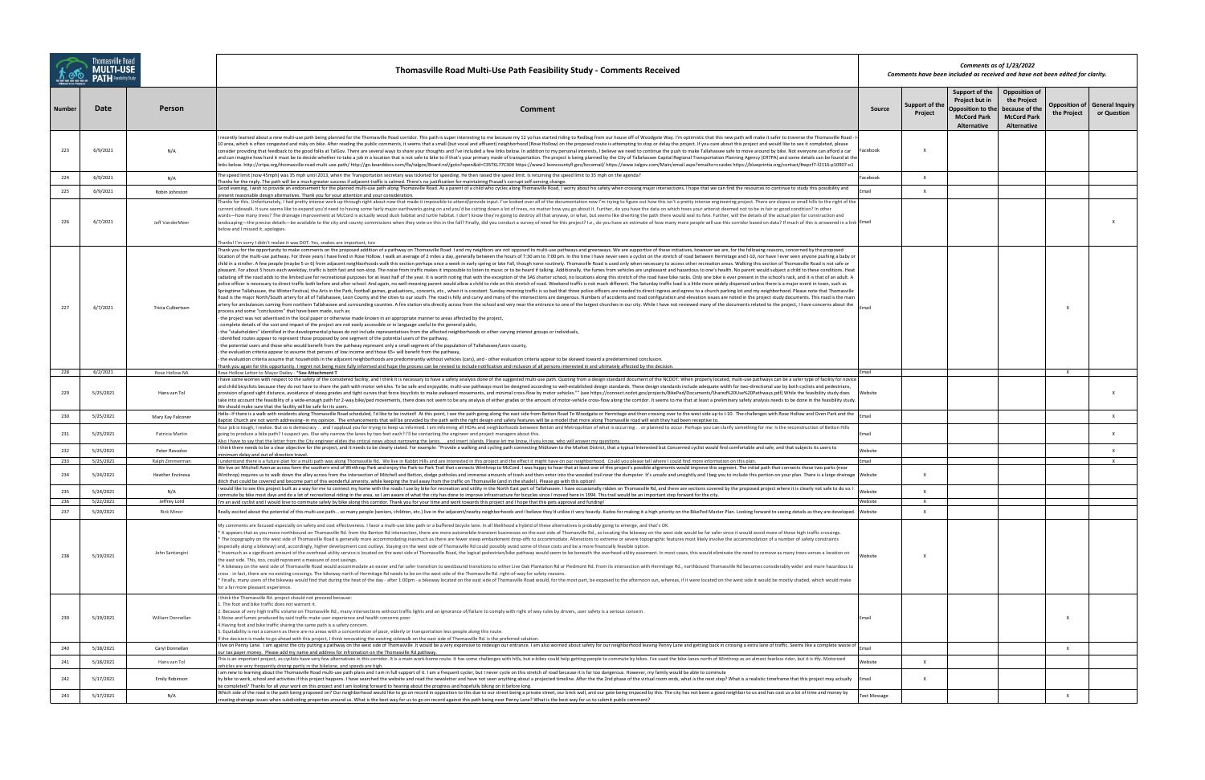# Thomasville Road Multi-Use Path Feasibility Study - Comments Received

*Comments as of 1/23/2022*
*Comments have been included as received and have not been edited for clarity.*

| Number | Date | Person | Comment | Source | Support of the Project | Support of the Project but in Opposition to the McCord Park Alternative | Opposition of the Project because of the McCord Park Alternative | Opposition of the Project | General Inquiry or Question |
|---|---|---|---|---|---|---|---|---|---|
| 223 | 6/9/2021 | N/A | I recently learned about a new multi-use path being planned for the Thomasville Road corridor. This path is super interesting to me because my 12 yo has started riding to Redbug from our house off of Woodgate Way. I'm optimistic that this new path will make it safer to traverse the Thomasville Road - I-10 area, which is often congested and risky on bike. After reading the public comments, it seems that a small (but vocal and affluent) neighborhood (Rose Hollow) on the proposed route is attempting to stop or delay the project. If you care about this project and would like to see it completed, please consider providing that feedback to the good folks at TalGov. There are several ways to share your thoughts and I've included a few links below. In addition to my personal interests, I believe we need to continue the push to make Tallahassee safe to move around by bike. Not everyone can afford a car and can imagine how hard it must be to decide whether to take a job in a location that is not safe to bike to if that's your primary mode of transportation. The project is being planned by the City of Tallahassee Capital Regional Transportation Planning Agency (CRTPA) and some details can be found at the links below. http://crtpa.org/thomasville-road-multi-use-path/ http://go.boarddocs.com/fla/talgov/Board.nsf/goto?open&id=C35TKL77C304 https://www2.leoncountyfl.gov/bccemail/ https://www.talgov.com/Main/email.aspx?emailto=ccaides https://blueprintia.org/contact/#wpcf7-f2216-p10907-o1 | Facebook | X | | | | |
| 224 | 6/9/2021 | N/A | The speed limit (now 45mph) was 35 mph until 2013, when the Transportation secretary was ticketed for speeding. He then raised the speed limit. Is returning the speed limit to 35 mph on the agenda? Thanks for the reply. The path will be a much greater success if adjacent traffic is calmed. There's no justification for maintaining Prasad's corrupt self-serving change. | Facebook | X | | | | |
| 225 | 6/9/2021 | Robin Johnston | Good evening, I wish to provide an endorsement for the planned multi-use path along Thomasville Road. As a parent of a child who cycles along Thomasville Rd, I worry about his safety when crossing major intersections. I hope that we can find the resources to continue to study this possibility and present reasonable design alternatives. Thank you for your attention and your consideration. | Email | X | | | | |
| 226 | 6/7/2021 | Jeff VanderMeer | Thanks for this. Unfortunately, I had pretty intense work up through right about now that made it impossible to attend/provide input. I've looked over all of the documentation now I'm trying to figure out how this isn't a pretty intense engineering project. There are slopes or small hills to the right of the current sidewalk. It sure seems like to expand you'd need to having some fairly major earthworks going on and you'd be cutting down a lot of trees, no matter how you go about it. Further, do you have the date on which trees your arborist deemed not to be in fair or good condition? In other words—how many trees? The drainage improvement at McCord is actually wood duck habitat and turtle habitat. I don't know they're going to destroy all that anyway, or what, but seems like diverting the path there would seal its fate. Further, will the details of the actual plan for construction and landscaping—the precise details—be available to the city and county commissions when they vote on this in the fall? Finally, did you conduct a survey of need for this project? I.e., do you have an estimate of how many more people will use this corridor based on data? If much of this is answered in a link below and I missed it, apologies. Thanks! I'm sorry I didn't realize it was DOT. Yes, snakes are important, too | Email | | | | | X |
| 227 | 6/7/2021 | Tricia Culbertson | Thank you for the opportunity to make comments on the proposed addition of a pathway on Thomasville Road. I and my neighbors are not opposed to multi-use pathways and greenways. We are supportive of these initiatives, however we are, for the following reasons, concerned by the proposed location of the multi-use pathway. For three years I have lived in Rose Hollow. I walk an average of 2 miles a day, generally between the hours of 7:30 am to 7:00 pm. In this time I have never seen a cyclist on the stretch of road between Hermitage and I-10, nor have I ever seen anyone pushing a baby or child in a stroller. A few people (maybe 5 or 6) from adjacent neighborhoods walk this section perhaps once a week in early spring or late fall, though none routinely. Thomasville Road is used only when necessary to access other recreation areas. Walking this section of Thomasville Road is not safe or pleasant. For about 5 hours each weekday, traffic is both fast and non-stop. The noise from traffic makes it impossible to listen to music or to be heard if talking. Additionally, the fumes from vehicles are unpleasant and hazardous to one's health. No parent would subject a child to these conditions. Heat radiating off the road adds to the limited use for recreational purposes for at least half of the year. It is worth noting that with the exception of the SAIL charter school, no locations along this stretch of the road have bike racks. Only one bike is ever present in the school's rack, and it is that of an adult. A police officer is necessary to direct traffic both before and after school. And again, no well-meaning parent would allow a child to ride on this stretch of road. Weekend traffic is not much different. The Saturday traffic load is a little more widely dispersed unless there is a major event in town, such as Springtime Tallahassee, the Winter Festival, the Arts in the Park, football games, graduations,, concerts, etc., when it is constant. Sunday morning traffic is so bad that three police officers are needed to direct ingress and egress to a church parking lot and my neighborhood. Please note that Thomasville Road is the major North/South artery for all of Tallahassee, Leon County and the cities to our south. The road is hilly and curvy and many of the intersections are dangerous. Numbers of accidents and road configuration and elevation issues are noted in the project study documents. This road is the main artery for ambulances coming from northern Tallahassee and surrounding counties. A fire station sits directly across from the school and very near the entrance to one of the largest churches in our city. While I have not reviewed many of the documents related to the project, I have concerns about the process and some "conclusions" that have been made, such as:<br>- the project was not advertised in the local paper or otherwise made known in an appropriate manner to areas affected by the project,<br>- complete details of the cost and impact of the project are not easily accessible or in language useful to the general public,<br>- the "stakeholders" identified in the developmental phases do not include representatives from the affected neighborhoods or other varying interest groups or individuals,<br>- identified routes appear to represent those proposed by one segment of the potential users of the pathway,<br>- the potential users and those who would benefit from the pathway represent only a small segment of the population of Tallahassee/Leon county,<br>- the evaluation criteria appear to assume that persons of low income and those 65+ will benefit from the pathway,<br>- the evaluation criteria assume that households in the adjacent neighborhoods are predominantly without vehicles (cars), and - other evaluation criteria appear to be skewed toward a predetermined conclusion.<br>Thank you again for this opportunity. I regret not being more fully informed and hope the process can be revised to include notification and inclusion of all persons interested in and ultimately affected by this decision. | Email | | | | X | |
| 228 | 6/2/2021 | Rose Hollow NA | Rose Hollow Letter to Mayor Dailey - *See Attachment T | Email | | | | X | |
| 229 | 5/25/2021 | Hans van Tol | I have some worries with respect to the safety of the considered facility, and I think it is necessary to have a safety analysis done of the suggested multi-use path. Quoting from a design standard document of the NCDOT: When properly located, multi-use pathways can be a safer type of facility for novice and child bicyclists because they do not have to share the path with motor vehicles. To be safe and enjoyable, multi-use pathways must be designed according to well-established design standards. These design standards include adequate width for two-directional use by both cyclists and pedestrians, provision of good sight distance, avoidance of steep grades and tight curves that force bicyclists to make awkward movements, and minimal cross-flow by motor vehicles."" (see https://connect.ncdot.gov/projects/BikePed/Documents/Shared%20Use%20Pathways.pdf) While the feasibility study does take into account the feasibility of a wide-enough path for 2-way bike/ped movements, there does not seem to be any analysis of either grades or the amount of motor-vehicle cross-flow along the corridor. It seems to me that at least a preliminary safety analysis needs to be done in the feasibility study. We should make sure that the facility will be safe for its users. | Website | | | | | X |
| 230 | 5/25/2021 | Mary Kay Falconer | Hello--If there is a walk with residents along Thomasville Road scheduled, I'd like to be invited! At this point, I see the path going along the east side from Betton Road To Woodgate or Hermitage and then crossing over to the west side up to I-10. The challenges with Rose Hollow and Oven Park and the Baptist Church are not worth addressing--in my opinion. The enhancements that will be provided by the path with the right design and safety features will be a model that more along Thomasville road will wish they had been receptive to. | Email | | | | | X |
| 231 | 5/25/2021 | Patricia Martin | Your job is tough, I realize. But so is democracy . . and I applaud you for trying to keep us informed. I am informing all HOAs and neighborhoods between Betton and Metropolitan of what is occurring . . or planned to occur. Perhaps you can clarify something for me: Is the reconstruction of Betton Hills going to produce a bike path? I suspect yes. Else why narrow the lanes by two feet each? I'll be contacting the engineer and project managers about this. Also I have to say that the letter from the City engineer elides the critical news about narrowing the lanes . . and insert islands. Please let me know, if you know, who will answer my questions. | Email | | | | | X |
| 232 | 5/25/2021 | Peter Rassolov | I think there needs to be a clear objective for the project, and it needs to be clearly stated. For example: "Provide a walking and cycling path connecting Midtown to the Market District, that a typical Interested but Concerned cyclist would find comfortable and safe, and that subjects its users to minimum delay and out of direction travel. | Website | | | | | X |
| 233 | 5/25/2021 | Ralph Zimmerman | I understand there is a future plan for a multi path way along Thomasville Rd. We live in Rabbit Hills and are Interested in this project and the effect it might have on our neighborhood. Could you please tell where I could find more information on this plan. | Email | | | | | X |
| 234 | 5/24/2021 | Heather Encinosa | We live on Mitchell Avenue across from the southern end of Winthrop Park and enjoy the Park-to-Park Trail that connects Winthrop to McCord. I was happy to hear that at least one of this project's possible alignments would improve this segment. The initial path that connects these two parks (near Winthrop) requires us to walk down the alley across from the intersection of Mitchell and Betton, dodge potholes and immense amounts of trash and then enter into the wooded trail near the dumpster. It's unsafe and unsightly and I beg you to include this portion on your plan. There is a large drainage ditch that could be covered and become part of this wonderful amenity, while keeping the trail away from the traffic on Thomasville (and in the shade!). Please go with this option! | Website | X | | | | |
| 235 | 5/24/2021 | N/A | I would like to see this project built as a way for me to connect my home with the roads I use by bike for recreation and utility in the North East part of Tallahassee. I have occasionally ridden on Thomasville Rd, and there are sections covered by the proposed project where it is clearly not safe to do so. I commute by bike most days and do a lot of recreational riding in the area, so I am aware of what the city has done to improve infrastructure for bicycles since I moved here in 1994. This trail would be an important step forward for the city. | Website | X | | | | |
| 236 | 5/22/2021 | Jeffrey Lord | I'm an avid cyclist and I would love to commute safely by bike along this corridor. Thank you for your time and work towards this project and I hope that this gets approval and funding! | Website | X | | | | |
| 237 | 5/20/2021 | Rick Minor | Really excited about the potential of this multi-use path...so many people (seniors, children, etc.) live in the adjacent/nearby neighborhoods and I believe they'd utilize it very heavily. Kudos for making it a high priority on the BikePed Master Plan. Looking forward to seeing details as they are developed. | Website | X | | | | |
| 238 | 5/19/2021 | John Santangini | My comments are focused especially on safety and cost effectiveness. I favor a multi-use bike path or a buffered bicycle lane. In all likelihood a hybrid of these alternatives is probably going to emerge, and that's OK.<br>* It appears that as you move northbound on Thomasville Rd. from the Benton Rd intersection, there are more automobile-transient businesses on the east side of Thomasville Rd., so locating the bikeway on the west side would be far safer since it would avoid more of these high traffic crossings.<br>* The topography on the west side of Thomasville Road is generally more accommodating inasmuch as there are fewer steep embankment drop-offs to accommodate. Alterations to extreme or severe topographic features most likely involve the accommodation of a number of safety constraints (especially along a bikeway) and, accordingly, higher development cost outlays. Staying on the west side of Thomasville Rd could possibly avoid some of those costs and be a more financially feasible option.<br>* Inasmuch as a significant amount of the overhead utility service is located on the west side of Thomasville Road, the logical pedestrian/bike pathway would seem to be beneath the overhead utility easement. In most cases, this would eliminate the need to remove as many trees verses a location on the east side. This, too, could represent a measure of cost savings.<br>* A bikeway on the west side of Thomasville Road would accommodate an easier and far safer transition to westbound transitions to either Live Oak Plantation Rd or Piedmont Rd. From its intersection with Hermitage Rd., northbound Thomasville Rd becomes considerably wider and more hazardous to cross - in fact, there are no existing crossings. The bikeway north of Hermitage Rd needs to be on the west side of the Thomasville Rd. right-of-way for safety reasons.<br>* Finally, many users of the bikeway would find that during the heat of the day - after 1:00pm - a bikeway located on the east side of Thomasville Road would, for the most part, be exposed to the afternoon sun, whereas, if it were located on the west side it would be mostly shaded, which would make for a far more pleasant experience. | Website | X | | | | |
| 239 | 5/19/2021 | William Donnellan | I think the Thomasville Rd. project should not proceed because:<br>1. The foot and bike traffic does not warrant it.<br>2. Because of very high traffic volume on Thomasville Rd., many intersections without traffic lights and an ignorance of/failure to comply with right of way rules by drivers, user safety is a serious concern.<br>3.Noise and fumes produced by said traffic make user experience and health concerns poor.<br>4.Having foot and bike traffic sharing the same path is a safety concern.<br>5. Equitability is not a concern as there are no areas with a concentration of poor, elderly or transportation less people along this route.<br>If the decision is made to go ahead with this project, I think renovating the existing sidewalk on the east side of Thomasville Rd. is the preferred solution. | Email | | | | X | |
| 240 | 5/18/2021 | Caryl Donnellan | I live on Penny Lane. I am against the city putting a pathway on the west side of Thomasville. It would be a very expensive to redesign our entrance. I am also worried about safety for our neighborhood leaving Penny Lane and getting back in crossing a extra lane of traffic. Seems like a complete waste of our tax payer money. Please add my name and address for information on the Thomasville Rd pathway. | Email | | | | X | |
| 241 | 5/18/2021 | Hans van Tol | This is an important project, as cyclists have very few alternatives in this corridor. It is a main work-home route. It has some challenges with hills, but e-bikes could help getting people to commute by bikes. I've used the bike-lanes north of Winthrop as an almost fearless rider, but it is iffy. Motorized vehicles are very frequently driving partly in the bikelane, and speeds are high. | Website | X | | | | |
| 242 | 5/17/2021 | Emily Robinson | I am new to learning about the Thomasville Road multi-use path plans and I am in full support of it. I am a frequent cyclist, but I never cycle on this stretch of road because it is far too dangerous. However, my family would be able to commute by bike to work, school and activities if this project happens. I have searched the website and read the newsletter and have not seen anything about a projected timeline. After the the 2nd phase of the virtual room ends, what is the next step? What is a realistic timeframe that this project may actually be completed? Thanks for all your work on this project and I am looking forward to hearing about the progress and hopefully biking on it before long. | Email | X | | | | |
| 243 | 5/17/2021 | N/A | Which side of the road is the path being proposed on? Our neighborhood would like to go on record in opposition to this due to our street being a private street, our brick wall, and our gate being impacted by this. The city has not been a good neighbor to us and has cost us a lot of time and money by creating drainage issues when subdividing properties around us. What is the best way for us to go on record against this path being near Penny Lane? What is the best way for us to submit public comment? | Text Message | | | | X | |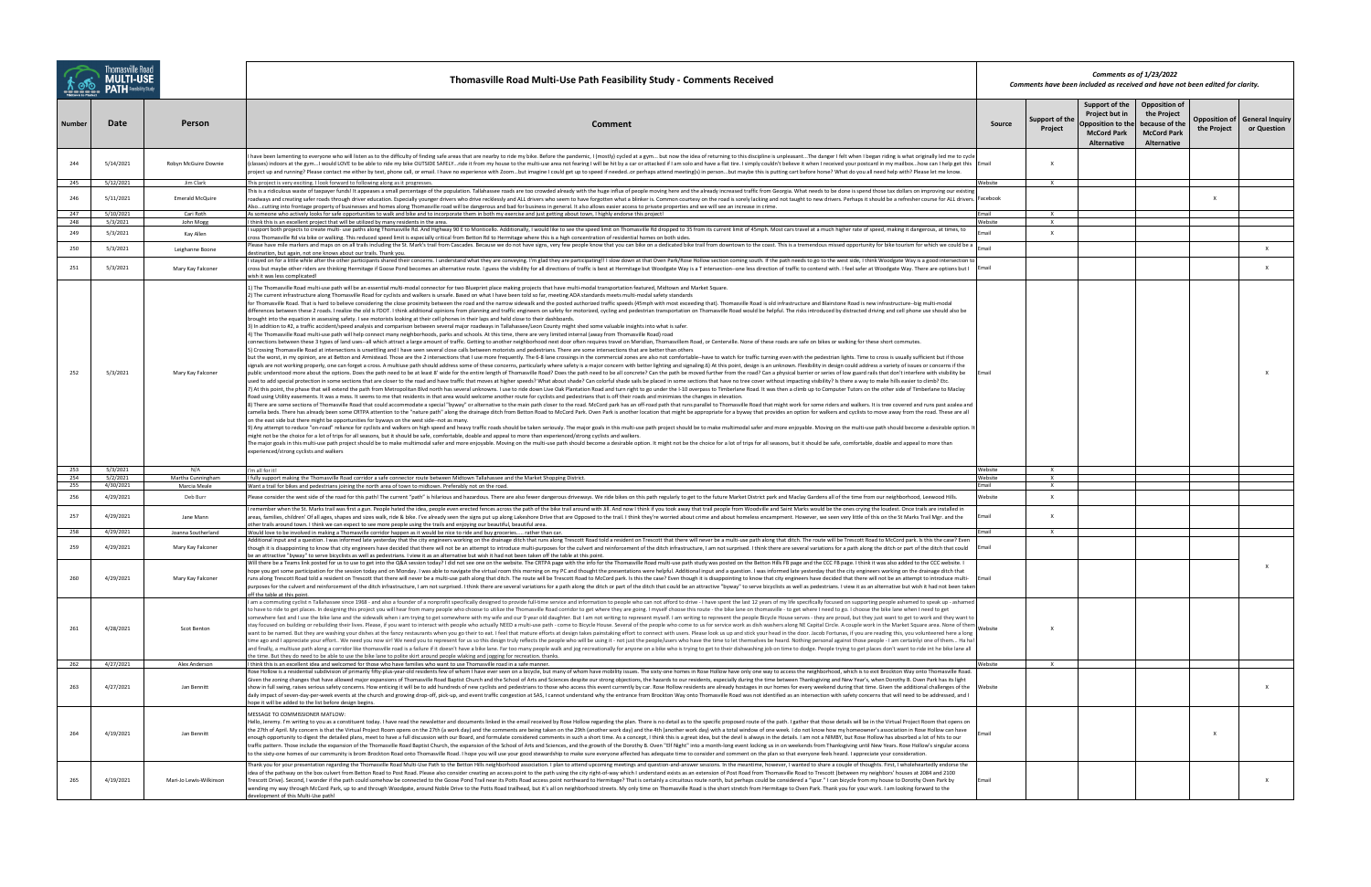# Thomasville Road Multi-Use Path Feasibility Study - Comments Received

*Comments as of 1/23/2022*
*Comments have been included as received and have not been edited for clarity.*

| Number | Date | Person | Comment | Source | Support of the Project | Support of the Project but in Opposition to the McCord Park Alternative | Opposition of the Project because of the McCord Park Alternative | Opposition of the Project | General Inquiry or Question |
|---|---|---|---|---|---|---|---|---|---|
| 244 | 5/14/2021 | Robyn McGuire Downie | I have been lamenting to everyone who will listen as to the difficulty of finding safe areas that are nearby to ride my bike. Before the pandemic, I (mostly) cycled at a gym... but now the idea of returning to this discipline is unpleasant...The danger I felt when I began riding is what originally led me to cycle (classes) indoors at the gym...I would LOVE to be able to ride my bike OUTSIDE SAFELY...ride it from my house to the multi-use area not fearing I will be hit by a car or attacked if I am solo and have a flat tire. I simply couldn't believe it when I received your postcard in my mailbox...how can I help get this project up and running? Please contact me either by text, phone call, or email. I have no experience with Zoom...but imagine I could get up to speed if needed..or perhaps attend meeting(s) in person...but maybe this is putting cart before horse? What do you all need help with? Please let me know. | Email | X | | | | |
| 245 | 5/12/2021 | Jim Clark | This project is very exciting. I look forward to following along as it progresses. | Website | X | | | | |
| 246 | 5/11/2021 | Emerald McQuire | This is a ridiculous waste of taxpayer funds! It appeases a small percentage of the population. Tallahassee roads are too crowded already with the huge influx of people moving here and the already increased traffic from Georgia. What needs to be done is spend those tax dollars on improving our existing roadways and creating safer roads through driver education. Especially younger drivers who drive recklessly and ALL drivers who seem to have forgotten what a blinker is. Common courtesy on the road is sorely lacking and not taught to new drivers. Perhaps it should be a refresher course for ALL drivers. Also...cutting into frontage property of businesses and homes along Thomasville road will be dangerous and bad for business in general. It also allows easier access to private properties and we will see an increase in crime. | Facebook | | | | X | |
| 247 | 5/10/2021 | Cari Roth | As someone who actively looks for safe opportunities to walk and bike and to incorporate them in both my exercise and just getting about town, I highly endorse this project! | Email | X | | | | |
| 248 | 5/3/2021 | John Mogg | I think this is an excellent project that will be utilized by many residents in the area. | Website | X | | | | |
| 249 | 5/3/2021 | Kay Allen | I support both projects to create multi- use paths along Thomasville Rd. And Highway 90 E to Monticello. Additionally, I would like to see the speed limit on Thomasville Rd dropped to 35 from its current limit of 45mph. Most cars travel at a much higher rate of speed, making it dangerous, at times, to cross Thomasville Rd via bike or walking. This reduced speed limit is especially critical from Betton Rd to Hermitage where this is a high concentration of residential homes on both sides. | Email | X | | | | |
| 250 | 5/3/2021 | Leighanne Boone | Please have mile markers and maps on on all trails including the St. Mark's trail from Cascades. Because we do not have signs, very few people know that you can bike on a dedicated bike trail from downtown to the coast. This is a tremendous missed opportunity for bike tourism for which we could be a destination, but again, not one knows about our trails. Thank you. | Email | | | | | X |
| 251 | 5/3/2021 | Mary Kay Falconer | I stayed on for a little while after the other participants shared their concerns. I understand what they are conveying. I'm glad they are participating!! I slow down at that Oven Park/Rose Hollow section coming south. If the path needs to go to the west side, I think Woodgate Way is a good intersection to cross but maybe other riders are thinking Hermitage if Goose Pond becomes an alternative route. I guess the visibility for all directions of traffic is best at Hermitage but Woodgate Way is a T intersection--one less direction of traffic to contend with. I feel safer at Woodgate Way. There are options but I wish it was less complicated! | Email | | | | | X |
| 252 | 5/3/2021 | Mary Kay Falconer | 1) The Thomasville Road multi-use path will be an essential multi-modal connector for two Blueprint place making projects that have multi-modal transportation featured, Midtown and Market Square. 2) The current infrastructure along Thomasville Road for cyclists and walkers is unsafe. Based on what I have been told so far, meeting ADA standards meets multi-modal safety standards for Thomasville Road. That is hard to believe considering the close proximity between the road and the narrow sidewalk and the posted authorized traffic speeds (45mph with most exceeding that). Thomasville Road is old infrastructure and Blairstone Road is new infrastructure--big multi-modal differences between these 2 roads. I realize the old is FDOT. I think additional opinions from planning and traffic engineers on safety for motorized, cycling and pedestrian transportation on Thomasville Road would be helpful. The risks introduced by distracted driving and cell phone use should also be brought into the equation in assessing safety. I see motorists looking at their cell phones in their laps and held close to their dashboards. 3) In addition to #2, a traffic accident/speed analysis and comparison between several major roadways in Tallahassee/Leon County might shed some valuable insights into what is safer. 4) The Thomasville Road multi-use path will help connect many neighborhoods, parks and schools. At this time, there are very limited internal (away from Thomasville Road) road connections between these 3 types of land uses--all which attract a large amount of traffic. Getting to another neighborhood next door often requires travel on Meridian, Thomasville Road, or Centerville. None of these roads are safe on bikes or walking for these short commutes. 5) Crossing Thomasville Road at intersections is unsettling and I have seen several close calls between motorists and pedestrians. There are some intersections that are better than others but the worst, in my opinion, are at Betton and Armistead. Those are the 2 intersections that I use more frequently. The 6-8 lane crossings in the commercial zones are also not comfortable--have to watch for traffic turning even with the pedestrian lights. Time to cross is usually sufficient but if those signals are not working properly, one can forget a cross. A multiuse path should address some of these concerns, particularly where safety is a major concern with better lighting and signaling. 6) At this point, design is an unknown. Flexibility in design could address a variety of issues or concerns if the public understood more about the options. Does the path need to be at least 8' wide for the entire length of Thomasville Road? Does the path need to be all concrete? Can the path be moved further from the road? Can a physical barrier or series of low guard rails that don't interfere with visibility be used to add special protection in some sections that are closer to the road and have traffic that moves at higher speeds? What about shade? Can colorful shade sails be placed in some sections that have no tree cover without impacting visibility? Is there a way to make hills easier to climb? Etc. 7) At this point, the phase that will extend the path from Metropolitan Blvd north has several unknowns. I use to ride down Live Oak Plantation Road and turn right to go under the I-10 overpass to Timberlane Road. It was then a climb up to Computer Tutors on the other side of Timberlane to Maclay Road using Utility easements. It was a mess. It seems to me that residents in that area would welcome another route for cyclists and pedestrians that is off their roads and minimizes the changes in elevation. 8) There are some sections of Thomasville Road that could accommodate a special "byway" or alternative to the main path closer to the road. McCord park has an off-road path that runs parallel to Thomasville Road that might work for some riders and walkers. It is tree covered and runs past azalea and camelia beds. There has already been some CRTPA attention to the "nature path" along the drainage ditch from Betton Road to McCord Park. Oven Park is another location that might be appropriate for a byway that provides an option for walkers and cyclists to move away from the road. These are all on the east side but there might be opportunities for byways on the west side--not as many. 9) Any attempt to reduce "on-road" reliance for cyclists and walkers on high speed and heavy traffic roads should be taken seriously. The major goals in this multi-use path project should be to make multimodal safer and more enjoyable. Moving on the multi-use path should become a desirable option. It might not be the choice for a lot of trips for all seasons, but it should be safe, comfortable, doable and appeal to more than experienced/strong cyclists and walkers. The major goals in this multi-use path project should be to make multimodal safer and more enjoyable. Moving on the multi-use path should become a desirable option. It might not be the choice for a lot of trips for all seasons, but it should be safe, comfortable, doable and appeal to more than experienced/strong cyclists and walkers. | Email | | | | | X |
| 253 | 5/3/2021 | N/A | I'm all for it! | Website | X | | | | |
| 254 | 5/2/2021 | Martha Cunningham | I fully support making the Thomasville Road corridor a safe connector route between Midtown Tallahassee and the Market Shopping District. | Website | X | | | | |
| 255 | 4/30/2021 | Marcia Meale | Want a trail for bikes and pedestrians joining the north area of town to midtown. Preferably not on the road. | Email | X | | | | |
| 256 | 4/29/2021 | Deb Burr | Please consider the west side of the road for this path! The current "path" is hilarious and hazardous. There are also fewer dangerous driveways. We ride bikes on this path regularly to get to the future Market District park and Maclay Gardens all of the time from our neighborhood, Leewood Hills. | Website | X | | | | |
| 257 | 4/29/2021 | Jane Mann | I remember when the St. Marks trail was first begun. People hated the idea, people even erected fences across the path of the bike trail around with Jill. And now I think if you took away that trail people from Woodville and Saint Marks would be the ones crying the loudest. Once trails are installed in areas, families, children' Of all ages, shapes and sizes walk, ride & bike. I've already seen the signs put up along Lakeshore Drive that are Opposed to the trail. I think they're worried about crime and about homeless encampment. However, we seen very little of this on the St Marks Trail Mgr. and the other trails around town. I think we can expect to see more people using the trails and enjoying our beautiful, beautiful area. | Email | X | | | | |
| 258 | 4/29/2021 | Joanna Southerland | Would love to be involved in making a Thomasville corridor happen as it would be nice to ride and buy groceries..... rather than car. | Email | X | | | | |
| 259 | 4/29/2021 | Mary Kay Falconer | Additional input and a question. I was informed late yesterday that the city engineers working on the drainage ditch that runs along Trescott Road told a resident on Trescott that there will not be a multi-use path along that ditch. The route will be Trescott Road to McCord park. Is this the case? Even though it is disappointing to know that city engineers have decided that there will not be an attempt to introduce multi-purposes for the culvert and reinforcement of the ditch infrastructure, I am not surprised. I think there are several variations for a path along the ditch or part of the ditch that could be an attractive "byway" to serve bicyclists as well as pedestrians. I view it as an alternative but wish it had not been taken off the table at this point. | Email | | | | | |
| 260 | 4/29/2021 | Mary Kay Falconer | Will there be a Teams link posted for us to use to get into the Q&A session today? I did not see one on the website. The CRTPA page with the info for the Thomasville Road multi-use path study was posted on the Betton Hills FB page and the CCC FB page. I think it was also added to the CCC website. I hope you get some participation for the session today and on Monday. I was able to navigate the virtual room this morning on my PC and thought the presentations were helpful. Additional input and a question: I was informed late yesterday that the city engineers working on the drainage ditch that runs along Trescott Road told a resident on Trescott that there will never be a multi-use path along that ditch. The route will be Trescott Road to McCord park. Is this the case? Even though it is disappointing to know that city engineers have decided that there will not be an attempt to introduce multi-purposes for the culvert and reinforcement of the ditch infrastructure, I am not surprised. I think there are several variations for a path along the ditch or part of the ditch that could be an attractive "byway" to serve bicyclists as well as pedestrians. I view it as an alternative but wish it had not been taken off the table at this point. | Email | | | | | X |
| 261 | 4/28/2021 | Scott Benton | I am a commuting cyclist n Tallahassee since 1968 - and also a founder of a nonprofit specifically designed to provide full-time service and information to people who can not afford to drive - I have spent the last 12 years of my life specifically focused on supporting people ashamed to speak up - ashamed to have to ride to get places. In designing this project you will hear from many people who choose to utilize the Thomasville Road corridor to get where they are going. I myself choose this route - the bike lane on thomasville - to get where I need to go. I choose the bike lane when I need to get somewhere fast and I use the bike lane and the sidewalk when i am trying to get somewhere with my wife and our 9 year old daughter. But I am not writing to represent myself. I am writing to represent the people Bicycle House serves - they are proud, but they just want to get to work and they want to stay focused on building or rebuilding their lives. Please, if you want to interact with people who actually NEED a multi-use path - come to Bicycle House. Several of the people who come to us for service work as dish washers along NE Capital Circle. A couple work in the Market Square area. None of them want to be named. But they are washing your dishes at the fancy restaurants when you go their to eat. I feel that mature efforts at design takes painstaking effort to connect with users. Please look us up and stick your head in the door. Jacob Fortunas, if you are reading this, you volunteered here a long time ago and I appreciate your effort.. We need you now sir! We need you to represent for us so this design truly reflects the people who will be using it - not just the people/users who have the time to let themselves be heard. Nothing personal against those people - I am certainly one of them... Ha ha! and finally, a multiuse path along a corridor like thomasville road is a failure if it doesn't have a bike lane. Far too many people walk and jog recreationally for anyone on a bike who is trying to get to their dishwashing job on time to dodge. People trying to get places don't want to ride int he bike lane all the time. But they do need to be able to use the bike lane to polite skirt around people walking and jogging for recreation, thanks. | Website | X | | | | |
| 262 | 4/27/2021 | Alex Anderson | I think this is an excellent idea and welcomed for those who have families who want to use Thomasville road in a safe manner. | Website | X | | | | |
| 263 | 4/27/2021 | Jan Bennitt | Rose Hollow is a residential subdivision of primarily fifty-plus-year-old residents few of whom I have ever seen on a bicycle, but many of whom have mobility issues. The sixty-one homes in Rose Hollow have only one way to access the neighborhood, which is to exit Brockton Way onto Thomasville Road. Given the zoning changes that have allowed major expansions of Thomasville Road Baptist Church and the School of Arts and Sciences despite our strong objections, the hazards to our residents, especially during the time between Thanksgiving and New Year's, when Dorothy B. Oven Park has its light show in full swing, raises serious safety concerns. How enticing it will be to add hundreds of new cyclists and pedestrians to those who access this event currently by car. Rose Hollow residents are already hostages in our homes for every weekend during that time. Given the additional challenges of the daily impact of seven-day-per-week events at the church and growing drop-off, pick-up, and event traffic congestion at SAS, I cannot understand why the entrance from Brockton Way onto Thomasville Road was not identified as an intersection with safety concerns that will need to be addressed, and I hope it will be added to the list before design begins. | Website | | | | | X |
| 264 | 4/19/2021 | Jan Bennitt | MESSAGE TO COMMISSIONER MATLOW: Hello, Jeremy. I'm writing to you as a constituent today. I have read the newsletter and documents linked in the email received by Rose Hollow regarding the plan. There is no detail as to the specific proposed route of the path. I gather that those details will be in the Virtual Project Room that opens on the 27th of April. My concern is that the Virtual Project Room opens on the 27th (a work day) and the comments are being taken on the 29th (another work day) and the 4th (another work day) with a total window of one week. I do not know how my homeowner's association in Rose Hollow can have enough opportunity to digest the detailed plans, meet to have a full discussion with our Board, and formulate considered comments in such a short time. As a concept, I think this is a great idea, but the devil is always in the details. I am not a NIMBY, but Rose Hollow has absorbed a lot of hits to our traffic pattern. Those include the expansion of the Thomasville Road Baptist Church, the expansion of the School of Arts and Sciences, and the growth of the Dorothy B. Oven "Elf Night" into a month-long event locking us in on weekends from Thanksgiving until New Years. Rose Hollow's singular access to the sixty-one homes of our community is from Brockton Road onto Thomasville Road. I hope you will use your good stewardship to make sure everyone affected has adequate time to consider and comment on the plan so that everyone feels heard. I appreciate your consideration. | Email | | | | X | |
| 265 | 4/19/2021 | Mari-Jo Lewis-Wilkinson | Thank you for your presentation regarding the Thomasville Road Multi-Use Path to the Betton Hills neighborhood association. I plan to attend upcoming meetings and question-and-answer sessions. In the meantime, however, I wanted to share a couple of thoughts. First, I wholeheartedly endorse the idea of the pathway on the box culvert from Betton Road to Post Road. Please also consider creating an access point to the path using the city right-of-way which I understand exists as an extension of Post Road from Thomasville Road to Trescott (between my neighbors' houses at 2084 and 2100 Trescott Drive). Second, I wonder if the path could somehow be connected to the Goose Pond Trail near its Potts Road access point northward to Hermitage? That is certainly a circuitous route north, but perhaps could be considered a "spur." I can bicycle from my house to Dorothy Oven Park by wending my way through McCord Park, up to and through Woodgate, around Noble Drive to the Potts Road trailhead, but it's all on neighborhood streets. My only time on Thomasville Road is the short stretch from Hermitage to Oven Park. Thank you for your work. I am looking forward to the development of this Multi-Use path! | Email | | | | | X |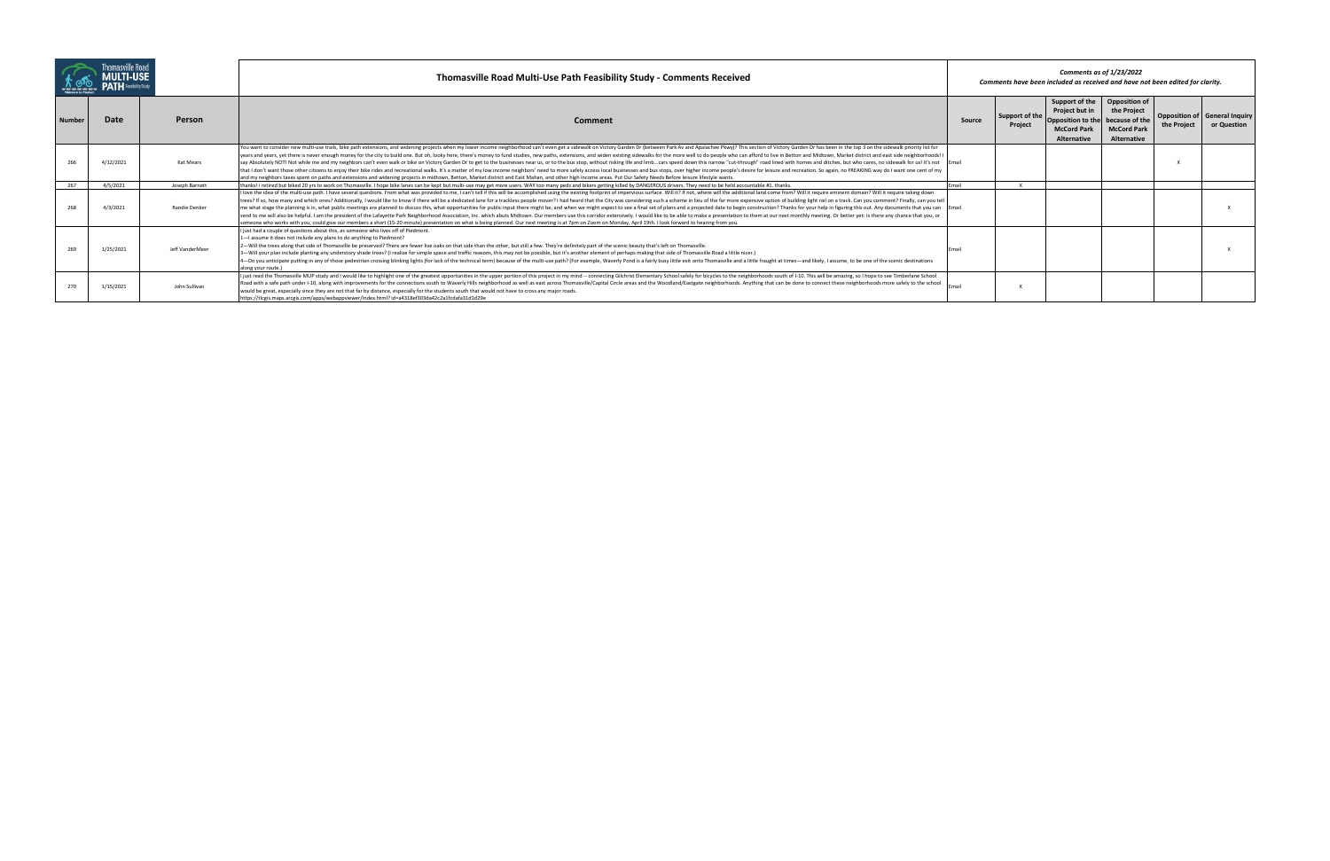# Thomasville Road Multi-Use Path Feasibility Study - Comments Received

*Comments as of 1/23/2022*
*Comments have been included as received and have not been edited for clarity.*

| Number | Date | Person | Comment | Source | Support of the Project | Support of the Project but in Opposition to the McCord Park Alternative | Opposition of the Project because of the McCord Park Alternative | Opposition of the Project | General Inquiry or Question |
|---|---|---|---|---|---|---|---|---|---|
| 266 | 4/12/2021 | Kat Mears | You want to consider new multi-use trails, bike path extensions, and widening projects when my lower income neighborhood can't even get a sidewalk on Victory Garden Dr (between Park Av and Apalachee Pkwy)? This section of Victory Garden Dr has been in the top 3 on the sidewalk priority list for years and years, yet there is never enough money for the city to build one. But oh, looky here, there's money to fund studies, new paths, extensions, and widen existing sidewalks for the more well to do people who can afford to live in Betton and Midtown, Market district and east side neighborhoods! I say Absolutely NOT! Not while me and my neighbors can't even walk or bike on Victory Garden Dr to get to the businesses near us, or to the bus stop, without risking life and limb...cars speed down this narrow "cut-through" road lined with homes and ditches, but who cares, no sidewalk for us! It's not that I don't want those other citizens to enjoy their bike rides and recreational walks. It's a matter of my low income neighbors' need to more safely access local businesses and bus stops, over higher income people's desire for leisure and recreation. So again, no FREAKING way do I want one cent of my and my neighbors taxes spent on paths and extensions and widening projects in midtown, Betton, Market district and East Mahan, and other high income areas. Put Our Safety Needs Before leisure lifestyle wants. | Email | | | | X | |
| 267 | 4/5/2021 | Joseph Barnett | thanks! I retired but biked 20 yrs to work on Thomasville. I hope bike lanes can be kept but multi-use may get more users. WAY too many peds and bikers getting killed by DANGEROUS drivers. They need to be held accountable #1. thanks. | Email | X | | | | |
| 268 | 4/3/2021 | Randie Denker | I love the idea of the multi-use path. I have several questions. From what was provided to me, I can't tell if this will be accomplished using the existing footprint of impervious surface. Will it? If not, where will the additional land come from? Will it require eminent domain? Will it require taking down trees? If so, how many and which ones? Additionally, I would like to know if there will be a dedicated lane for a trackless people mover? I had heard that the City was considering such a scheme in lieu of the far more expensive option of building light rail on a track. Can you comment? Finally, can you tell me what stage the planning is in, what public meetings are planned to discuss this, what opportunities for public input there might be, and when we might expect to see a final set of plans and a projected date to begin construction? Thanks for your help in figuring this out. Any documents that you can send to me will also be helpful. I am the president of the Lafayette Park Neighborhood Association, Inc. which abuts Midtown. Our members use this corridor extensively. I would like to be able to make a presentation to them at our next monthly meeting. Or better yet: Is there any chance that you, or someone who works with you, could give our members a short (15-20 minute) presentation on what is being planned. Our next meeting is at 7pm on Zoom on Monday, April 19th. I look forward to hearing from you. | Email | | | | | X |
| 269 | 1/25/2021 | Jeff VanderMeer | I just had a couple of questions about this, as someone who lives off of Piedmont.<br>1—I assume it does not include any plans to do anything to Piedmont?<br>2—Will the trees along that side of Thomasville be preserved? There are fewer live oaks on that side than the other, but still a few. They're definitely part of the scenic beauty that's left on Thomasville.<br>3—Will your plan include planting any understory shade trees? (I realize for simple space and traffic reasons, this may not be possible, but it's another element of perhaps making that side of Thomasville Road a little nicer.)<br>4—Do you anticipate putting in any of those pedestrian crossing blinking lights (for lack of the technical term) because of the multi-use path? (For example, Waverly Pond is a fairly busy little exit onto Thomasville and a little fraught at times—and likely, I assume, to be one of the scenic destinations along your route.) | Email | | | | | X |
| 270 | 1/15/2021 | John Sullivan | I just read the Thomasville MUP study and I would like to highlight one of the greatest opportunities in the upper portion of this project in my mind -- connecting Gilchrist Elementary School safely for bicycles to the neighborhoods south of I-10. This will be amazing, so I hope to see Timberlane School Road with a safe path under I-10, along with improvements for the connections south to Waverly Hills neighborhood as well as east across Thomasville/Capital Circle areas and the Woodland/Eastgate neighborhoods. Anything that can be done to connect these neighborhoods more safely to the school would be great, especially since they are not that far by distance, especially for the students south that would not have to cross any major roads.<br>https://tlcgis.maps.arcgis.com/apps/webappviewer/index.html?id=a4318ef303da42c2a1fcdafa31d1d29e | Email | X | | | | |